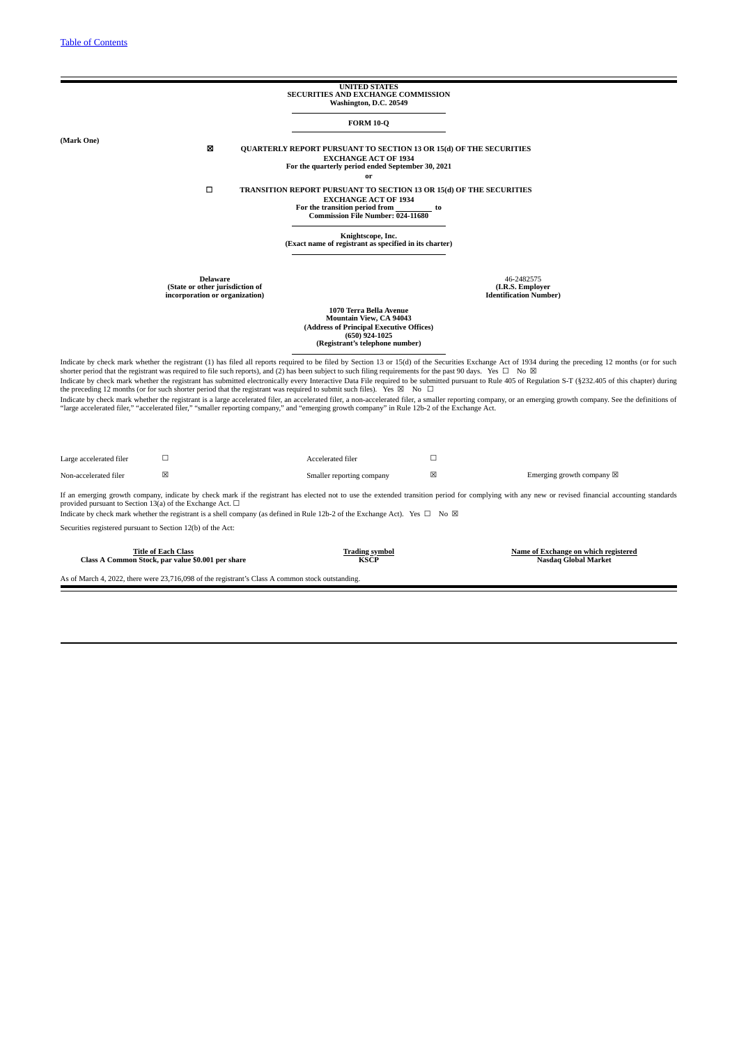[Table of Contents](#)

**UNITED STATES**
**SECURITIES AND EXCHANGE COMMISSION**
**Washington, D.C. 20549**

**FORM 10-Q**

**(Mark One)**

☒ **QUARTERLY REPORT PURSUANT TO SECTION 13 OR 15(d) OF THE SECURITIES EXCHANGE ACT OF 1934**
**For the quarterly period ended September 30, 2021**

**or**

☐ **TRANSITION REPORT PURSUANT TO SECTION 13 OR 15(d) OF THE SECURITIES EXCHANGE ACT OF 1934**
**For the transition period from \_\_\_\_\_\_\_\_\_ to**
**Commission File Number: 024-11680**

**Knightscope, Inc.**
**(Exact name of registrant as specified in its charter)**

| **Delaware** | 46-2482575 |
|---|---|
| **(State or other jurisdiction of incorporation or organization)** | **(I.R.S. Employer Identification Number)** |

**1070 Terra Bella Avenue**
**Mountain View, CA 94043**
**(Address of Principal Executive Offices)**
**(650) 924-1025**
**(Registrant's telephone number)**

Indicate by check mark whether the registrant (1) has filed all reports required to be filed by Section 13 or 15(d) of the Securities Exchange Act of 1934 during the preceding 12 months (or for such shorter period that the registrant was required to file such reports), and (2) has been subject to such filing requirements for the past 90 days. Yes ☐ No ☒

Indicate by check mark whether the registrant has submitted electronically every Interactive Data File required to be submitted pursuant to Rule 405 of Regulation S-T (§232.405 of this chapter) during the preceding 12 months (or for such shorter period that the registrant was required to submit such files). Yes ☒ No ☐

Indicate by check mark whether the registrant is a large accelerated filer, an accelerated filer, a non-accelerated filer, a smaller reporting company, or an emerging growth company. See the definitions of "large accelerated filer," "accelerated filer," "smaller reporting company," and "emerging growth company" in Rule 12b-2 of the Exchange Act.

| | | | | |
|---|---|---|---|---|
| Large accelerated filer | ☐ | Accelerated filer | ☐ | |
| Non-accelerated filer | ☒ | Smaller reporting company | ☒ | Emerging growth company ☒ |

If an emerging growth company, indicate by check mark if the registrant has elected not to use the extended transition period for complying with any new or revised financial accounting standards provided pursuant to Section 13(a) of the Exchange Act. ☐

Indicate by check mark whether the registrant is a shell company (as defined in Rule 12b-2 of the Exchange Act). Yes ☐ No ☒

Securities registered pursuant to Section 12(b) of the Act:

| Title of Each Class | Trading symbol | Name of Exchange on which registered |
|---|---|---|
| **Class A Common Stock, par value $0.001 per share** | **KSCP** | **Nasdaq Global Market** |

As of March 4, 2022, there were 23,716,098 of the registrant's Class A common stock outstanding.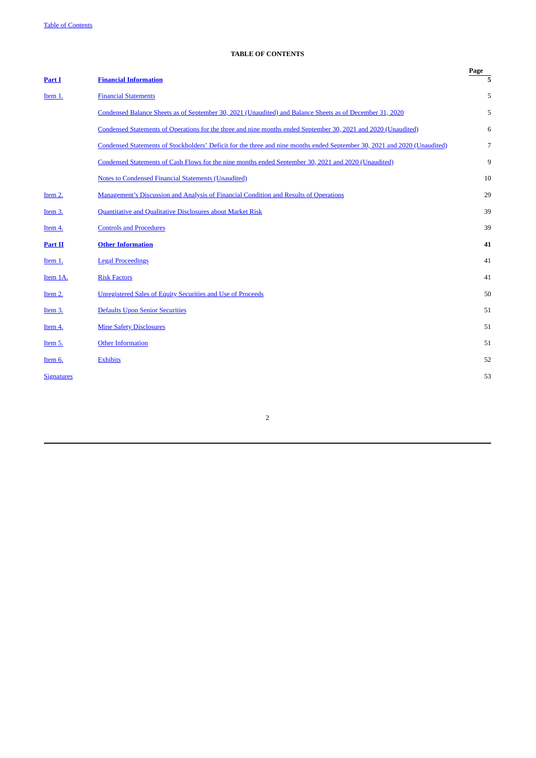**TABLE OF CONTENTS**

| | | Page |
|---|---|---|
| **Part I** | **Financial Information** | **5** |
| Item 1. | Financial Statements | 5 |
| | Condensed Balance Sheets as of September 30, 2021 (Unaudited) and Balance Sheets as of December 31, 2020 | 5 |
| | Condensed Statements of Operations for the three and nine months ended September 30, 2021 and 2020 (Unaudited) | 6 |
| | Condensed Statements of Stockholders' Deficit for the three and nine months ended September 30, 2021 and 2020 (Unaudited) | 7 |
| | Condensed Statements of Cash Flows for the nine months ended September 30, 2021 and 2020 (Unaudited) | 9 |
| | Notes to Condensed Financial Statements (Unaudited) | 10 |
| Item 2. | Management's Discussion and Analysis of Financial Condition and Results of Operations | 29 |
| Item 3. | Quantitative and Qualitative Disclosures about Market Risk | 39 |
| Item 4. | Controls and Procedures | 39 |
| **Part II** | **Other Information** | **41** |
| Item 1. | Legal Proceedings | 41 |
| Item 1A. | Risk Factors | 41 |
| Item 2. | Unregistered Sales of Equity Securities and Use of Proceeds | 50 |
| Item 3. | Defaults Upon Senior Securities | 51 |
| Item 4. | Mine Safety Disclosures | 51 |
| Item 5. | Other Information | 51 |
| Item 6. | Exhibits | 52 |
| Signatures | | 53 |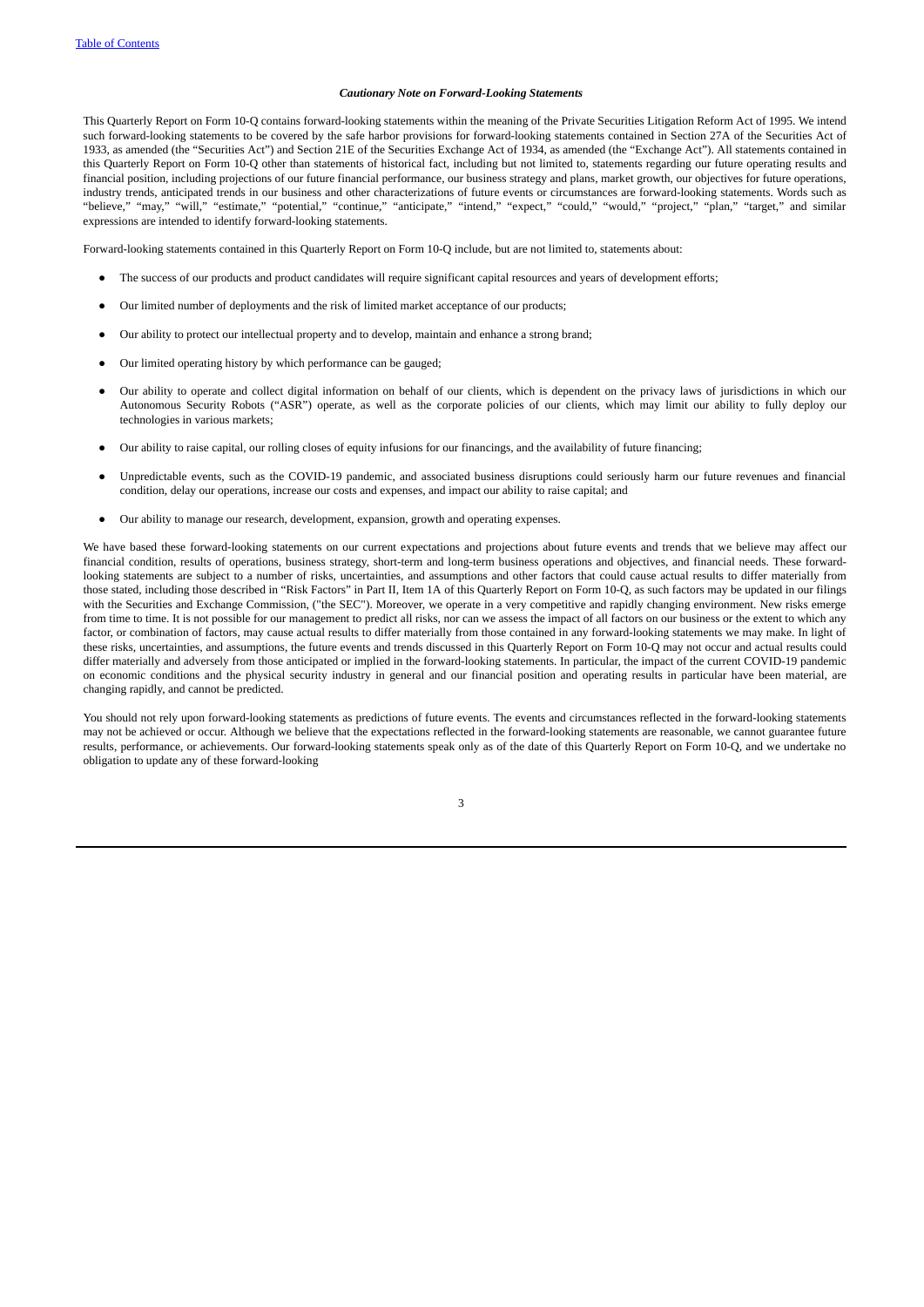*Cautionary Note on Forward-Looking Statements*

This Quarterly Report on Form 10-Q contains forward-looking statements within the meaning of the Private Securities Litigation Reform Act of 1995. We intend such forward-looking statements to be covered by the safe harbor provisions for forward-looking statements contained in Section 27A of the Securities Act of 1933, as amended (the "Securities Act") and Section 21E of the Securities Exchange Act of 1934, as amended (the "Exchange Act"). All statements contained in this Quarterly Report on Form 10-Q other than statements of historical fact, including but not limited to, statements regarding our future operating results and financial position, including projections of our future financial performance, our business strategy and plans, market growth, our objectives for future operations, industry trends, anticipated trends in our business and other characterizations of future events or circumstances are forward-looking statements. Words such as "believe," "may," "will," "estimate," "potential," "continue," "anticipate," "intend," "expect," "could," "would," "project," "plan," "target," and similar expressions are intended to identify forward-looking statements.

Forward-looking statements contained in this Quarterly Report on Form 10-Q include, but are not limited to, statements about:

- The success of our products and product candidates will require significant capital resources and years of development efforts;
- Our limited number of deployments and the risk of limited market acceptance of our products;
- Our ability to protect our intellectual property and to develop, maintain and enhance a strong brand;
- Our limited operating history by which performance can be gauged;
- Our ability to operate and collect digital information on behalf of our clients, which is dependent on the privacy laws of jurisdictions in which our Autonomous Security Robots ("ASR") operate, as well as the corporate policies of our clients, which may limit our ability to fully deploy our technologies in various markets;
- Our ability to raise capital, our rolling closes of equity infusions for our financings, and the availability of future financing;
- Unpredictable events, such as the COVID-19 pandemic, and associated business disruptions could seriously harm our future revenues and financial condition, delay our operations, increase our costs and expenses, and impact our ability to raise capital; and
- Our ability to manage our research, development, expansion, growth and operating expenses.

We have based these forward-looking statements on our current expectations and projections about future events and trends that we believe may affect our financial condition, results of operations, business strategy, short-term and long-term business operations and objectives, and financial needs. These forward-looking statements are subject to a number of risks, uncertainties, and assumptions and other factors that could cause actual results to differ materially from those stated, including those described in "Risk Factors" in Part II, Item 1A of this Quarterly Report on Form 10-Q, as such factors may be updated in our filings with the Securities and Exchange Commission, ("the SEC"). Moreover, we operate in a very competitive and rapidly changing environment. New risks emerge from time to time. It is not possible for our management to predict all risks, nor can we assess the impact of all factors on our business or the extent to which any factor, or combination of factors, may cause actual results to differ materially from those contained in any forward-looking statements we may make. In light of these risks, uncertainties, and assumptions, the future events and trends discussed in this Quarterly Report on Form 10-Q may not occur and actual results could differ materially and adversely from those anticipated or implied in the forward-looking statements. In particular, the impact of the current COVID-19 pandemic on economic conditions and the physical security industry in general and our financial position and operating results in particular have been material, are changing rapidly, and cannot be predicted.

You should not rely upon forward-looking statements as predictions of future events. The events and circumstances reflected in the forward-looking statements may not be achieved or occur. Although we believe that the expectations reflected in the forward-looking statements are reasonable, we cannot guarantee future results, performance, or achievements. Our forward-looking statements speak only as of the date of this Quarterly Report on Form 10-Q, and we undertake no obligation to update any of these forward-looking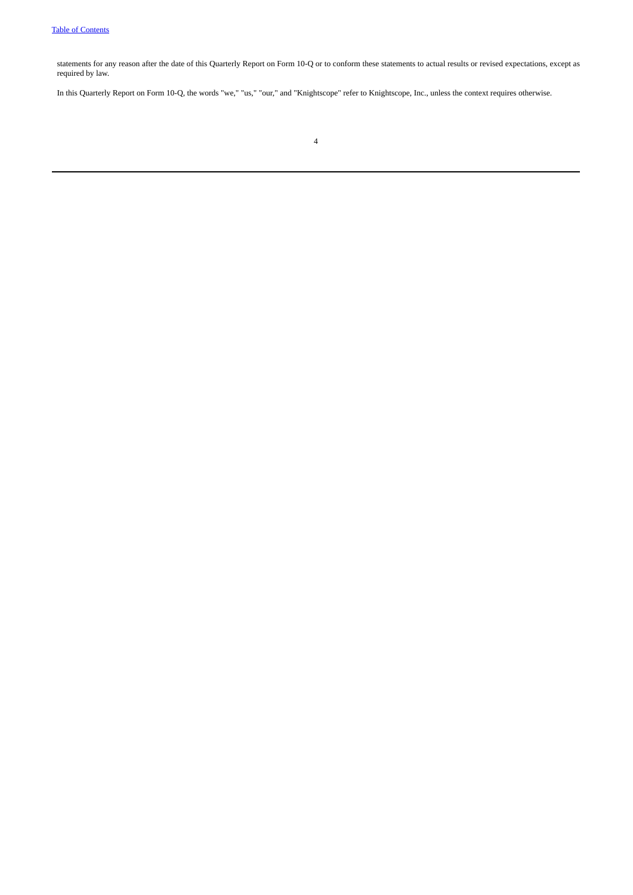statements for any reason after the date of this Quarterly Report on Form 10-Q or to conform these statements to actual results or revised expectations, except as required by law.

In this Quarterly Report on Form 10-Q, the words "we," "us," "our," and "Knightscope" refer to Knightscope, Inc., unless the context requires otherwise.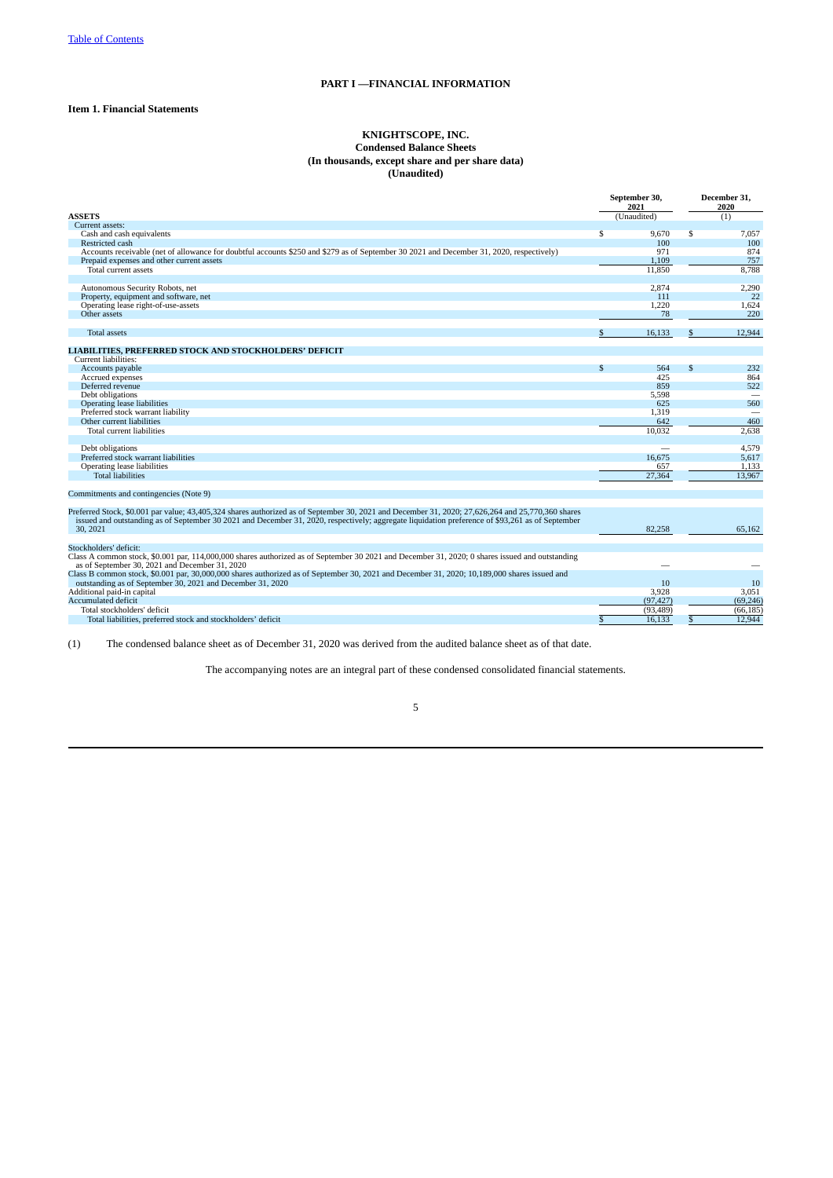Table of Contents

## PART I —FINANCIAL INFORMATION

**Item 1. Financial Statements**

**KNIGHTSCOPE, INC.**
**Condensed Balance Sheets**
**(In thousands, except share and per share data)**
**(Unaudited)**

| | September 30, 2021 | December 31, 2020 |
|---|---|---|
| **ASSETS** | (Unaudited) | (1) |
| Current assets: | | |
| Cash and cash equivalents | $ 9,670 | $ 7,057 |
| Restricted cash | 100 | 100 |
| Accounts receivable (net of allowance for doubtful accounts $250 and $279 as of September 30 2021 and December 31, 2020, respectively) | 971 | 874 |
| Prepaid expenses and other current assets | 1,109 | 757 |
| Total current assets | 11,850 | 8,788 |
| | | |
| Autonomous Security Robots, net | 2,874 | 2,290 |
| Property, equipment and software, net | 111 | 22 |
| Operating lease right-of-use-assets | 1,220 | 1,624 |
| Other assets | 78 | 220 |
| | | |
| Total assets | $ 16,133 | $ 12,944 |
| | | |
| **LIABILITIES, PREFERRED STOCK AND STOCKHOLDERS' DEFICIT** | | |
| Current liabilities: | | |
| Accounts payable | $ 564 | $ 232 |
| Accrued expenses | 425 | 864 |
| Deferred revenue | 859 | 522 |
| Debt obligations | 5,598 | — |
| Operating lease liabilities | 625 | 560 |
| Preferred stock warrant liability | 1,319 | — |
| Other current liabilities | 642 | 460 |
| Total current liabilities | 10,032 | 2,638 |
| | | |
| Debt obligations | — | 4,579 |
| Preferred stock warrant liabilities | 16,675 | 5,617 |
| Operating lease liabilities | 657 | 1,133 |
| Total liabilities | 27,364 | 13,967 |
| | | |
| Commitments and contingencies (Note 9) | | |
| | | |
| Preferred Stock, $0.001 par value; 43,405,324 shares authorized as of September 30, 2021 and December 31, 2020; 27,626,264 and 25,770,360 shares issued and outstanding as of September 30 2021 and December 31, 2020, respectively; aggregate liquidation preference of $93,261 as of September 30, 2021 | 82,258 | 65,162 |
| | | |
| Stockholders' deficit: | | |
| Class A common stock, $0.001 par, 114,000,000 shares authorized as of September 30 2021 and December 31, 2020; 0 shares issued and outstanding as of September 30, 2021 and December 31, 2020 | — | — |
| Class B common stock, $0.001 par, 30,000,000 shares authorized as of September 30, 2021 and December 31, 2020; 10,189,000 shares issued and outstanding as of September 30, 2021 and December 31, 2020 | 10 | 10 |
| Additional paid-in capital | 3,928 | 3,051 |
| Accumulated deficit | (97,427) | (69,246) |
| Total stockholders' deficit | (93,489) | (66,185) |
| Total liabilities, preferred stock and stockholders' deficit | $ 16,133 | $ 12,944 |

(1) The condensed balance sheet as of December 31, 2020 was derived from the audited balance sheet as of that date.

The accompanying notes are an integral part of these condensed consolidated financial statements.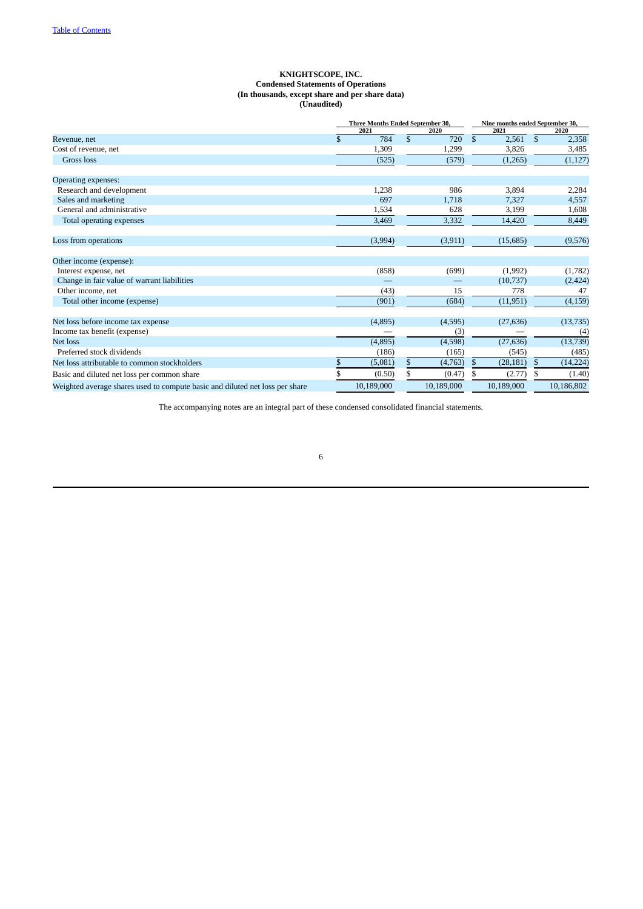Table of Contents

**KNIGHTSCOPE, INC.**
**Condensed Statements of Operations**
**(In thousands, except share and per share data)**
**(Unaudited)**

| | Three Months Ended September 30, | | Nine months ended September 30, | |
|---|---|---|---|---|
| | 2021 | 2020 | 2021 | 2020 |
| Revenue, net | $ 784 | $ 720 | $ 2,561 | $ 2,358 |
| Cost of revenue, net | 1,309 | 1,299 | 3,826 | 3,485 |
| Gross loss | (525) | (579) | (1,265) | (1,127) |
| Operating expenses: | | | | |
| Research and development | 1,238 | 986 | 3,894 | 2,284 |
| Sales and marketing | 697 | 1,718 | 7,327 | 4,557 |
| General and administrative | 1,534 | 628 | 3,199 | 1,608 |
| Total operating expenses | 3,469 | 3,332 | 14,420 | 8,449 |
| Loss from operations | (3,994) | (3,911) | (15,685) | (9,576) |
| Other income (expense): | | | | |
| Interest expense, net | (858) | (699) | (1,992) | (1,782) |
| Change in fair value of warrant liabilities | — | — | (10,737) | (2,424) |
| Other income, net | (43) | 15 | 778 | 47 |
| Total other income (expense) | (901) | (684) | (11,951) | (4,159) |
| Net loss before income tax expense | (4,895) | (4,595) | (27,636) | (13,735) |
| Income tax benefit (expense) | — | (3) | — | (4) |
| Net loss | (4,895) | (4,598) | (27,636) | (13,739) |
| Preferred stock dividends | (186) | (165) | (545) | (485) |
| Net loss attributable to common stockholders | $ (5,081) | $ (4,763) | $ (28,181) | $ (14,224) |
| Basic and diluted net loss per common share | $ (0.50) | $ (0.47) | $ (2.77) | $ (1.40) |
| Weighted average shares used to compute basic and diluted net loss per share | 10,189,000 | 10,189,000 | 10,189,000 | 10,186,802 |

The accompanying notes are an integral part of these condensed consolidated financial statements.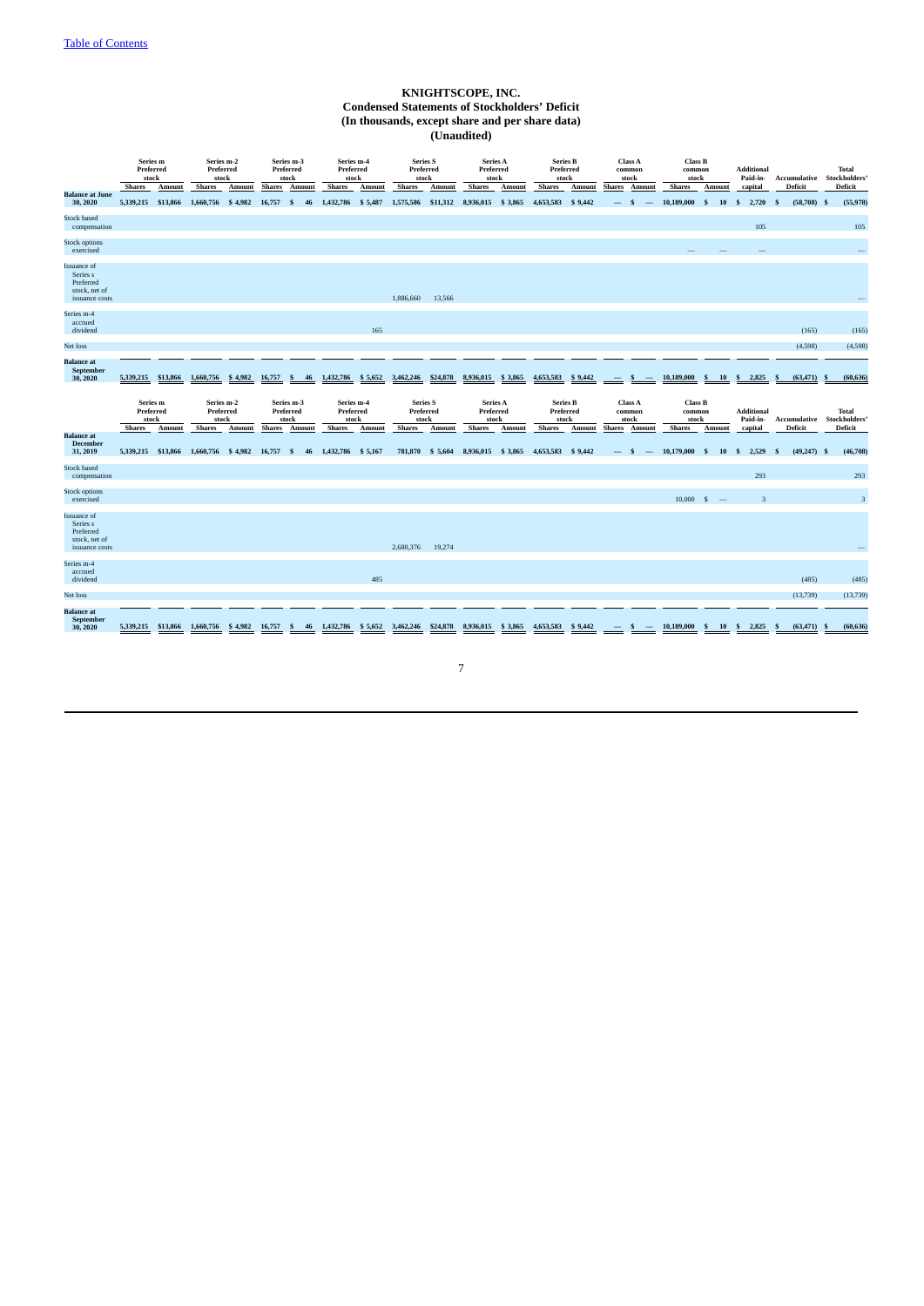[Table of Contents](#)

# KNIGHTSCOPE, INC.
## Condensed Statements of Stockholders' Deficit
### (In thousands, except share and per share data)
### (Unaudited)

| | Series m Preferred stock | | Series m-2 Preferred stock | | Series m-3 Preferred stock | | Series m-4 Preferred stock | | Series S Preferred stock | | Series A Preferred stock | | Series B Preferred stock | | Class A common stock | | Class B common stock | | Additional Paid-in-capital | Accumulative Deficit | Total Stockholders' Deficit |
|---|---|---|---|---|---|---|---|---|---|---|---|---|---|---|---|---|---|---|---|---|---|
| | Shares | Amount | Shares | Amount | Shares | Amount | Shares | Amount | Shares | Amount | Shares | Amount | Shares | Amount | Shares | Amount | Shares | Amount | | | |
| **Balance at June 30, 2020** | 5,339,215 | $13,866 | 1,660,756 | $ 4,982 | 16,757 | $ 46 | 1,432,786 | $ 5,487 | 1,575,586 | $11,312 | 8,936,015 | $ 3,865 | 4,653,583 | $ 9,442 | — | $ — | 10,189,000 | $ 10 | $ 2,720 | $ (58,708) | $ (55,978) |
| Stock based compensation | | | | | | | | | | | | | | | | | | | 105 | | 105 |
| Stock options exercised | | | | | | | | | | | | | | | | | — | — | — | | — |
| Issuance of Series s Preferred stock, net of issuance costs | | | | | | | | | 1,886,660 | 13,566 | | | | | | | | | | | — |
| Series m-4 accrued dividend | | | | | | | | 165 | | | | | | | | | | | | (165) | (165) |
| Net loss | | | | | | | | | | | | | | | | | | | | (4,598) | (4,598) |
| **Balance at September 30, 2020** | 5,339,215 | $13,866 | 1,660,756 | $ 4,982 | 16,757 | $ 46 | 1,432,786 | $ 5,652 | 3,462,246 | $24,878 | 8,936,015 | $ 3,865 | 4,653,583 | $ 9,442 | — | $ — | 10,189,000 | $ 10 | $ 2,825 | $ (63,471) | $ (60,636) |

| | Series m Preferred stock | | Series m-2 Preferred stock | | Series m-3 Preferred stock | | Series m-4 Preferred stock | | Series S Preferred stock | | Series A Preferred stock | | Series B Preferred stock | | Class A common stock | | Class B common stock | | Additional Paid-in-capital | Accumulative Deficit | Total Stockholders' Deficit |
|---|---|---|---|---|---|---|---|---|---|---|---|---|---|---|---|---|---|---|---|---|---|
| | Shares | Amount | Shares | Amount | Shares | Amount | Shares | Amount | Shares | Amount | Shares | Amount | Shares | Amount | Shares | Amount | Shares | Amount | | | |
| **Balance at December 31, 2019** | 5,339,215 | $13,866 | 1,660,756 | $ 4,982 | 16,757 | $ 46 | 1,432,786 | $ 5,167 | 781,870 | $ 5,604 | 8,936,015 | $ 3,865 | 4,653,583 | $ 9,442 | — | $ — | 10,179,000 | $ 10 | $ 2,529 | $ (49,247) | $ (46,708) |
| Stock based compensation | | | | | | | | | | | | | | | | | | | 293 | | 293 |
| Stock options exercised | | | | | | | | | | | | | | | | | 10,000 | $ — | 3 | | 3 |
| Issuance of Series s Preferred stock, net of issuance costs | | | | | | | | | 2,680,376 | 19,274 | | | | | | | | | | | — |
| Series m-4 accrued dividend | | | | | | | | 485 | | | | | | | | | | | | (485) | (485) |
| Net loss | | | | | | | | | | | | | | | | | | | | (13,739) | (13,739) |
| **Balance at September 30, 2020** | 5,339,215 | $13,866 | 1,660,756 | $ 4,982 | 16,757 | $ 46 | 1,432,786 | $ 5,652 | 3,462,246 | $24,878 | 8,936,015 | $ 3,865 | 4,653,583 | $ 9,442 | — | $ — | 10,189,000 | $ 10 | $ 2,825 | $ (63,471) | $ (60,636) |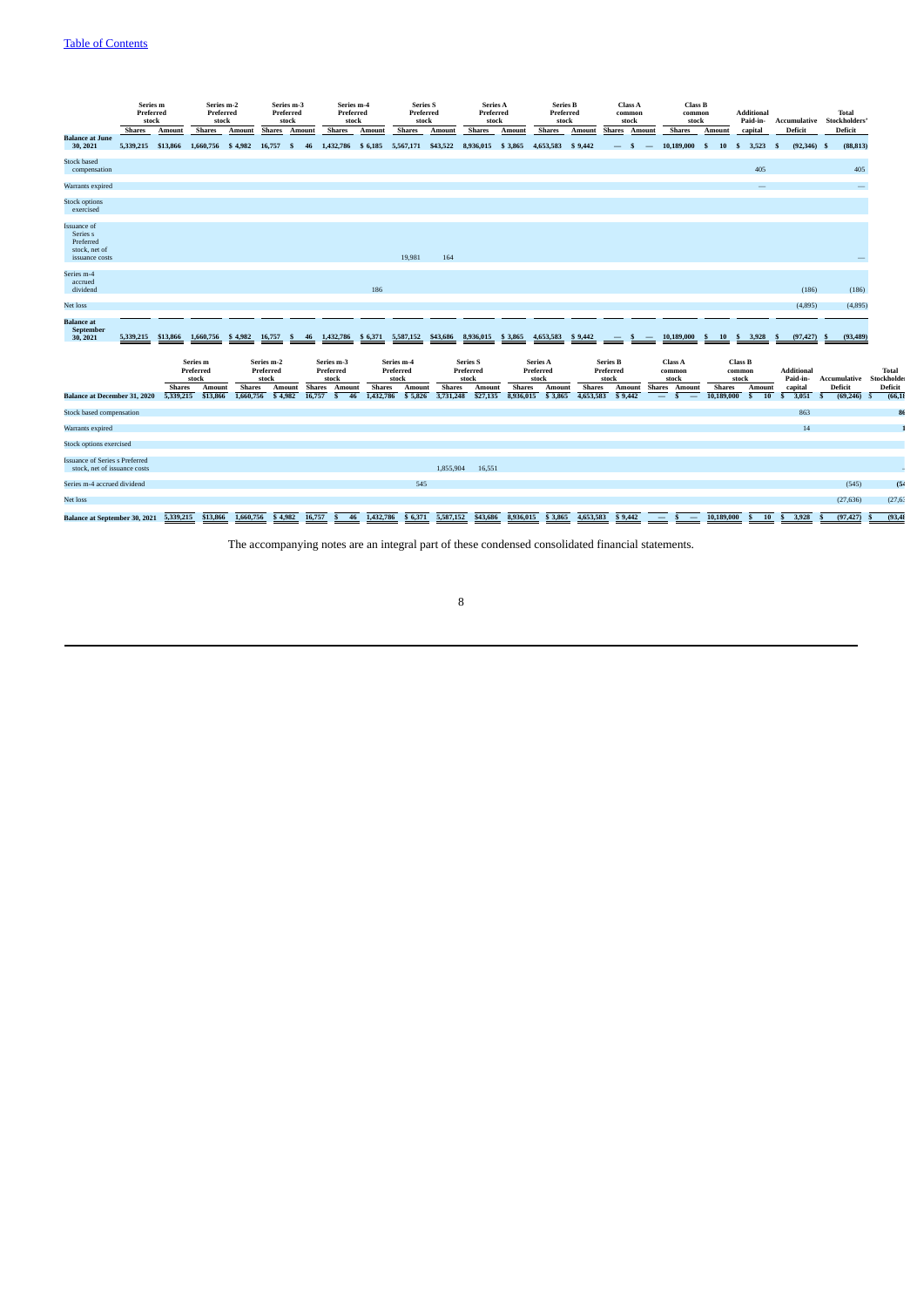[Table of Contents]

| | Series m Preferred stock | | Series m-2 Preferred stock | | Series m-3 Preferred stock | | Series m-4 Preferred stock | | Series S Preferred stock | | Series A Preferred stock | | Series B Preferred stock | | Class A common stock | | Class B common stock | | Additional Paid-in- capital | Accumulative Deficit | Total Stockholders' Deficit |
|---|---|---|---|---|---|---|---|---|---|---|---|---|---|---|---|---|---|---|---|---|---|
| | Shares | Amount | Shares | Amount | Shares | Amount | Shares | Amount | Shares | Amount | Shares | Amount | Shares | Amount | Shares | Amount | Shares | Amount | | | |
| Balance at June 30, 2021 | 5,339,215 | $13,866 | 1,660,756 | $ 4,982 | 16,757 | $ 46 | 1,432,786 | $ 6,185 | 5,567,171 | $43,522 | 8,936,015 | $ 3,865 | 4,653,583 | $ 9,442 | — | $ — | 10,189,000 | $ 10 | $ 3,523 | $ (92,346) | $ (88,813) |
| Stock based compensation | | | | | | | | | | | | | | | | | | | 405 | | 405 |
| Warrants expired | | | | | | | | | | | | | | | | | | | — | | — |
| Stock options exercised | | | | | | | | | | | | | | | | | | | | | |
| Issuance of Series s Preferred stock, net of issuance costs | | | | | | | | | 19,981 | 164 | | | | | | | | | | | — |
| Series m-4 accrued dividend | | | | | | | | 186 | | | | | | | | | | | | (186) | (186) |
| Net loss | | | | | | | | | | | | | | | | | | | | (4,895) | (4,895) |
| Balance at September 30, 2021 | 5,339,215 | $13,866 | 1,660,756 | $ 4,982 | 16,757 | $ 46 | 1,432,786 | $ 6,371 | 5,587,152 | $43,686 | 8,936,015 | $ 3,865 | 4,653,583 | $ 9,442 | — | $ — | 10,189,000 | $ 10 | $ 3,928 | $ (97,427) | $ (93,489) |

| | Series m Preferred stock | | Series m-2 Preferred stock | | Series m-3 Preferred stock | | Series m-4 Preferred stock | | Series S Preferred stock | | Series A Preferred stock | | Series B Preferred stock | | Class A common stock | | Class B common stock | | Additional Paid-in- capital | Accumulative Deficit | Total Stockholders' Deficit |
|---|---|---|---|---|---|---|---|---|---|---|---|---|---|---|---|---|---|---|---|---|---|
| | Shares | Amount | Shares | Amount | Shares | Amount | Shares | Amount | Shares | Amount | Shares | Amount | Shares | Amount | Shares | Amount | Shares | Amount | | | |
| Balance at December 31, 2020 | 5,339,215 | $13,866 | 1,660,756 | $ 4,982 | 16,757 | $ 46 | 1,432,786 | $ 5,826 | 3,731,248 | $27,135 | 8,936,015 | $ 3,865 | 4,653,583 | $ 9,442 | — | $ — | 10,189,000 | $ 10 | $ 3,051 | $ (69,246) | $ (66,1 |
| Stock based compensation | | | | | | | | | | | | | | | | | | | 863 | | 86 |
| Warrants expired | | | | | | | | | | | | | | | | | | | 14 | | 1 |
| Stock options exercised | | | | | | | | | | | | | | | | | | | | | |
| Issuance of Series s Preferred stock, net of issuance costs | | | | | | | | | 1,855,904 | 16,551 | | | | | | | | | | | - |
| Series m-4 accrued dividend | | | | | | | | 545 | | | | | | | | | | | | (545) | (5 |
| Net loss | | | | | | | | | | | | | | | | | | | | (27,636) | (27,6 |
| Balance at September 30, 2021 | 5,339,215 | $13,866 | 1,660,756 | $ 4,982 | 16,757 | $ 46 | 1,432,786 | $ 6,371 | 5,587,152 | $43,686 | 8,936,015 | $ 3,865 | 4,653,583 | $ 9,442 | — | $ — | 10,189,000 | $ 10 | $ 3,928 | $ (97,427) | $ (93,4 |

The accompanying notes are an integral part of these condensed consolidated financial statements.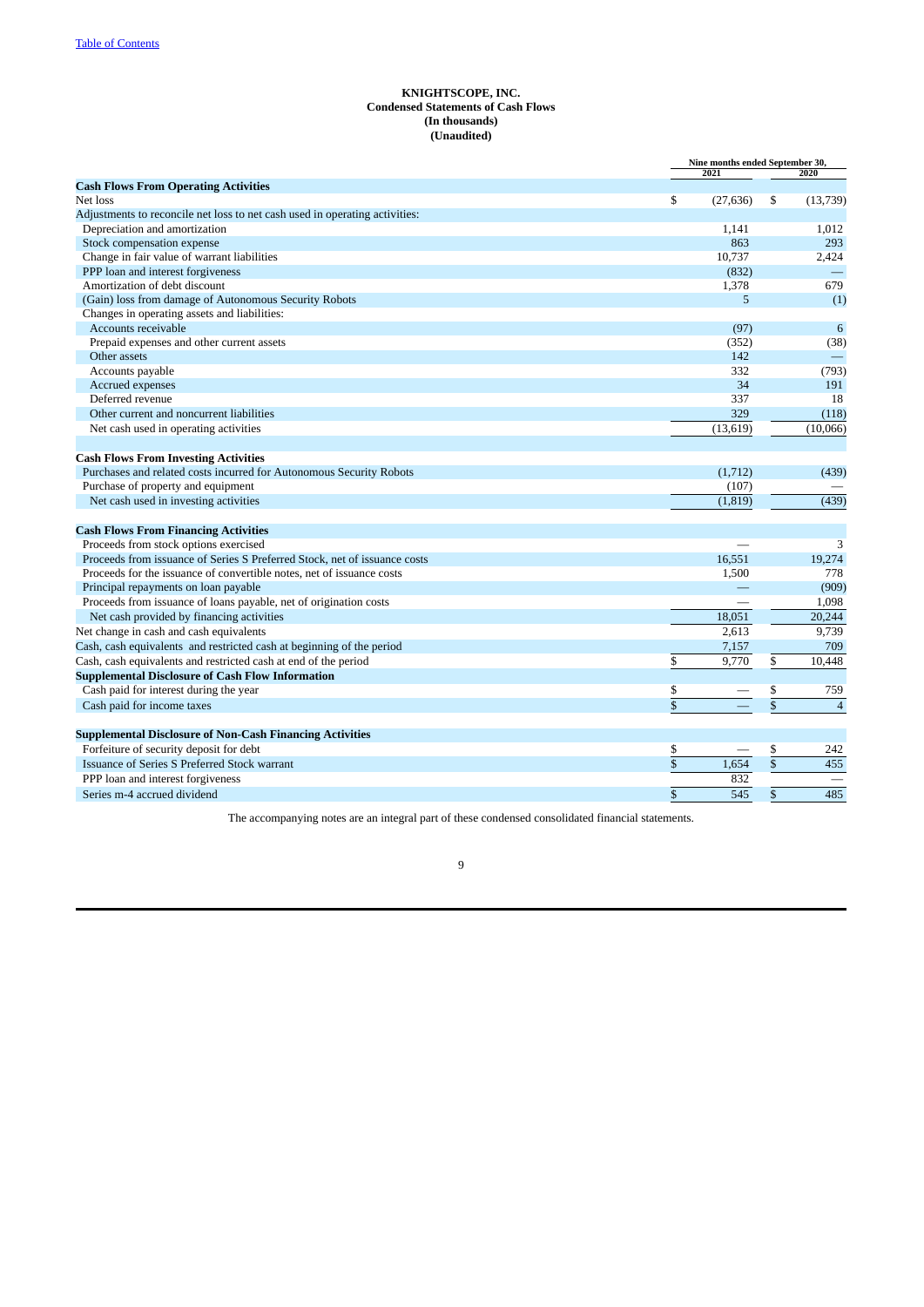**KNIGHTSCOPE, INC.**
**Condensed Statements of Cash Flows**
**(In thousands)**
**(Unaudited)**

| | Nine months ended September 30, | |
|---|---|---|
| | 2021 | 2020 |
| **Cash Flows From Operating Activities** | | |
| Net loss | $ (27,636) | $ (13,739) |
| Adjustments to reconcile net loss to net cash used in operating activities: | | |
| Depreciation and amortization | 1,141 | 1,012 |
| Stock compensation expense | 863 | 293 |
| Change in fair value of warrant liabilities | 10,737 | 2,424 |
| PPP loan and interest forgiveness | (832) | — |
| Amortization of debt discount | 1,378 | 679 |
| (Gain) loss from damage of Autonomous Security Robots | 5 | (1) |
| Changes in operating assets and liabilities: | | |
| Accounts receivable | (97) | 6 |
| Prepaid expenses and other current assets | (352) | (38) |
| Other assets | 142 | — |
| Accounts payable | 332 | (793) |
| Accrued expenses | 34 | 191 |
| Deferred revenue | 337 | 18 |
| Other current and noncurrent liabilities | 329 | (118) |
| Net cash used in operating activities | (13,619) | (10,066) |
| **Cash Flows From Investing Activities** | | |
| Purchases and related costs incurred for Autonomous Security Robots | (1,712) | (439) |
| Purchase of property and equipment | (107) | — |
| Net cash used in investing activities | (1,819) | (439) |
| **Cash Flows From Financing Activities** | | |
| Proceeds from stock options exercised | — | 3 |
| Proceeds from issuance of Series S Preferred Stock, net of issuance costs | 16,551 | 19,274 |
| Proceeds for the issuance of convertible notes, net of issuance costs | 1,500 | 778 |
| Principal repayments on loan payable | — | (909) |
| Proceeds from issuance of loans payable, net of origination costs | — | 1,098 |
| Net cash provided by financing activities | 18,051 | 20,244 |
| Net change in cash and cash equivalents | 2,613 | 9,739 |
| Cash, cash equivalents and restricted cash at beginning of the period | 7,157 | 709 |
| Cash, cash equivalents and restricted cash at end of the period | $ 9,770 | $ 10,448 |
| **Supplemental Disclosure of Cash Flow Information** | | |
| Cash paid for interest during the year | $ — | $ 759 |
| Cash paid for income taxes | $ — | $ 4 |
| **Supplemental Disclosure of Non-Cash Financing Activities** | | |
| Forfeiture of security deposit for debt | $ — | $ 242 |
| Issuance of Series S Preferred Stock warrant | $ 1,654 | $ 455 |
| PPP loan and interest forgiveness | 832 | — |
| Series m-4 accrued dividend | $ 545 | $ 485 |

The accompanying notes are an integral part of these condensed consolidated financial statements.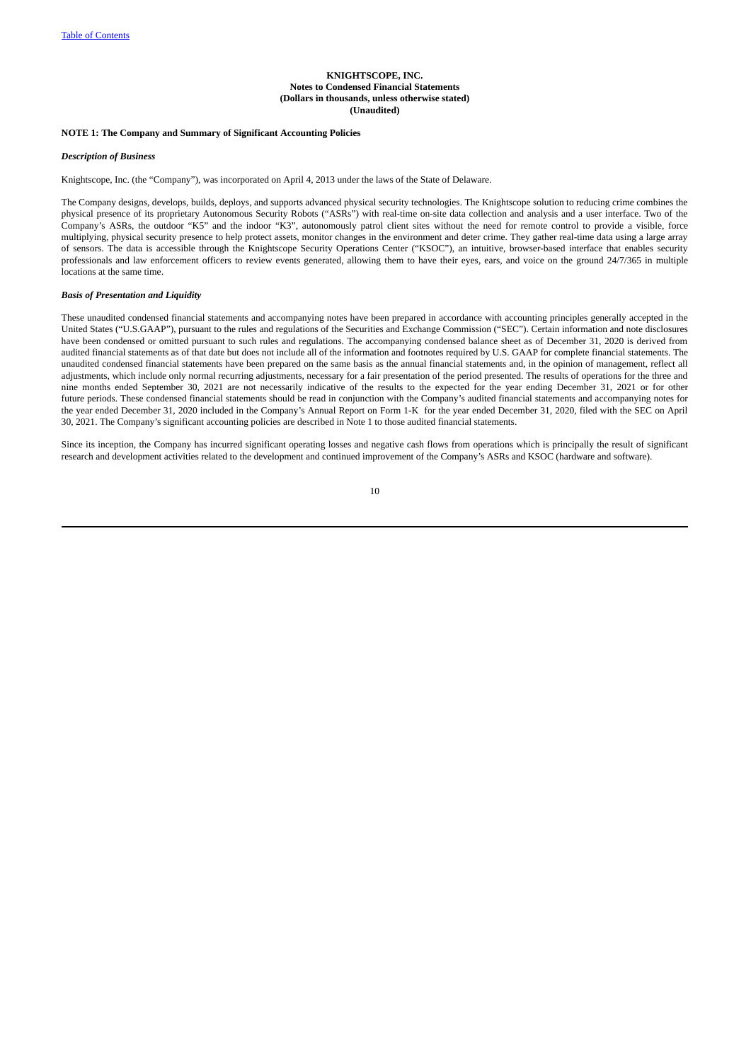**KNIGHTSCOPE, INC.**
**Notes to Condensed Financial Statements**
**(Dollars in thousands, unless otherwise stated)**
**(Unaudited)**

**NOTE 1: The Company and Summary of Significant Accounting Policies**

***Description of Business***

Knightscope, Inc. (the "Company"), was incorporated on April 4, 2013 under the laws of the State of Delaware.

The Company designs, develops, builds, deploys, and supports advanced physical security technologies. The Knightscope solution to reducing crime combines the physical presence of its proprietary Autonomous Security Robots ("ASRs") with real-time on-site data collection and analysis and a user interface. Two of the Company's ASRs, the outdoor "K5" and the indoor "K3", autonomously patrol client sites without the need for remote control to provide a visible, force multiplying, physical security presence to help protect assets, monitor changes in the environment and deter crime. They gather real-time data using a large array of sensors. The data is accessible through the Knightscope Security Operations Center ("KSOC"), an intuitive, browser-based interface that enables security professionals and law enforcement officers to review events generated, allowing them to have their eyes, ears, and voice on the ground 24/7/365 in multiple locations at the same time.

***Basis of Presentation and Liquidity***

These unaudited condensed financial statements and accompanying notes have been prepared in accordance with accounting principles generally accepted in the United States ("U.S.GAAP"), pursuant to the rules and regulations of the Securities and Exchange Commission ("SEC"). Certain information and note disclosures have been condensed or omitted pursuant to such rules and regulations. The accompanying condensed balance sheet as of December 31, 2020 is derived from audited financial statements as of that date but does not include all of the information and footnotes required by U.S. GAAP for complete financial statements. The unaudited condensed financial statements have been prepared on the same basis as the annual financial statements and, in the opinion of management, reflect all adjustments, which include only normal recurring adjustments, necessary for a fair presentation of the period presented. The results of operations for the three and nine months ended September 30, 2021 are not necessarily indicative of the results to the expected for the year ending December 31, 2021 or for other future periods. These condensed financial statements should be read in conjunction with the Company's audited financial statements and accompanying notes for the year ended December 31, 2020 included in the Company's Annual Report on Form 1-K for the year ended December 31, 2020, filed with the SEC on April 30, 2021. The Company's significant accounting policies are described in Note 1 to those audited financial statements.

Since its inception, the Company has incurred significant operating losses and negative cash flows from operations which is principally the result of significant research and development activities related to the development and continued improvement of the Company's ASRs and KSOC (hardware and software).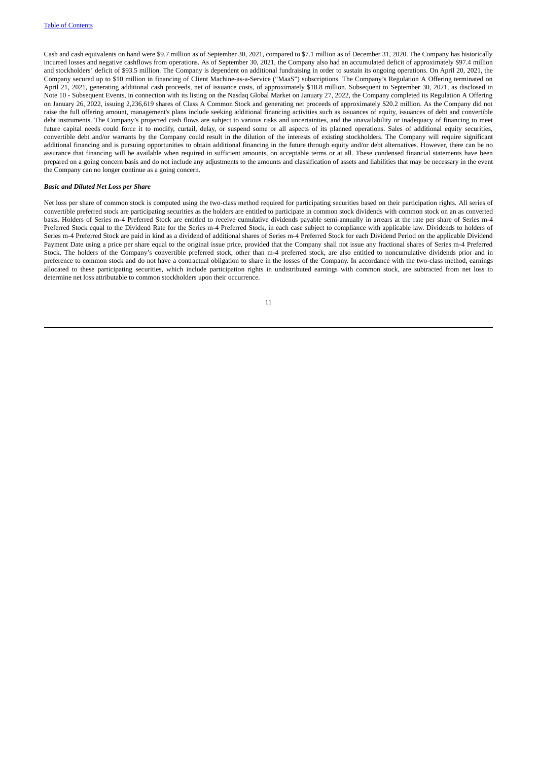Cash and cash equivalents on hand were $9.7 million as of September 30, 2021, compared to $7.1 million as of December 31, 2020. The Company has historically incurred losses and negative cashflows from operations. As of September 30, 2021, the Company also had an accumulated deficit of approximately $97.4 million and stockholders' deficit of $93.5 million. The Company is dependent on additional fundraising in order to sustain its ongoing operations. On April 20, 2021, the Company secured up to $10 million in financing of Client Machine-as-a-Service ("MaaS") subscriptions. The Company's Regulation A Offering terminated on April 21, 2021, generating additional cash proceeds, net of issuance costs, of approximately $18.8 million. Subsequent to September 30, 2021, as disclosed in Note 10 - Subsequent Events, in connection with its listing on the Nasdaq Global Market on January 27, 2022, the Company completed its Regulation A Offering on January 26, 2022, issuing 2,236,619 shares of Class A Common Stock and generating net proceeds of approximately $20.2 million. As the Company did not raise the full offering amount, management's plans include seeking additional financing activities such as issuances of equity, issuances of debt and convertible debt instruments. The Company's projected cash flows are subject to various risks and uncertainties, and the unavailability or inadequacy of financing to meet future capital needs could force it to modify, curtail, delay, or suspend some or all aspects of its planned operations. Sales of additional equity securities, convertible debt and/or warrants by the Company could result in the dilution of the interests of existing stockholders. The Company will require significant additional financing and is pursuing opportunities to obtain additional financing in the future through equity and/or debt alternatives. However, there can be no assurance that financing will be available when required in sufficient amounts, on acceptable terms or at all. These condensed financial statements have been prepared on a going concern basis and do not include any adjustments to the amounts and classification of assets and liabilities that may be necessary in the event the Company can no longer continue as a going concern.

***Basic and Diluted Net Loss per Share***

Net loss per share of common stock is computed using the two-class method required for participating securities based on their participation rights. All series of convertible preferred stock are participating securities as the holders are entitled to participate in common stock dividends with common stock on an as converted basis. Holders of Series m-4 Preferred Stock are entitled to receive cumulative dividends payable semi-annually in arrears at the rate per share of Series m-4 Preferred Stock equal to the Dividend Rate for the Series m-4 Preferred Stock, in each case subject to compliance with applicable law. Dividends to holders of Series m-4 Preferred Stock are paid in kind as a dividend of additional shares of Series m-4 Preferred Stock for each Dividend Period on the applicable Dividend Payment Date using a price per share equal to the original issue price, provided that the Company shall not issue any fractional shares of Series m-4 Preferred Stock. The holders of the Company's convertible preferred stock, other than m-4 preferred stock, are also entitled to noncumulative dividends prior and in preference to common stock and do not have a contractual obligation to share in the losses of the Company. In accordance with the two-class method, earnings allocated to these participating securities, which include participation rights in undistributed earnings with common stock, are subtracted from net loss to determine net loss attributable to common stockholders upon their occurrence.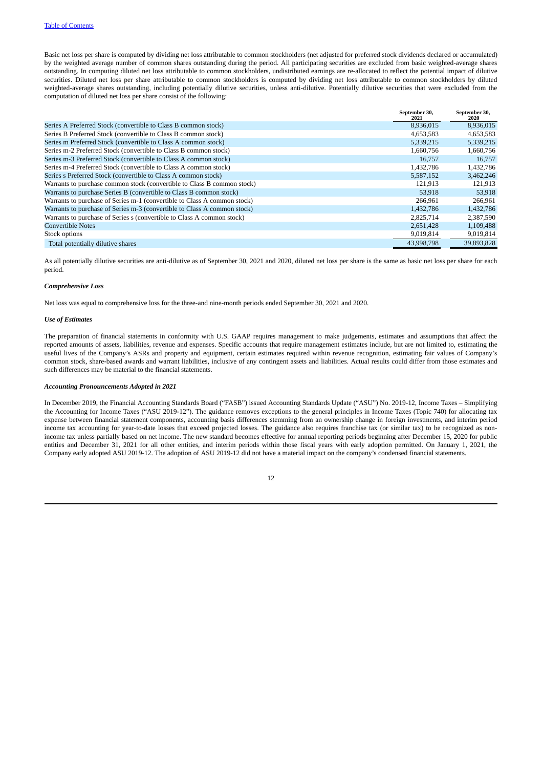Basic net loss per share is computed by dividing net loss attributable to common stockholders (net adjusted for preferred stock dividends declared or accumulated) by the weighted average number of common shares outstanding during the period. All participating securities are excluded from basic weighted-average shares outstanding. In computing diluted net loss attributable to common stockholders, undistributed earnings are re-allocated to reflect the potential impact of dilutive securities. Diluted net loss per share attributable to common stockholders is computed by dividing net loss attributable to common stockholders by diluted weighted-average shares outstanding, including potentially dilutive securities, unless anti-dilutive. Potentially dilutive securities that were excluded from the computation of diluted net loss per share consist of the following:

| | September 30, 2021 | September 30, 2020 |
|---|---|---|
| Series A Preferred Stock (convertible to Class B common stock) | 8,936,015 | 8,936,015 |
| Series B Preferred Stock (convertible to Class B common stock) | 4,653,583 | 4,653,583 |
| Series m Preferred Stock (convertible to Class A common stock) | 5,339,215 | 5,339,215 |
| Series m-2 Preferred Stock (convertible to Class B common stock) | 1,660,756 | 1,660,756 |
| Series m-3 Preferred Stock (convertible to Class A common stock) | 16,757 | 16,757 |
| Series m-4 Preferred Stock (convertible to Class A common stock) | 1,432,786 | 1,432,786 |
| Series s Preferred Stock (convertible to Class A common stock) | 5,587,152 | 3,462,246 |
| Warrants to purchase common stock (convertible to Class B common stock) | 121,913 | 121,913 |
| Warrants to purchase Series B (convertible to Class B common stock) | 53,918 | 53,918 |
| Warrants to purchase of Series m-1 (convertible to Class A common stock) | 266,961 | 266,961 |
| Warrants to purchase of Series m-3 (convertible to Class A common stock) | 1,432,786 | 1,432,786 |
| Warrants to purchase of Series s (convertible to Class A common stock) | 2,825,714 | 2,387,590 |
| Convertible Notes | 2,651,428 | 1,109,488 |
| Stock options | 9,019,814 | 9,019,814 |
| Total potentially dilutive shares | 43,998,798 | 39,893,828 |

As all potentially dilutive securities are anti-dilutive as of September 30, 2021 and 2020, diluted net loss per share is the same as basic net loss per share for each period.

### *Comprehensive Loss*

Net loss was equal to comprehensive loss for the three-and nine-month periods ended September 30, 2021 and 2020.

### *Use of Estimates*

The preparation of financial statements in conformity with U.S. GAAP requires management to make judgements, estimates and assumptions that affect the reported amounts of assets, liabilities, revenue and expenses. Specific accounts that require management estimates include, but are not limited to, estimating the useful lives of the Company's ASRs and property and equipment, certain estimates required within revenue recognition, estimating fair values of Company's common stock, share-based awards and warrant liabilities, inclusive of any contingent assets and liabilities. Actual results could differ from those estimates and such differences may be material to the financial statements.

### *Accounting Pronouncements Adopted in 2021*

In December 2019, the Financial Accounting Standards Board ("FASB") issued Accounting Standards Update ("ASU") No. 2019-12, Income Taxes – Simplifying the Accounting for Income Taxes ("ASU 2019-12"). The guidance removes exceptions to the general principles in Income Taxes (Topic 740) for allocating tax expense between financial statement components, accounting basis differences stemming from an ownership change in foreign investments, and interim period income tax accounting for year-to-date losses that exceed projected losses. The guidance also requires franchise tax (or similar tax) to be recognized as non-income tax unless partially based on net income. The new standard becomes effective for annual reporting periods beginning after December 15, 2020 for public entities and December 31, 2021 for all other entities, and interim periods within those fiscal years with early adoption permitted. On January 1, 2021, the Company early adopted ASU 2019-12. The adoption of ASU 2019-12 did not have a material impact on the company's condensed financial statements.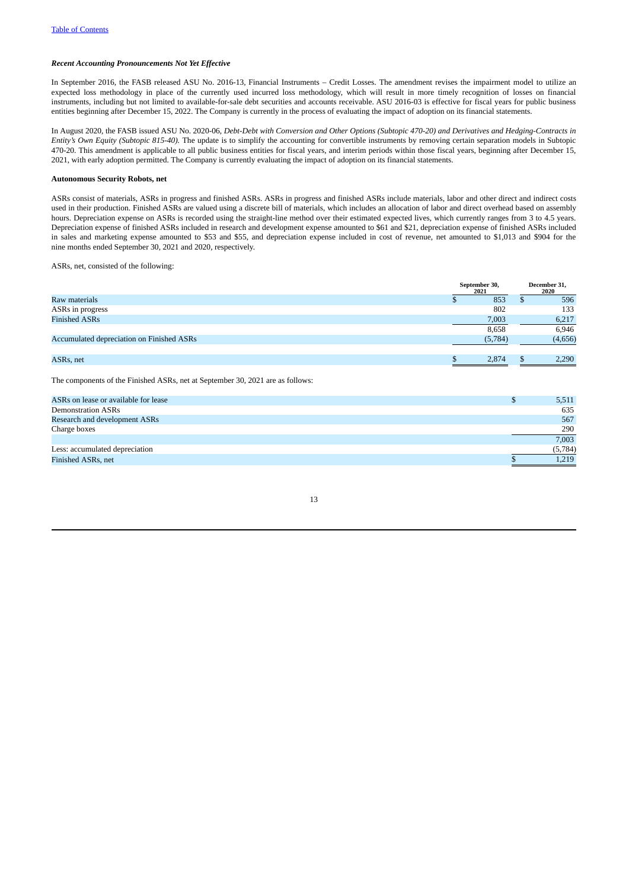[Table of Contents](#)

### *Recent Accounting Pronouncements Not Yet Effective*

In September 2016, the FASB released ASU No. 2016-13, Financial Instruments – Credit Losses. The amendment revises the impairment model to utilize an expected loss methodology in place of the currently used incurred loss methodology, which will result in more timely recognition of losses on financial instruments, including but not limited to available-for-sale debt securities and accounts receivable. ASU 2016-03 is effective for fiscal years for public business entities beginning after December 15, 2022. The Company is currently in the process of evaluating the impact of adoption on its financial statements.

In August 2020, the FASB issued ASU No. 2020-06, *Debt-Debt with Conversion and Other Options (Subtopic 470-20) and Derivatives and Hedging-Contracts in Entity's Own Equity (Subtopic 815-40).* The update is to simplify the accounting for convertible instruments by removing certain separation models in Subtopic 470-20. This amendment is applicable to all public business entities for fiscal years, and interim periods within those fiscal years, beginning after December 15, 2021, with early adoption permitted. The Company is currently evaluating the impact of adoption on its financial statements.

### **Autonomous Security Robots, net**

ASRs consist of materials, ASRs in progress and finished ASRs. ASRs in progress and finished ASRs include materials, labor and other direct and indirect costs used in their production. Finished ASRs are valued using a discrete bill of materials, which includes an allocation of labor and direct overhead based on assembly hours. Depreciation expense on ASRs is recorded using the straight-line method over their estimated expected lives, which currently ranges from 3 to 4.5 years. Depreciation expense of finished ASRs included in research and development expense amounted to $61 and $21, depreciation expense of finished ASRs included in sales and marketing expense amounted to $53 and $55, and depreciation expense included in cost of revenue, net amounted to $1,013 and $904 for the nine months ended September 30, 2021 and 2020, respectively.

ASRs, net, consisted of the following:

| | September 30, 2021 | December 31, 2020 |
|---|---|---|
| Raw materials | $ 853 | $ 596 |
| ASRs in progress | 802 | 133 |
| Finished ASRs | 7,003 | 6,217 |
| | 8,658 | 6,946 |
| Accumulated depreciation on Finished ASRs | (5,784) | (4,656) |
| ASRs, net | $ 2,874 | $ 2,290 |

The components of the Finished ASRs, net at September 30, 2021 are as follows:

| | |
|---|---|
| ASRs on lease or available for lease | $ 5,511 |
| Demonstration ASRs | 635 |
| Research and development ASRs | 567 |
| Charge boxes | 290 |
| | 7,003 |
| Less: accumulated depreciation | (5,784) |
| Finished ASRs, net | $ 1,219 |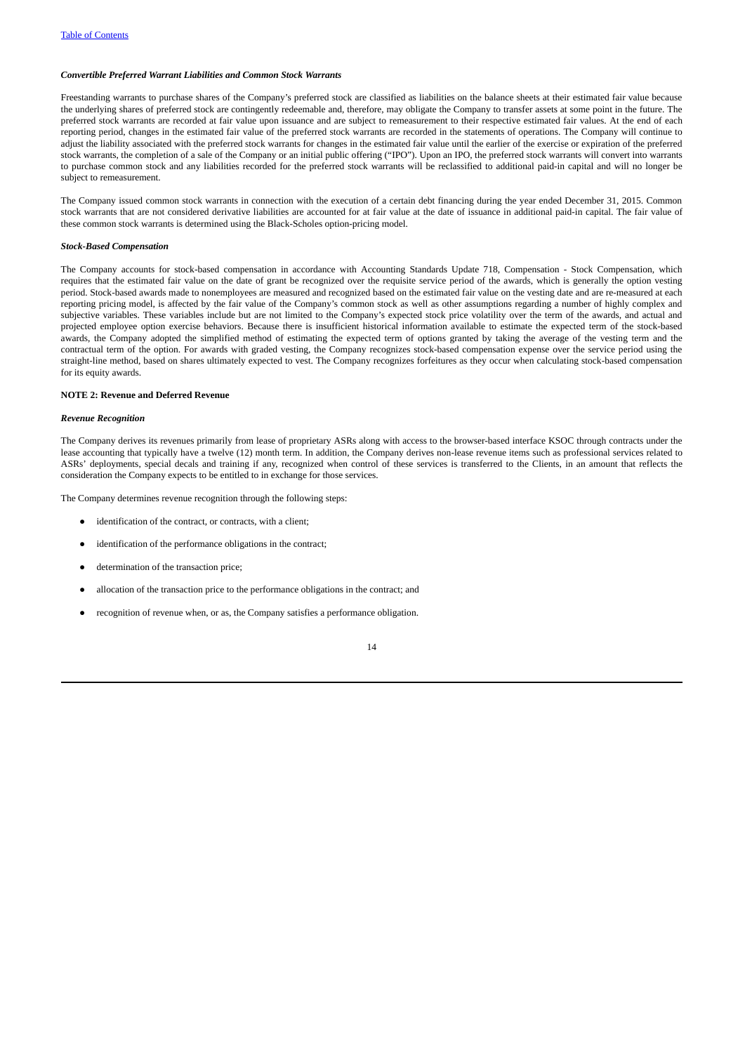### *Convertible Preferred Warrant Liabilities and Common Stock Warrants*

Freestanding warrants to purchase shares of the Company's preferred stock are classified as liabilities on the balance sheets at their estimated fair value because the underlying shares of preferred stock are contingently redeemable and, therefore, may obligate the Company to transfer assets at some point in the future. The preferred stock warrants are recorded at fair value upon issuance and are subject to remeasurement to their respective estimated fair values. At the end of each reporting period, changes in the estimated fair value of the preferred stock warrants are recorded in the statements of operations. The Company will continue to adjust the liability associated with the preferred stock warrants for changes in the estimated fair value until the earlier of the exercise or expiration of the preferred stock warrants, the completion of a sale of the Company or an initial public offering ("IPO"). Upon an IPO, the preferred stock warrants will convert into warrants to purchase common stock and any liabilities recorded for the preferred stock warrants will be reclassified to additional paid-in capital and will no longer be subject to remeasurement.

The Company issued common stock warrants in connection with the execution of a certain debt financing during the year ended December 31, 2015. Common stock warrants that are not considered derivative liabilities are accounted for at fair value at the date of issuance in additional paid-in capital. The fair value of these common stock warrants is determined using the Black-Scholes option-pricing model.

### *Stock-Based Compensation*

The Company accounts for stock-based compensation in accordance with Accounting Standards Update 718, Compensation - Stock Compensation, which requires that the estimated fair value on the date of grant be recognized over the requisite service period of the awards, which is generally the option vesting period. Stock-based awards made to nonemployees are measured and recognized based on the estimated fair value on the vesting date and are re-measured at each reporting pricing model, is affected by the fair value of the Company's common stock as well as other assumptions regarding a number of highly complex and subjective variables. These variables include but are not limited to the Company's expected stock price volatility over the term of the awards, and actual and projected employee option exercise behaviors. Because there is insufficient historical information available to estimate the expected term of the stock-based awards, the Company adopted the simplified method of estimating the expected term of options granted by taking the average of the vesting term and the contractual term of the option. For awards with graded vesting, the Company recognizes stock-based compensation expense over the service period using the straight-line method, based on shares ultimately expected to vest. The Company recognizes forfeitures as they occur when calculating stock-based compensation for its equity awards.

## NOTE 2: Revenue and Deferred Revenue

### *Revenue Recognition*

The Company derives its revenues primarily from lease of proprietary ASRs along with access to the browser-based interface KSOC through contracts under the lease accounting that typically have a twelve (12) month term. In addition, the Company derives non-lease revenue items such as professional services related to ASRs' deployments, special decals and training if any, recognized when control of these services is transferred to the Clients, in an amount that reflects the consideration the Company expects to be entitled to in exchange for those services.

The Company determines revenue recognition through the following steps:

- identification of the contract, or contracts, with a client;
- identification of the performance obligations in the contract;
- determination of the transaction price;
- allocation of the transaction price to the performance obligations in the contract; and
- recognition of revenue when, or as, the Company satisfies a performance obligation.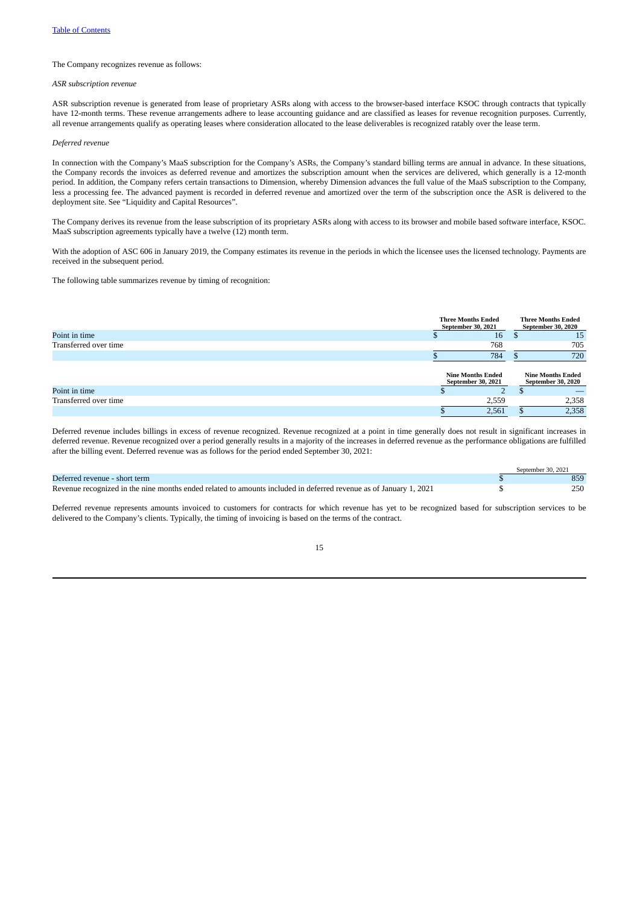The Company recognizes revenue as follows:

*ASR subscription revenue*

ASR subscription revenue is generated from lease of proprietary ASRs along with access to the browser-based interface KSOC through contracts that typically have 12-month terms. These revenue arrangements adhere to lease accounting guidance and are classified as leases for revenue recognition purposes. Currently, all revenue arrangements qualify as operating leases where consideration allocated to the lease deliverables is recognized ratably over the lease term.

*Deferred revenue*

In connection with the Company's MaaS subscription for the Company's ASRs, the Company's standard billing terms are annual in advance. In these situations, the Company records the invoices as deferred revenue and amortizes the subscription amount when the services are delivered, which generally is a 12-month period. In addition, the Company refers certain transactions to Dimension, whereby Dimension advances the full value of the MaaS subscription to the Company, less a processing fee. The advanced payment is recorded in deferred revenue and amortized over the term of the subscription once the ASR is delivered to the deployment site. See "Liquidity and Capital Resources".

The Company derives its revenue from the lease subscription of its proprietary ASRs along with access to its browser and mobile based software interface, KSOC. MaaS subscription agreements typically have a twelve (12) month term.

With the adoption of ASC 606 in January 2019, the Company estimates its revenue in the periods in which the licensee uses the licensed technology. Payments are received in the subsequent period.

The following table summarizes revenue by timing of recognition:

| | Three Months Ended September 30, 2021 | Three Months Ended September 30, 2020 |
|---|---|---|
| Point in time | $ 16 | $ 15 |
| Transferred over time | 768 | 705 |
| | $ 784 | $ 720 |

| | Nine Months Ended September 30, 2021 | Nine Months Ended September 30, 2020 |
|---|---|---|
| Point in time | $ 2 | $ — |
| Transferred over time | 2,559 | 2,358 |
| | $ 2,561 | $ 2,358 |

Deferred revenue includes billings in excess of revenue recognized. Revenue recognized at a point in time generally does not result in significant increases in deferred revenue. Revenue recognized over a period generally results in a majority of the increases in deferred revenue as the performance obligations are fulfilled after the billing event. Deferred revenue was as follows for the period ended September 30, 2021:

| | September 30, 2021 |
|---|---|
| Deferred revenue - short term | $ 859 |
| Revenue recognized in the nine months ended related to amounts included in deferred revenue as of January 1, 2021 | $ 250 |

Deferred revenue represents amounts invoiced to customers for contracts for which revenue has yet to be recognized based for subscription services to be delivered to the Company's clients. Typically, the timing of invoicing is based on the terms of the contract.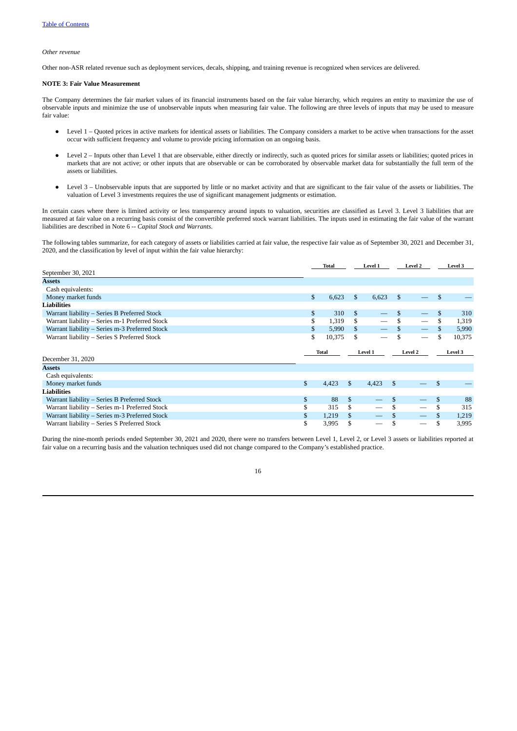*Other revenue*

Other non-ASR related revenue such as deployment services, decals, shipping, and training revenue is recognized when services are delivered.

**NOTE 3: Fair Value Measurement**

The Company determines the fair market values of its financial instruments based on the fair value hierarchy, which requires an entity to maximize the use of observable inputs and minimize the use of unobservable inputs when measuring fair value. The following are three levels of inputs that may be used to measure fair value:

- Level 1 – Quoted prices in active markets for identical assets or liabilities. The Company considers a market to be active when transactions for the asset occur with sufficient frequency and volume to provide pricing information on an ongoing basis.
- Level 2 – Inputs other than Level 1 that are observable, either directly or indirectly, such as quoted prices for similar assets or liabilities; quoted prices in markets that are not active; or other inputs that are observable or can be corroborated by observable market data for substantially the full term of the assets or liabilities.
- Level 3 – Unobservable inputs that are supported by little or no market activity and that are significant to the fair value of the assets or liabilities. The valuation of Level 3 investments requires the use of significant management judgments or estimation.

In certain cases where there is limited activity or less transparency around inputs to valuation, securities are classified as Level 3. Level 3 liabilities that are measured at fair value on a recurring basis consist of the convertible preferred stock warrant liabilities. The inputs used in estimating the fair value of the warrant liabilities are described in Note 6 -- *Capital Stock and Warrants*.

The following tables summarize, for each category of assets or liabilities carried at fair value, the respective fair value as of September 30, 2021 and December 31, 2020, and the classification by level of input within the fair value hierarchy:

| September 30, 2021 | Total | Level 1 | Level 2 | Level 3 |
|---|---|---|---|---|
| **Assets** | | | | |
| Cash equivalents: | | | | |
| Money market funds | $ 6,623 | $ 6,623 | $ — | $ — |
| **Liabilities** | | | | |
| Warrant liability – Series B Preferred Stock | $ 310 | $ — | $ — | $ 310 |
| Warrant liability – Series m-1 Preferred Stock | $ 1,319 | $ — | $ — | $ 1,319 |
| Warrant liability – Series m-3 Preferred Stock | $ 5,990 | $ — | $ — | $ 5,990 |
| Warrant liability – Series S Preferred Stock | $ 10,375 | $ — | $ — | $ 10,375 |

| December 31, 2020 | Total | Level 1 | Level 2 | Level 3 |
|---|---|---|---|---|
| **Assets** | | | | |
| Cash equivalents: | | | | |
| Money market funds | $ 4,423 | $ 4,423 | $ — | $ — |
| **Liabilities** | | | | |
| Warrant liability – Series B Preferred Stock | $ 88 | $ — | $ — | $ 88 |
| Warrant liability – Series m-1 Preferred Stock | $ 315 | $ — | $ — | $ 315 |
| Warrant liability – Series m-3 Preferred Stock | $ 1,219 | $ — | $ — | $ 1,219 |
| Warrant liability – Series S Preferred Stock | $ 3,995 | $ — | $ — | $ 3,995 |

During the nine-month periods ended September 30, 2021 and 2020, there were no transfers between Level 1, Level 2, or Level 3 assets or liabilities reported at fair value on a recurring basis and the valuation techniques used did not change compared to the Company's established practice.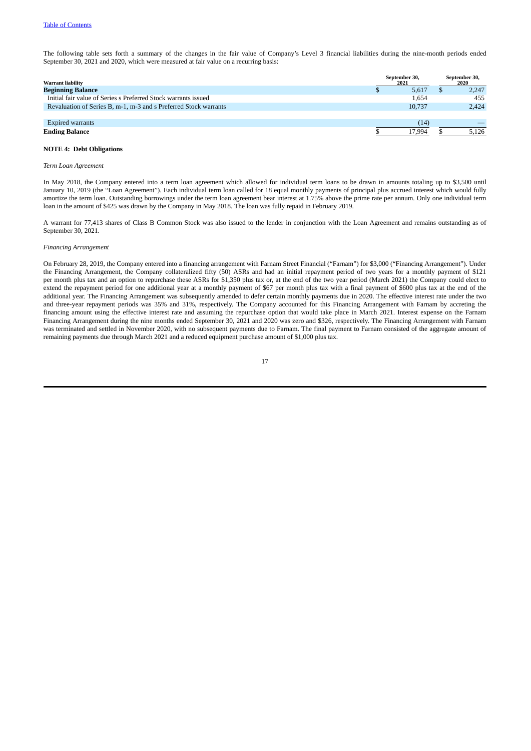The following table sets forth a summary of the changes in the fair value of Company's Level 3 financial liabilities during the nine-month periods ended September 30, 2021 and 2020, which were measured at fair value on a recurring basis:

| Warrant liability | September 30, 2021 | September 30, 2020 |
|---|---|---|
| **Beginning Balance** | $ 5,617 | $ 2,247 |
| Initial fair value of Series s Preferred Stock warrants issued | 1,654 | 455 |
| Revaluation of Series B, m-1, m-3 and s Preferred Stock warrants | 10,737 | 2,424 |
| Expired warrants | (14) | — |
| **Ending Balance** | $ 17,994 | $ 5,126 |

**NOTE 4: Debt Obligations**

*Term Loan Agreement*

In May 2018, the Company entered into a term loan agreement which allowed for individual term loans to be drawn in amounts totaling up to $3,500 until January 10, 2019 (the "Loan Agreement"). Each individual term loan called for 18 equal monthly payments of principal plus accrued interest which would fully amortize the term loan. Outstanding borrowings under the term loan agreement bear interest at 1.75% above the prime rate per annum. Only one individual term loan in the amount of $425 was drawn by the Company in May 2018. The loan was fully repaid in February 2019.

A warrant for 77,413 shares of Class B Common Stock was also issued to the lender in conjunction with the Loan Agreement and remains outstanding as of September 30, 2021.

*Financing Arrangement*

On February 28, 2019, the Company entered into a financing arrangement with Farnam Street Financial ("Farnam") for $3,000 ("Financing Arrangement"). Under the Financing Arrangement, the Company collateralized fifty (50) ASRs and had an initial repayment period of two years for a monthly payment of $121 per month plus tax and an option to repurchase these ASRs for $1,350 plus tax or, at the end of the two year period (March 2021) the Company could elect to extend the repayment period for one additional year at a monthly payment of $67 per month plus tax with a final payment of $600 plus tax at the end of the additional year. The Financing Arrangement was subsequently amended to defer certain monthly payments due in 2020. The effective interest rate under the two and three-year repayment periods was 35% and 31%, respectively. The Company accounted for this Financing Arrangement with Farnam by accreting the financing amount using the effective interest rate and assuming the repurchase option that would take place in March 2021. Interest expense on the Farnam Financing Arrangement during the nine months ended September 30, 2021 and 2020 was zero and $326, respectively. The Financing Arrangement with Farnam was terminated and settled in November 2020, with no subsequent payments due to Farnam. The final payment to Farnam consisted of the aggregate amount of remaining payments due through March 2021 and a reduced equipment purchase amount of $1,000 plus tax.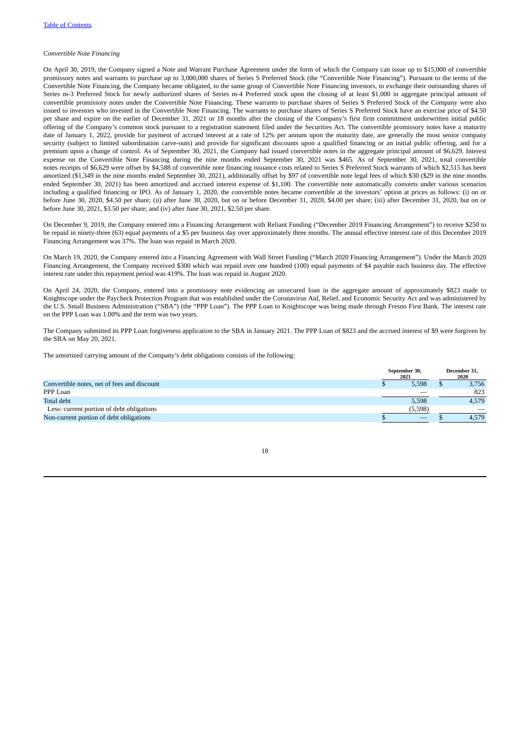*Convertible Note Financing*

On April 30, 2019, the Company signed a Note and Warrant Purchase Agreement under the form of which the Company can issue up to $15,000 of convertible promissory notes and warrants to purchase up to 3,000,000 shares of Series S Preferred Stock (the "Convertible Note Financing"). Pursuant to the terms of the Convertible Note Financing, the Company became obligated, to the same group of Convertible Note Financing investors, to exchange their outstanding shares of Series m-3 Preferred Stock for newly authorized shares of Series m-4 Preferred stock upon the closing of at least $1,000 in aggregate principal amount of convertible promissory notes under the Convertible Note Financing. These warrants to purchase shares of Series S Preferred Stock of the Company were also issued to investors who invested in the Convertible Note Financing. The warrants to purchase shares of Series S Preferred Stock have an exercise price of $4.50 per share and expire on the earlier of December 31, 2021 or 18 months after the closing of the Company's first firm commitment underwritten initial public offering of the Company's common stock pursuant to a registration statement filed under the Securities Act. The convertible promissory notes have a maturity date of January 1, 2022, provide for payment of accrued interest at a rate of 12% per annum upon the maturity date, are generally the most senior company security (subject to limited subordination carve-outs) and provide for significant discounts upon a qualified financing or an initial public offering, and for a premium upon a change of control. As of September 30, 2021, the Company had issued convertible notes in the aggregate principal amount of $6,629. Interest expense on the Convertible Note Financing during the nine months ended September 30, 2021 was $465. As of September 30, 2021, total convertible notes receipts of $6,629 were offset by $4,588 of convertible note financing issuance costs related to Series S Preferred Stock warrants of which $2,515 has been amortized ($1,349 in the nine months ended September 30, 2021), additionally offset by $97 of convertible note legal fees of which $30 ($29 in the nine months ended September 30, 2021) has been amortized and accrued interest expense of $1,100. The convertible note automatically converts under various scenarios including a qualified financing or IPO. As of January 1, 2020, the convertible notes became convertible at the investors' option at prices as follows: (i) on or before June 30, 2020, $4.50 per share; (ii) after June 30, 2020, but on or before December 31, 2020, $4.00 per share; (iii) after December 31, 2020, but on or before June 30, 2021, $3.50 per share; and (iv) after June 30, 2021, $2.50 per share.

On December 9, 2019, the Company entered into a Financing Arrangement with Reliant Funding ("December 2019 Financing Arrangement") to receive $250 to be repaid in ninety-three (63) equal payments of a $5 per business day over approximately three months. The annual effective interest rate of this December 2019 Financing Arrangement was 37%. The loan was repaid in March 2020.

On March 19, 2020, the Company entered into a Financing Agreement with Wall Street Funding ("March 2020 Financing Arrangement"). Under the March 2020 Financing Arrangement, the Company received $300 which was repaid over one hundred (100) equal payments of $4 payable each business day. The effective interest rate under this repayment period was 419%. The loan was repaid in August 2020.

On April 24, 2020, the Company, entered into a promissory note evidencing an unsecured loan in the aggregate amount of approximately $823 made to Knightscope under the Paycheck Protection Program that was established under the Coronavirus Aid, Relief, and Economic Security Act and was administered by the U.S. Small Business Administration ("SBA") (the "PPP Loan"). The PPP Loan to Knightscope was being made through Fresno First Bank. The interest rate on the PPP Loan was 1.00% and the term was two years.

The Company submitted its PPP Loan forgiveness application to the SBA in January 2021. The PPP Loan of $823 and the accrued interest of $9 were forgiven by the SBA on May 20, 2021.

The amortized carrying amount of the Company's debt obligations consists of the following:

| | September 30, 2021 | December 31, 2020 |
|---|---|---|
| Convertible notes, net of fees and discount | $ 5,598 | $ 3,756 |
| PPP Loan | — | 823 |
| Total debt | 5,598 | 4,579 |
| Less: current portion of debt obligations | (5,598) | — |
| Non-current portion of debt obligations | $ — | $ 4,579 |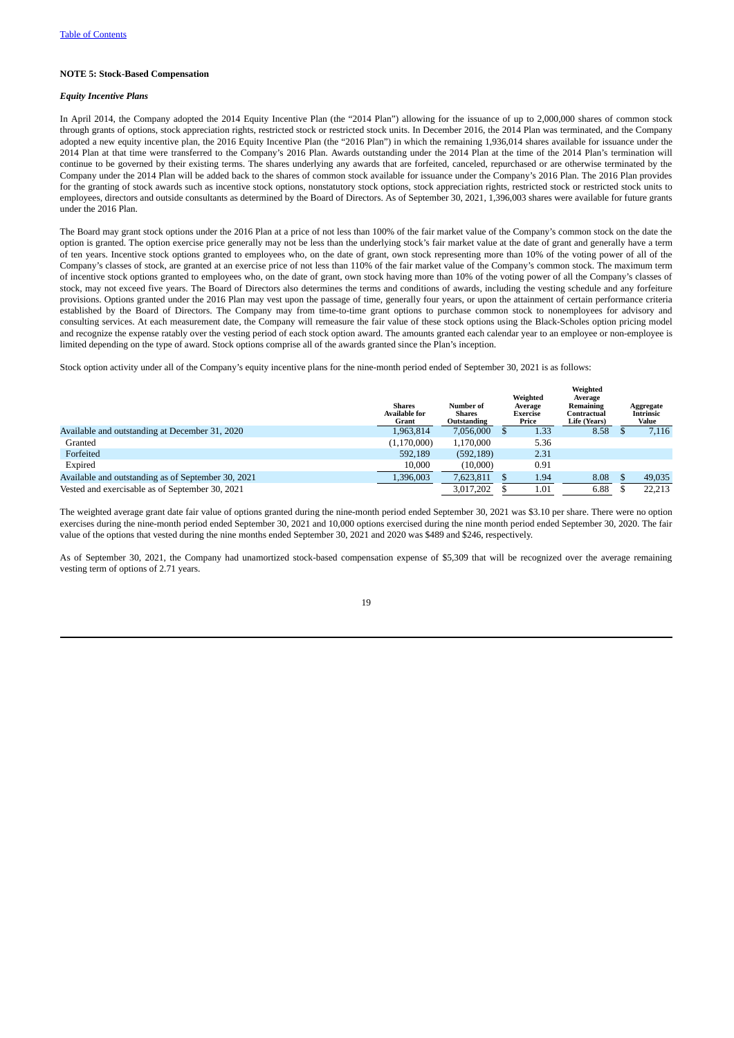[Table of Contents](#)

**NOTE 5: Stock-Based Compensation**

***Equity Incentive Plans***

In April 2014, the Company adopted the 2014 Equity Incentive Plan (the "2014 Plan") allowing for the issuance of up to 2,000,000 shares of common stock through grants of options, stock appreciation rights, restricted stock or restricted stock units. In December 2016, the 2014 Plan was terminated, and the Company adopted a new equity incentive plan, the 2016 Equity Incentive Plan (the "2016 Plan") in which the remaining 1,936,014 shares available for issuance under the 2014 Plan at that time were transferred to the Company's 2016 Plan. Awards outstanding under the 2014 Plan at the time of the 2014 Plan's termination will continue to be governed by their existing terms. The shares underlying any awards that are forfeited, canceled, repurchased or are otherwise terminated by the Company under the 2014 Plan will be added back to the shares of common stock available for issuance under the Company's 2016 Plan. The 2016 Plan provides for the granting of stock awards such as incentive stock options, nonstatutory stock options, stock appreciation rights, restricted stock or restricted stock units to employees, directors and outside consultants as determined by the Board of Directors. As of September 30, 2021, 1,396,003 shares were available for future grants under the 2016 Plan.

The Board may grant stock options under the 2016 Plan at a price of not less than 100% of the fair market value of the Company's common stock on the date the option is granted. The option exercise price generally may not be less than the underlying stock's fair market value at the date of grant and generally have a term of ten years. Incentive stock options granted to employees who, on the date of grant, own stock representing more than 10% of the voting power of all of the Company's classes of stock, are granted at an exercise price of not less than 110% of the fair market value of the Company's common stock. The maximum term of incentive stock options granted to employees who, on the date of grant, own stock having more than 10% of the voting power of all the Company's classes of stock, may not exceed five years. The Board of Directors also determines the terms and conditions of awards, including the vesting schedule and any forfeiture provisions. Options granted under the 2016 Plan may vest upon the passage of time, generally four years, or upon the attainment of certain performance criteria established by the Board of Directors. The Company may from time-to-time grant options to purchase common stock to nonemployees for advisory and consulting services. At each measurement date, the Company will remeasure the fair value of these stock options using the Black-Scholes option pricing model and recognize the expense ratably over the vesting period of each stock option award. The amounts granted each calendar year to an employee or non-employee is limited depending on the type of award. Stock options comprise all of the awards granted since the Plan's inception.

Stock option activity under all of the Company's equity incentive plans for the nine-month period ended of September 30, 2021 is as follows:

| | Shares Available for Grant | Number of Shares Outstanding | Weighted Average Exercise Price | Weighted Average Remaining Contractual Life (Years) | Aggregate Intrinsic Value |
|---|---|---|---|---|---|
| Available and outstanding at December 31, 2020 | 1,963,814 | 7,056,000 | $ 1.33 | 8.58 | $ 7,116 |
| Granted | (1,170,000) | 1,170,000 | 5.36 | | |
| Forfeited | 592,189 | (592,189) | 2.31 | | |
| Expired | 10,000 | (10,000) | 0.91 | | |
| Available and outstanding as of September 30, 2021 | 1,396,003 | 7,623,811 | $ 1.94 | 8.08 | $ 49,035 |
| Vested and exercisable as of September 30, 2021 | | 3,017,202 | $ 1.01 | 6.88 | $ 22,213 |

The weighted average grant date fair value of options granted during the nine-month period ended September 30, 2021 was $3.10 per share. There were no option exercises during the nine-month period ended September 30, 2021 and 10,000 options exercised during the nine month period ended September 30, 2020. The fair value of the options that vested during the nine months ended September 30, 2021 and 2020 was $489 and $246, respectively.

As of September 30, 2021, the Company had unamortized stock-based compensation expense of $5,309 that will be recognized over the average remaining vesting term of options of 2.71 years.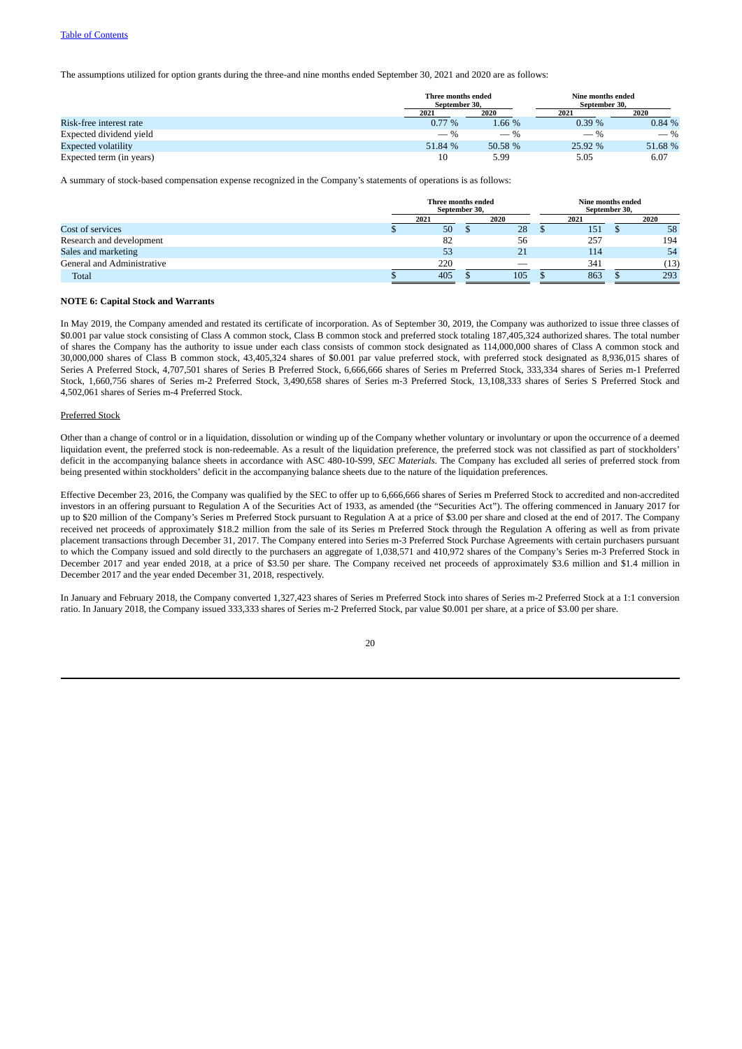The assumptions utilized for option grants during the three-and nine months ended September 30, 2021 and 2020 are as follows:

| | Three months ended September 30, | | Nine months ended September 30, | |
|---|---|---|---|---|
| | 2021 | 2020 | 2021 | 2020 |
| Risk-free interest rate | 0.77 % | 1.66 % | 0.39 % | 0.84 % |
| Expected dividend yield | — % | — % | — % | — % |
| Expected volatility | 51.84 % | 50.58 % | 25.92 % | 51.68 % |
| Expected term (in years) | 10 | 5.99 | 5.05 | 6.07 |

A summary of stock-based compensation expense recognized in the Company's statements of operations is as follows:

| | Three months ended September 30, | | Nine months ended September 30, | |
|---|---|---|---|---|
| | 2021 | 2020 | 2021 | 2020 |
| Cost of services | $ 50 | $ 28 | $ 151 | $ 58 |
| Research and development | 82 | 56 | 257 | 194 |
| Sales and marketing | 53 | 21 | 114 | 54 |
| General and Administrative | 220 | — | 341 | (13) |
| Total | $ 405 | $ 105 | $ 863 | $ 293 |

**NOTE 6: Capital Stock and Warrants**

In May 2019, the Company amended and restated its certificate of incorporation. As of September 30, 2019, the Company was authorized to issue three classes of $0.001 par value stock consisting of Class A common stock, Class B common stock and preferred stock totaling 187,405,324 authorized shares. The total number of shares the Company has the authority to issue under each class consists of common stock designated as 114,000,000 shares of Class A common stock and 30,000,000 shares of Class B common stock, 43,405,324 shares of $0.001 par value preferred stock, with preferred stock designated as 8,936,015 shares of Series A Preferred Stock, 4,707,501 shares of Series B Preferred Stock, 6,666,666 shares of Series m Preferred Stock, 333,334 shares of Series m-1 Preferred Stock, 1,660,756 shares of Series m-2 Preferred Stock, 3,490,658 shares of Series m-3 Preferred Stock, 13,108,333 shares of Series S Preferred Stock and 4,502,061 shares of Series m-4 Preferred Stock.

Preferred Stock

Other than a change of control or in a liquidation, dissolution or winding up of the Company whether voluntary or involuntary or upon the occurrence of a deemed liquidation event, the preferred stock is non-redeemable. As a result of the liquidation preference, the preferred stock was not classified as part of stockholders' deficit in the accompanying balance sheets in accordance with ASC 480-10-S99, *SEC Materials*. The Company has excluded all series of preferred stock from being presented within stockholders' deficit in the accompanying balance sheets due to the nature of the liquidation preferences.

Effective December 23, 2016, the Company was qualified by the SEC to offer up to 6,666,666 shares of Series m Preferred Stock to accredited and non-accredited investors in an offering pursuant to Regulation A of the Securities Act of 1933, as amended (the "Securities Act"). The offering commenced in January 2017 for up to $20 million of the Company's Series m Preferred Stock pursuant to Regulation A at a price of $3.00 per share and closed at the end of 2017. The Company received net proceeds of approximately $18.2 million from the sale of its Series m Preferred Stock through the Regulation A offering as well as from private placement transactions through December 31, 2017. The Company entered into Series m-3 Preferred Stock Purchase Agreements with certain purchasers pursuant to which the Company issued and sold directly to the purchasers an aggregate of 1,038,571 and 410,972 shares of the Company's Series m-3 Preferred Stock in December 2017 and year ended 2018, at a price of $3.50 per share. The Company received net proceeds of approximately $3.6 million and $1.4 million in December 2017 and the year ended December 31, 2018, respectively.

In January and February 2018, the Company converted 1,327,423 shares of Series m Preferred Stock into shares of Series m-2 Preferred Stock at a 1:1 conversion ratio. In January 2018, the Company issued 333,333 shares of Series m-2 Preferred Stock, par value $0.001 per share, at a price of $3.00 per share.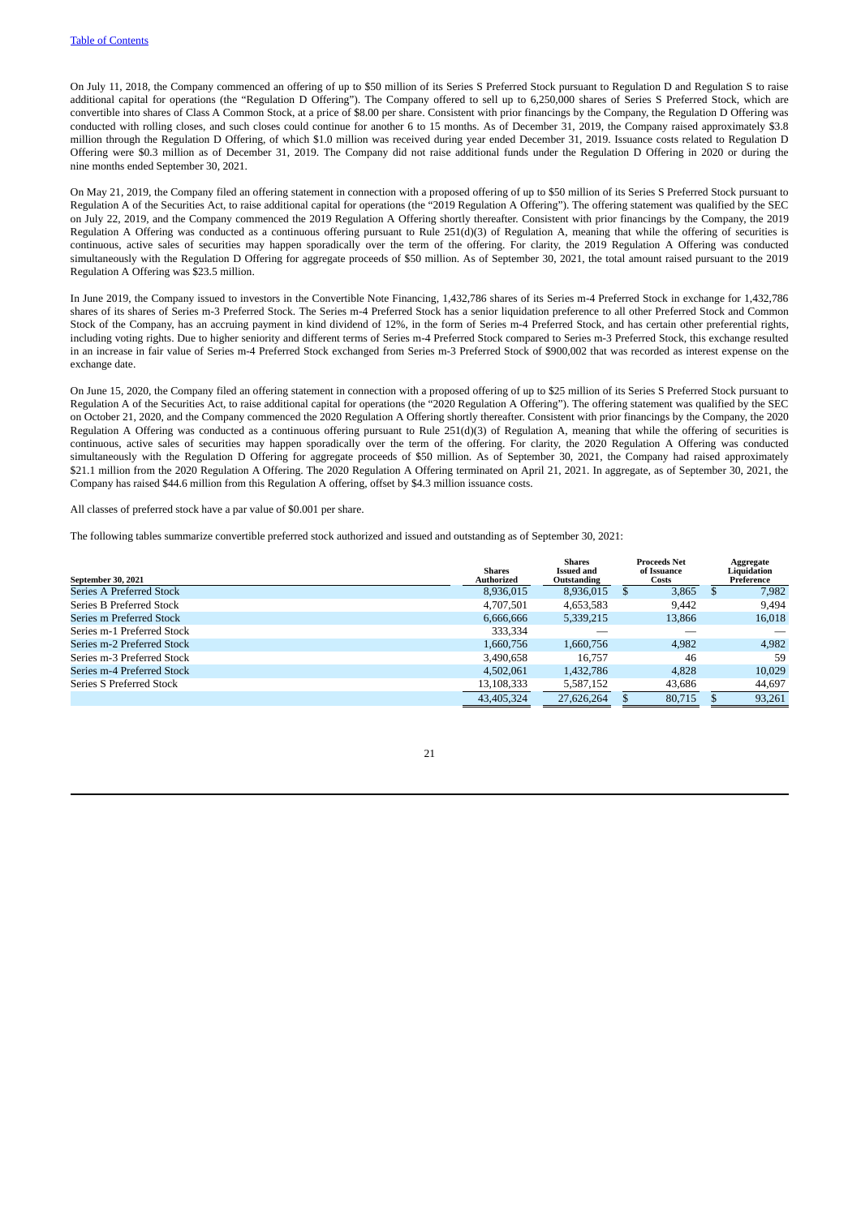On July 11, 2018, the Company commenced an offering of up to $50 million of its Series S Preferred Stock pursuant to Regulation D and Regulation S to raise additional capital for operations (the "Regulation D Offering"). The Company offered to sell up to 6,250,000 shares of Series S Preferred Stock, which are convertible into shares of Class A Common Stock, at a price of $8.00 per share. Consistent with prior financings by the Company, the Regulation D Offering was conducted with rolling closes, and such closes could continue for another 6 to 15 months. As of December 31, 2019, the Company raised approximately $3.8 million through the Regulation D Offering, of which $1.0 million was received during year ended December 31, 2019. Issuance costs related to Regulation D Offering were $0.3 million as of December 31, 2019. The Company did not raise additional funds under the Regulation D Offering in 2020 or during the nine months ended September 30, 2021.

On May 21, 2019, the Company filed an offering statement in connection with a proposed offering of up to $50 million of its Series S Preferred Stock pursuant to Regulation A of the Securities Act, to raise additional capital for operations (the "2019 Regulation A Offering"). The offering statement was qualified by the SEC on July 22, 2019, and the Company commenced the 2019 Regulation A Offering shortly thereafter. Consistent with prior financings by the Company, the 2019 Regulation A Offering was conducted as a continuous offering pursuant to Rule 251(d)(3) of Regulation A, meaning that while the offering of securities is continuous, active sales of securities may happen sporadically over the term of the offering. For clarity, the 2019 Regulation A Offering was conducted simultaneously with the Regulation D Offering for aggregate proceeds of $50 million. As of September 30, 2021, the total amount raised pursuant to the 2019 Regulation A Offering was $23.5 million.

In June 2019, the Company issued to investors in the Convertible Note Financing, 1,432,786 shares of its Series m-4 Preferred Stock in exchange for 1,432,786 shares of its shares of Series m-3 Preferred Stock. The Series m-4 Preferred Stock has a senior liquidation preference to all other Preferred Stock and Common Stock of the Company, has an accruing payment in kind dividend of 12%, in the form of Series m-4 Preferred Stock, and has certain other preferential rights, including voting rights. Due to higher seniority and different terms of Series m-4 Preferred Stock compared to Series m-3 Preferred Stock, this exchange resulted in an increase in fair value of Series m-4 Preferred Stock exchanged from Series m-3 Preferred Stock of $900,002 that was recorded as interest expense on the exchange date.

On June 15, 2020, the Company filed an offering statement in connection with a proposed offering of up to $25 million of its Series S Preferred Stock pursuant to Regulation A of the Securities Act, to raise additional capital for operations (the "2020 Regulation A Offering"). The offering statement was qualified by the SEC on October 21, 2020, and the Company commenced the 2020 Regulation A Offering shortly thereafter. Consistent with prior financings by the Company, the 2020 Regulation A Offering was conducted as a continuous offering pursuant to Rule 251(d)(3) of Regulation A, meaning that while the offering of securities is continuous, active sales of securities may happen sporadically over the term of the offering. For clarity, the 2020 Regulation A Offering was conducted simultaneously with the Regulation D Offering for aggregate proceeds of $50 million. As of September 30, 2021, the Company had raised approximately $21.1 million from the 2020 Regulation A Offering. The 2020 Regulation A Offering terminated on April 21, 2021. In aggregate, as of September 30, 2021, the Company has raised $44.6 million from this Regulation A offering, offset by $4.3 million issuance costs.

All classes of preferred stock have a par value of $0.001 per share.

The following tables summarize convertible preferred stock authorized and issued and outstanding as of September 30, 2021:

| September 30, 2021 | Shares Authorized | Shares Issued and Outstanding | Proceeds Net of Issuance Costs | Aggregate Liquidation Preference |
|---|---|---|---|---|
| Series A Preferred Stock | 8,936,015 | 8,936,015 | $ 3,865 | $ 7,982 |
| Series B Preferred Stock | 4,707,501 | 4,653,583 | 9,442 | 9,494 |
| Series m Preferred Stock | 6,666,666 | 5,339,215 | 13,866 | 16,018 |
| Series m-1 Preferred Stock | 333,334 | — | — | — |
| Series m-2 Preferred Stock | 1,660,756 | 1,660,756 | 4,982 | 4,982 |
| Series m-3 Preferred Stock | 3,490,658 | 16,757 | 46 | 59 |
| Series m-4 Preferred Stock | 4,502,061 | 1,432,786 | 4,828 | 10,029 |
| Series S Preferred Stock | 13,108,333 | 5,587,152 | 43,686 | 44,697 |
| | 43,405,324 | 27,626,264 | $ 80,715 | $ 93,261 |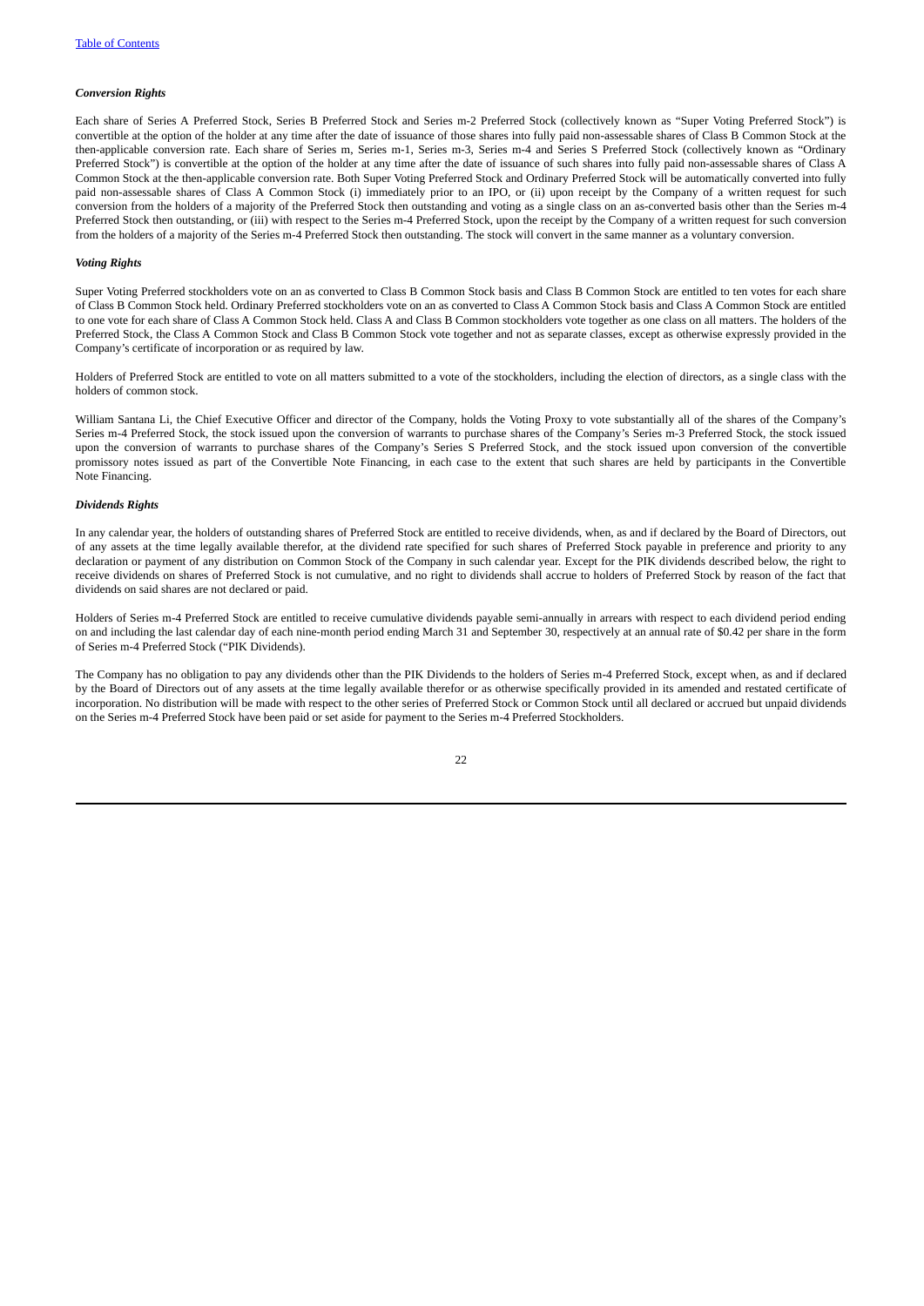***Conversion Rights***

Each share of Series A Preferred Stock, Series B Preferred Stock and Series m-2 Preferred Stock (collectively known as "Super Voting Preferred Stock") is convertible at the option of the holder at any time after the date of issuance of those shares into fully paid non-assessable shares of Class B Common Stock at the then-applicable conversion rate. Each share of Series m, Series m-1, Series m-3, Series m-4 and Series S Preferred Stock (collectively known as "Ordinary Preferred Stock") is convertible at the option of the holder at any time after the date of issuance of such shares into fully paid non-assessable shares of Class A Common Stock at the then-applicable conversion rate. Both Super Voting Preferred Stock and Ordinary Preferred Stock will be automatically converted into fully paid non-assessable shares of Class A Common Stock (i) immediately prior to an IPO, or (ii) upon receipt by the Company of a written request for such conversion from the holders of a majority of the Preferred Stock then outstanding and voting as a single class on an as-converted basis other than the Series m-4 Preferred Stock then outstanding, or (iii) with respect to the Series m-4 Preferred Stock, upon the receipt by the Company of a written request for such conversion from the holders of a majority of the Series m-4 Preferred Stock then outstanding. The stock will convert in the same manner as a voluntary conversion.

***Voting Rights***

Super Voting Preferred stockholders vote on an as converted to Class B Common Stock basis and Class B Common Stock are entitled to ten votes for each share of Class B Common Stock held. Ordinary Preferred stockholders vote on an as converted to Class A Common Stock basis and Class A Common Stock are entitled to one vote for each share of Class A Common Stock held. Class A and Class B Common stockholders vote together as one class on all matters. The holders of the Preferred Stock, the Class A Common Stock and Class B Common Stock vote together and not as separate classes, except as otherwise expressly provided in the Company's certificate of incorporation or as required by law.

Holders of Preferred Stock are entitled to vote on all matters submitted to a vote of the stockholders, including the election of directors, as a single class with the holders of common stock.

William Santana Li, the Chief Executive Officer and director of the Company, holds the Voting Proxy to vote substantially all of the shares of the Company's Series m-4 Preferred Stock, the stock issued upon the conversion of warrants to purchase shares of the Company's Series m-3 Preferred Stock, the stock issued upon the conversion of warrants to purchase shares of the Company's Series S Preferred Stock, and the stock issued upon conversion of the convertible promissory notes issued as part of the Convertible Note Financing, in each case to the extent that such shares are held by participants in the Convertible Note Financing.

***Dividends Rights***

In any calendar year, the holders of outstanding shares of Preferred Stock are entitled to receive dividends, when, as and if declared by the Board of Directors, out of any assets at the time legally available therefor, at the dividend rate specified for such shares of Preferred Stock payable in preference and priority to any declaration or payment of any distribution on Common Stock of the Company in such calendar year. Except for the PIK dividends described below, the right to receive dividends on shares of Preferred Stock is not cumulative, and no right to dividends shall accrue to holders of Preferred Stock by reason of the fact that dividends on said shares are not declared or paid.

Holders of Series m-4 Preferred Stock are entitled to receive cumulative dividends payable semi-annually in arrears with respect to each dividend period ending on and including the last calendar day of each nine-month period ending March 31 and September 30, respectively at an annual rate of $0.42 per share in the form of Series m-4 Preferred Stock ("PIK Dividends).

The Company has no obligation to pay any dividends other than the PIK Dividends to the holders of Series m-4 Preferred Stock, except when, as and if declared by the Board of Directors out of any assets at the time legally available therefor or as otherwise specifically provided in its amended and restated certificate of incorporation. No distribution will be made with respect to the other series of Preferred Stock or Common Stock until all declared or accrued but unpaid dividends on the Series m-4 Preferred Stock have been paid or set aside for payment to the Series m-4 Preferred Stockholders.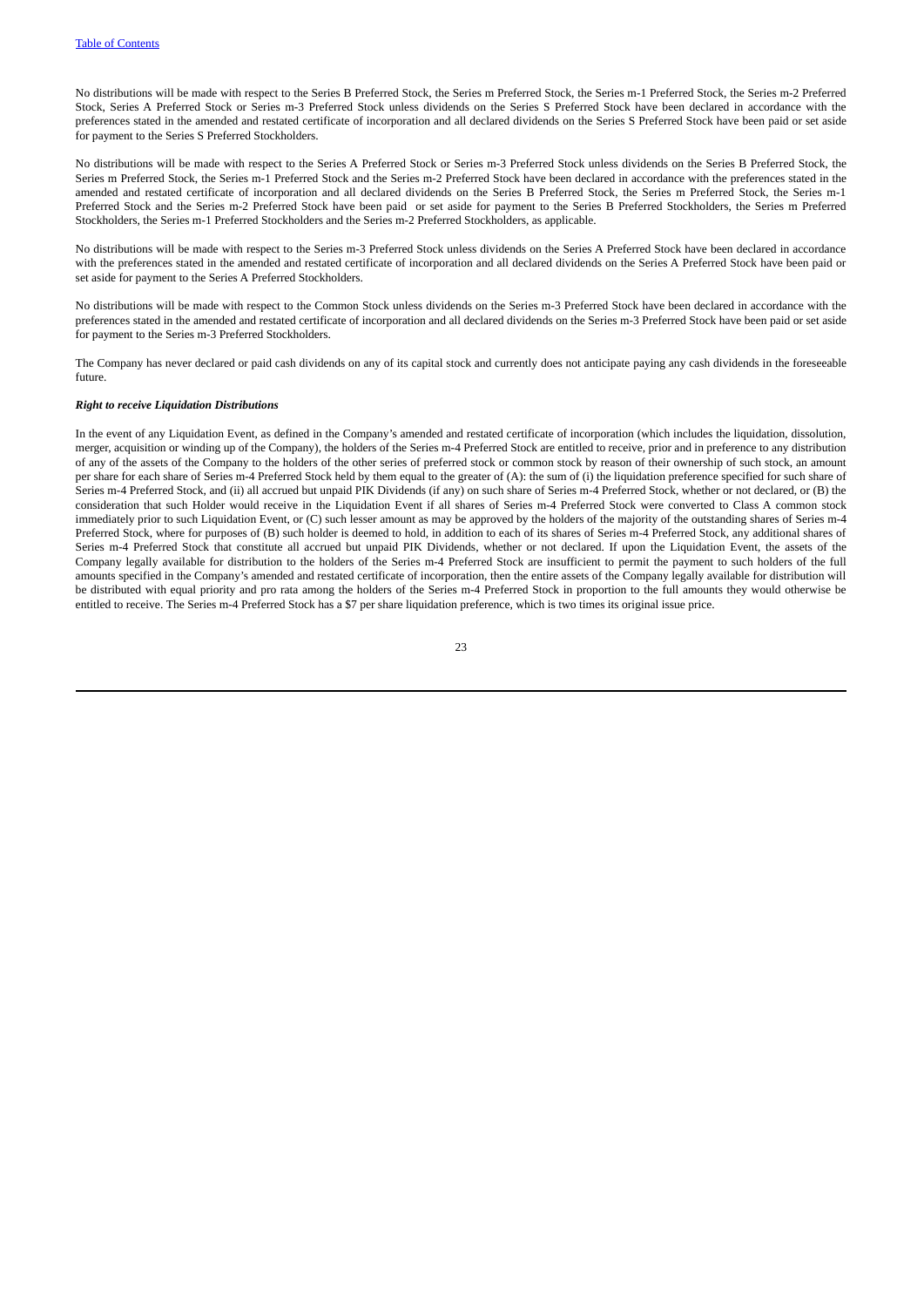No distributions will be made with respect to the Series B Preferred Stock, the Series m Preferred Stock, the Series m-1 Preferred Stock, the Series m-2 Preferred Stock, Series A Preferred Stock or Series m-3 Preferred Stock unless dividends on the Series S Preferred Stock have been declared in accordance with the preferences stated in the amended and restated certificate of incorporation and all declared dividends on the Series S Preferred Stock have been paid or set aside for payment to the Series S Preferred Stockholders.

No distributions will be made with respect to the Series A Preferred Stock or Series m-3 Preferred Stock unless dividends on the Series B Preferred Stock, the Series m Preferred Stock, the Series m-1 Preferred Stock and the Series m-2 Preferred Stock have been declared in accordance with the preferences stated in the amended and restated certificate of incorporation and all declared dividends on the Series B Preferred Stock, the Series m Preferred Stock, the Series m-1 Preferred Stock and the Series m-2 Preferred Stock have been paid or set aside for payment to the Series B Preferred Stockholders, the Series m Preferred Stockholders, the Series m-1 Preferred Stockholders and the Series m-2 Preferred Stockholders, as applicable.

No distributions will be made with respect to the Series m-3 Preferred Stock unless dividends on the Series A Preferred Stock have been declared in accordance with the preferences stated in the amended and restated certificate of incorporation and all declared dividends on the Series A Preferred Stock have been paid or set aside for payment to the Series A Preferred Stockholders.

No distributions will be made with respect to the Common Stock unless dividends on the Series m-3 Preferred Stock have been declared in accordance with the preferences stated in the amended and restated certificate of incorporation and all declared dividends on the Series m-3 Preferred Stock have been paid or set aside for payment to the Series m-3 Preferred Stockholders.

The Company has never declared or paid cash dividends on any of its capital stock and currently does not anticipate paying any cash dividends in the foreseeable future.

***Right to receive Liquidation Distributions***

In the event of any Liquidation Event, as defined in the Company's amended and restated certificate of incorporation (which includes the liquidation, dissolution, merger, acquisition or winding up of the Company), the holders of the Series m-4 Preferred Stock are entitled to receive, prior and in preference to any distribution of any of the assets of the Company to the holders of the other series of preferred stock or common stock by reason of their ownership of such stock, an amount per share for each share of Series m-4 Preferred Stock held by them equal to the greater of (A): the sum of (i) the liquidation preference specified for such share of Series m-4 Preferred Stock, and (ii) all accrued but unpaid PIK Dividends (if any) on such share of Series m-4 Preferred Stock, whether or not declared, or (B) the consideration that such Holder would receive in the Liquidation Event if all shares of Series m-4 Preferred Stock were converted to Class A common stock immediately prior to such Liquidation Event, or (C) such lesser amount as may be approved by the holders of the majority of the outstanding shares of Series m-4 Preferred Stock, where for purposes of (B) such holder is deemed to hold, in addition to each of its shares of Series m-4 Preferred Stock, any additional shares of Series m-4 Preferred Stock that constitute all accrued but unpaid PIK Dividends, whether or not declared. If upon the Liquidation Event, the assets of the Company legally available for distribution to the holders of the Series m-4 Preferred Stock are insufficient to permit the payment to such holders of the full amounts specified in the Company's amended and restated certificate of incorporation, then the entire assets of the Company legally available for distribution will be distributed with equal priority and pro rata among the holders of the Series m-4 Preferred Stock in proportion to the full amounts they would otherwise be entitled to receive. The Series m-4 Preferred Stock has a $7 per share liquidation preference, which is two times its original issue price.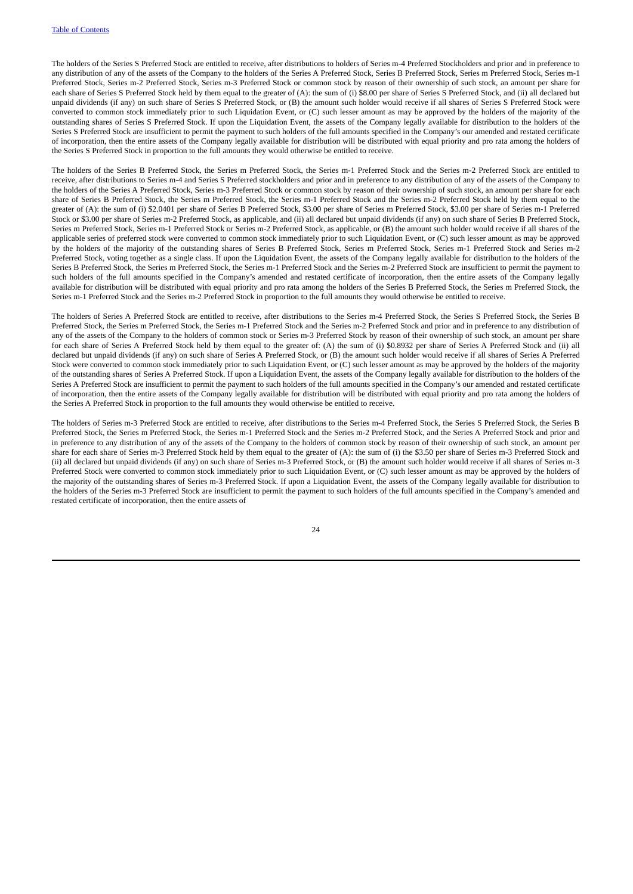The holders of the Series S Preferred Stock are entitled to receive, after distributions to holders of Series m-4 Preferred Stockholders and prior and in preference to any distribution of any of the assets of the Company to the holders of the Series A Preferred Stock, Series B Preferred Stock, Series m Preferred Stock, Series m-1 Preferred Stock, Series m-2 Preferred Stock, Series m-3 Preferred Stock or common stock by reason of their ownership of such stock, an amount per share for each share of Series S Preferred Stock held by them equal to the greater of (A): the sum of (i) $8.00 per share of Series S Preferred Stock, and (ii) all declared but unpaid dividends (if any) on such share of Series S Preferred Stock, or (B) the amount such holder would receive if all shares of Series S Preferred Stock were converted to common stock immediately prior to such Liquidation Event, or (C) such lesser amount as may be approved by the holders of the majority of the outstanding shares of Series S Preferred Stock. If upon the Liquidation Event, the assets of the Company legally available for distribution to the holders of the Series S Preferred Stock are insufficient to permit the payment to such holders of the full amounts specified in the Company's our amended and restated certificate of incorporation, then the entire assets of the Company legally available for distribution will be distributed with equal priority and pro rata among the holders of the Series S Preferred Stock in proportion to the full amounts they would otherwise be entitled to receive.

The holders of the Series B Preferred Stock, the Series m Preferred Stock, the Series m-1 Preferred Stock and the Series m-2 Preferred Stock are entitled to receive, after distributions to Series m-4 and Series S Preferred stockholders and prior and in preference to any distribution of any of the assets of the Company to the holders of the Series A Preferred Stock, Series m-3 Preferred Stock or common stock by reason of their ownership of such stock, an amount per share for each share of Series B Preferred Stock, the Series m Preferred Stock, the Series m-1 Preferred Stock and the Series m-2 Preferred Stock held by them equal to the greater of (A): the sum of (i) $2.0401 per share of Series B Preferred Stock, $3.00 per share of Series m Preferred Stock, $3.00 per share of Series m-1 Preferred Stock or $3.00 per share of Series m-2 Preferred Stock, as applicable, and (ii) all declared but unpaid dividends (if any) on such share of Series B Preferred Stock, Series m Preferred Stock, Series m-1 Preferred Stock or Series m-2 Preferred Stock, as applicable, or (B) the amount such holder would receive if all shares of the applicable series of preferred stock were converted to common stock immediately prior to such Liquidation Event, or (C) such lesser amount as may be approved by the holders of the majority of the outstanding shares of Series B Preferred Stock, Series m Preferred Stock, Series m-1 Preferred Stock and Series m-2 Preferred Stock, voting together as a single class. If upon the Liquidation Event, the assets of the Company legally available for distribution to the holders of the Series B Preferred Stock, the Series m Preferred Stock, the Series m-1 Preferred Stock and the Series m-2 Preferred Stock are insufficient to permit the payment to such holders of the full amounts specified in the Company's amended and restated certificate of incorporation, then the entire assets of the Company legally available for distribution will be distributed with equal priority and pro rata among the holders of the Series B Preferred Stock, the Series m Preferred Stock, the Series m-1 Preferred Stock and the Series m-2 Preferred Stock in proportion to the full amounts they would otherwise be entitled to receive.

The holders of Series A Preferred Stock are entitled to receive, after distributions to the Series m-4 Preferred Stock, the Series S Preferred Stock, the Series B Preferred Stock, the Series m Preferred Stock, the Series m-1 Preferred Stock and the Series m-2 Preferred Stock and prior and in preference to any distribution of any of the assets of the Company to the holders of common stock or Series m-3 Preferred Stock by reason of their ownership of such stock, an amount per share for each share of Series A Preferred Stock held by them equal to the greater of: (A) the sum of (i) $0.8932 per share of Series A Preferred Stock and (ii) all declared but unpaid dividends (if any) on such share of Series A Preferred Stock, or (B) the amount such holder would receive if all shares of Series A Preferred Stock were converted to common stock immediately prior to such Liquidation Event, or (C) such lesser amount as may be approved by the holders of the majority of the outstanding shares of Series A Preferred Stock. If upon a Liquidation Event, the assets of the Company legally available for distribution to the holders of the Series A Preferred Stock are insufficient to permit the payment to such holders of the full amounts specified in the Company's our amended and restated certificate of incorporation, then the entire assets of the Company legally available for distribution will be distributed with equal priority and pro rata among the holders of the Series A Preferred Stock in proportion to the full amounts they would otherwise be entitled to receive.

The holders of Series m-3 Preferred Stock are entitled to receive, after distributions to the Series m-4 Preferred Stock, the Series S Preferred Stock, the Series B Preferred Stock, the Series m Preferred Stock, the Series m-1 Preferred Stock and the Series m-2 Preferred Stock, and the Series A Preferred Stock and prior and in preference to any distribution of any of the assets of the Company to the holders of common stock by reason of their ownership of such stock, an amount per share for each share of Series m-3 Preferred Stock held by them equal to the greater of (A): the sum of (i) the $3.50 per share of Series m-3 Preferred Stock and (ii) all declared but unpaid dividends (if any) on such share of Series m-3 Preferred Stock, or (B) the amount such holder would receive if all shares of Series m-3 Preferred Stock were converted to common stock immediately prior to such Liquidation Event, or (C) such lesser amount as may be approved by the holders of the majority of the outstanding shares of Series m-3 Preferred Stock. If upon a Liquidation Event, the assets of the Company legally available for distribution to the holders of the Series m-3 Preferred Stock are insufficient to permit the payment to such holders of the full amounts specified in the Company's amended and restated certificate of incorporation, then the entire assets of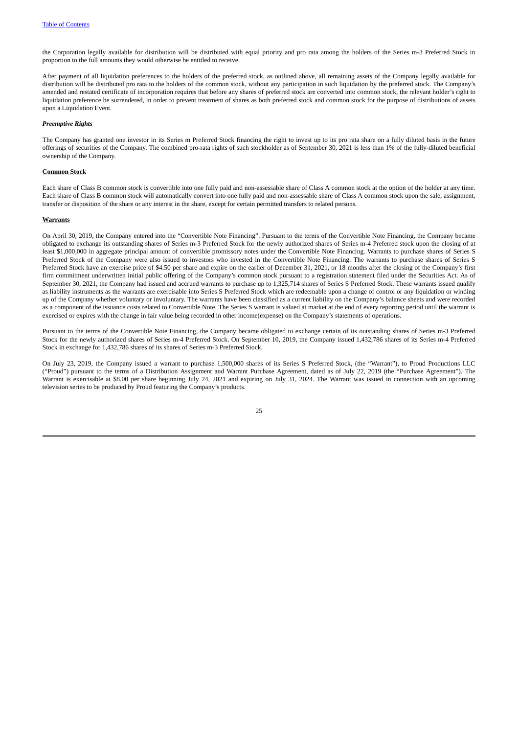the Corporation legally available for distribution will be distributed with equal priority and pro rata among the holders of the Series m-3 Preferred Stock in proportion to the full amounts they would otherwise be entitled to receive.

After payment of all liquidation preferences to the holders of the preferred stock, as outlined above, all remaining assets of the Company legally available for distribution will be distributed pro rata to the holders of the common stock, without any participation in such liquidation by the preferred stock. The Company's amended and restated certificate of incorporation requires that before any shares of preferred stock are converted into common stock, the relevant holder's right to liquidation preference be surrendered, in order to prevent treatment of shares as both preferred stock and common stock for the purpose of distributions of assets upon a Liquidation Event.

***Preemptive Rights***

The Company has granted one investor in its Series m Preferred Stock financing the right to invest up to its pro rata share on a fully diluted basis in the future offerings of securities of the Company. The combined pro-rata rights of such stockholder as of September 30, 2021 is less than 1% of the fully-diluted beneficial ownership of the Company.

**Common Stock**

Each share of Class B common stock is convertible into one fully paid and non-assessable share of Class A common stock at the option of the holder at any time. Each share of Class B common stock will automatically convert into one fully paid and non-assessable share of Class A common stock upon the sale, assignment, transfer or disposition of the share or any interest in the share, except for certain permitted transfers to related persons.

**Warrants**

On April 30, 2019, the Company entered into the "Convertible Note Financing". Pursuant to the terms of the Convertible Note Financing, the Company became obligated to exchange its outstanding shares of Series m-3 Preferred Stock for the newly authorized shares of Series m-4 Preferred stock upon the closing of at least $1,000,000 in aggregate principal amount of convertible promissory notes under the Convertible Note Financing. Warrants to purchase shares of Series S Preferred Stock of the Company were also issued to investors who invested in the Convertible Note Financing. The warrants to purchase shares of Series S Preferred Stock have an exercise price of $4.50 per share and expire on the earlier of December 31, 2021, or 18 months after the closing of the Company's first firm commitment underwritten initial public offering of the Company's common stock pursuant to a registration statement filed under the Securities Act. As of September 30, 2021, the Company had issued and accrued warrants to purchase up to 1,325,714 shares of Series S Preferred Stock. These warrants issued qualify as liability instruments as the warrants are exercisable into Series S Preferred Stock which are redeemable upon a change of control or any liquidation or winding up of the Company whether voluntary or involuntary. The warrants have been classified as a current liability on the Company's balance sheets and were recorded as a component of the issuance costs related to Convertible Note. The Series S warrant is valued at market at the end of every reporting period until the warrant is exercised or expires with the change in fair value being recorded in other income(expense) on the Company's statements of operations.

Pursuant to the terms of the Convertible Note Financing, the Company became obligated to exchange certain of its outstanding shares of Series m-3 Preferred Stock for the newly authorized shares of Series m-4 Preferred Stock. On September 10, 2019, the Company issued 1,432,786 shares of its Series m-4 Preferred Stock in exchange for 1,432,786 shares of its shares of Series m-3 Preferred Stock.

On July 23, 2019, the Company issued a warrant to purchase 1,500,000 shares of its Series S Preferred Stock, (the "Warrant"), to Proud Productions LLC ("Proud") pursuant to the terms of a Distribution Assignment and Warrant Purchase Agreement, dated as of July 22, 2019 (the "Purchase Agreement"). The Warrant is exercisable at $8.00 per share beginning July 24, 2021 and expiring on July 31, 2024. The Warrant was issued in connection with an upcoming television series to be produced by Proud featuring the Company's products.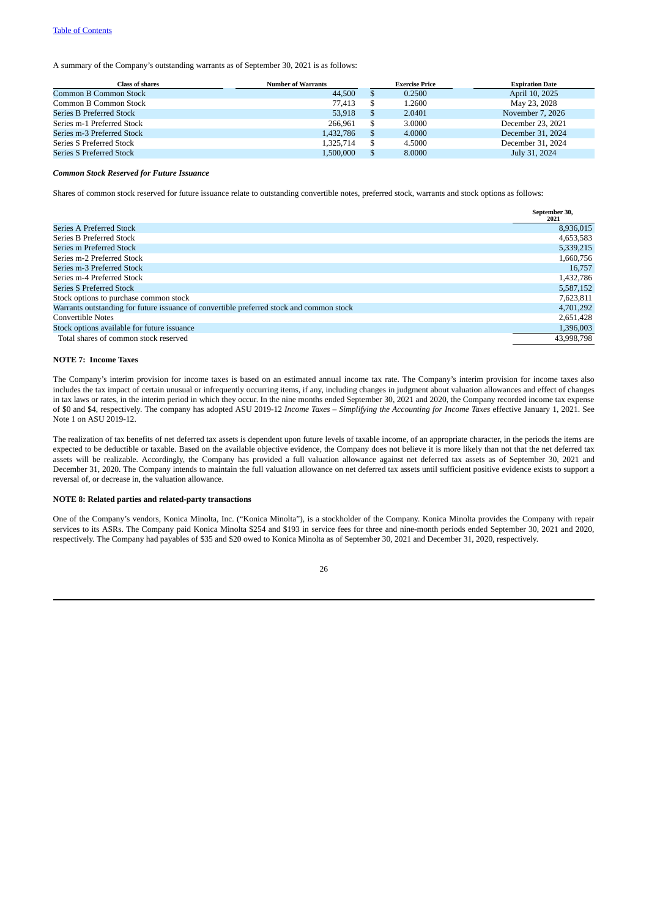[Table of Contents](#)

A summary of the Company's outstanding warrants as of September 30, 2021 is as follows:

| Class of shares | Number of Warrants | Exercise Price | Expiration Date |
|---|---|---|---|
| Common B Common Stock | 44,500 | $ 0.2500 | April 10, 2025 |
| Common B Common Stock | 77,413 | $ 1.2600 | May 23, 2028 |
| Series B Preferred Stock | 53,918 | $ 2.0401 | November 7, 2026 |
| Series m-1 Preferred Stock | 266,961 | $ 3.0000 | December 23, 2021 |
| Series m-3 Preferred Stock | 1,432,786 | $ 4.0000 | December 31, 2024 |
| Series S Preferred Stock | 1,325,714 | $ 4.5000 | December 31, 2024 |
| Series S Preferred Stock | 1,500,000 | $ 8.0000 | July 31, 2024 |

***Common Stock Reserved for Future Issuance***

Shares of common stock reserved for future issuance relate to outstanding convertible notes, preferred stock, warrants and stock options as follows:

| | September 30, 2021 |
|---|---|
| Series A Preferred Stock | 8,936,015 |
| Series B Preferred Stock | 4,653,583 |
| Series m Preferred Stock | 5,339,215 |
| Series m-2 Preferred Stock | 1,660,756 |
| Series m-3 Preferred Stock | 16,757 |
| Series m-4 Preferred Stock | 1,432,786 |
| Series S Preferred Stock | 5,587,152 |
| Stock options to purchase common stock | 7,623,811 |
| Warrants outstanding for future issuance of convertible preferred stock and common stock | 4,701,292 |
| Convertible Notes | 2,651,428 |
| Stock options available for future issuance | 1,396,003 |
| Total shares of common stock reserved | 43,998,798 |

**NOTE 7: Income Taxes**

The Company's interim provision for income taxes is based on an estimated annual income tax rate. The Company's interim provision for income taxes also includes the tax impact of certain unusual or infrequently occurring items, if any, including changes in judgment about valuation allowances and effect of changes in tax laws or rates, in the interim period in which they occur. In the nine months ended September 30, 2021 and 2020, the Company recorded income tax expense of $0 and $4, respectively. The company has adopted ASU 2019-12 *Income Taxes – Simplifying the Accounting for Income Taxes* effective January 1, 2021. See Note 1 on ASU 2019-12.

The realization of tax benefits of net deferred tax assets is dependent upon future levels of taxable income, of an appropriate character, in the periods the items are expected to be deductible or taxable. Based on the available objective evidence, the Company does not believe it is more likely than not that the net deferred tax assets will be realizable. Accordingly, the Company has provided a full valuation allowance against net deferred tax assets as of September 30, 2021 and December 31, 2020. The Company intends to maintain the full valuation allowance on net deferred tax assets until sufficient positive evidence exists to support a reversal of, or decrease in, the valuation allowance.

**NOTE 8: Related parties and related-party transactions**

One of the Company's vendors, Konica Minolta, Inc. ("Konica Minolta"), is a stockholder of the Company. Konica Minolta provides the Company with repair services to its ASRs. The Company paid Konica Minolta $254 and $193 in service fees for three and nine-month periods ended September 30, 2021 and 2020, respectively. The Company had payables of $35 and $20 owed to Konica Minolta as of September 30, 2021 and December 31, 2020, respectively.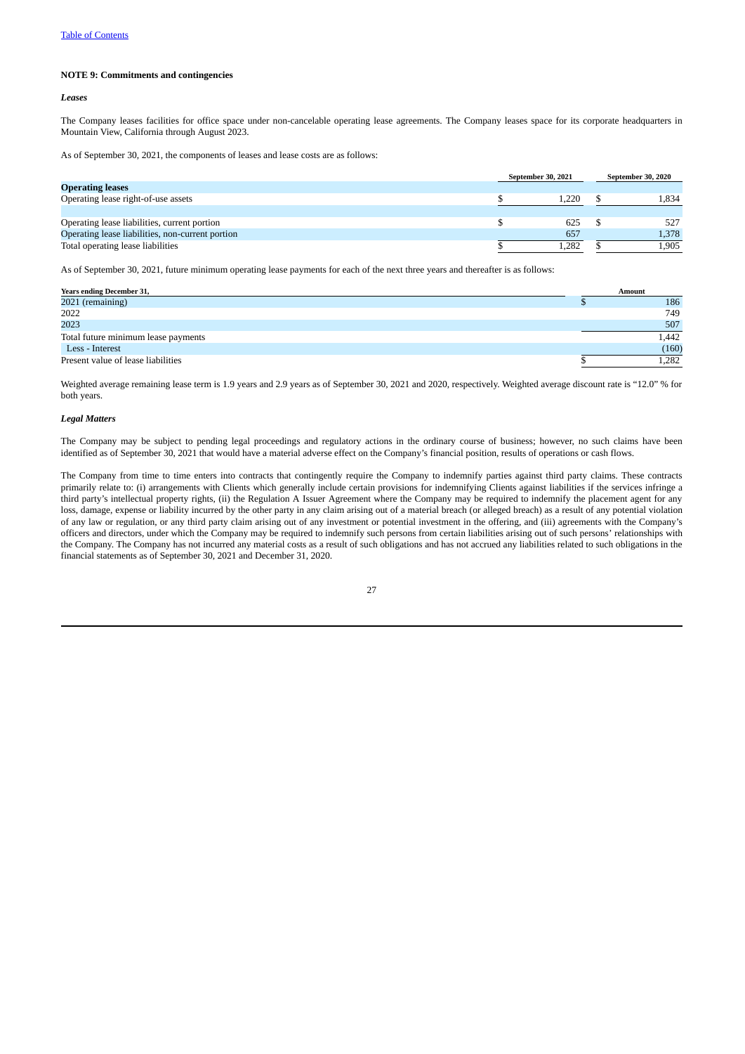[Table of Contents](#)

**NOTE 9: Commitments and contingencies**

***Leases***

The Company leases facilities for office space under non-cancelable operating lease agreements. The Company leases space for its corporate headquarters in Mountain View, California through August 2023.

As of September 30, 2021, the components of leases and lease costs are as follows:

| | September 30, 2021 | September 30, 2020 |
|---|---|---|
| **Operating leases** | | |
| Operating lease right-of-use assets | $ 1,220 | $ 1,834 |
| | | |
| Operating lease liabilities, current portion | $ 625 | $ 527 |
| Operating lease liabilities, non-current portion | 657 | 1,378 |
| Total operating lease liabilities | $ 1,282 | $ 1,905 |

As of September 30, 2021, future minimum operating lease payments for each of the next three years and thereafter is as follows:

| Years ending December 31, | Amount |
|---|---|
| 2021 (remaining) | $ 186 |
| 2022 | 749 |
| 2023 | 507 |
| Total future minimum lease payments | 1,442 |
| Less - Interest | (160) |
| Present value of lease liabilities | $ 1,282 |

Weighted average remaining lease term is 1.9 years and 2.9 years as of September 30, 2021 and 2020, respectively. Weighted average discount rate is "12.0" % for both years.

***Legal Matters***

The Company may be subject to pending legal proceedings and regulatory actions in the ordinary course of business; however, no such claims have been identified as of September 30, 2021 that would have a material adverse effect on the Company's financial position, results of operations or cash flows.

The Company from time to time enters into contracts that contingently require the Company to indemnify parties against third party claims. These contracts primarily relate to: (i) arrangements with Clients which generally include certain provisions for indemnifying Clients against liabilities if the services infringe a third party's intellectual property rights, (ii) the Regulation A Issuer Agreement where the Company may be required to indemnify the placement agent for any loss, damage, expense or liability incurred by the other party in any claim arising out of a material breach (or alleged breach) as a result of any potential violation of any law or regulation, or any third party claim arising out of any investment or potential investment in the offering, and (iii) agreements with the Company's officers and directors, under which the Company may be required to indemnify such persons from certain liabilities arising out of such persons' relationships with the Company. The Company has not incurred any material costs as a result of such obligations and has not accrued any liabilities related to such obligations in the financial statements as of September 30, 2021 and December 31, 2020.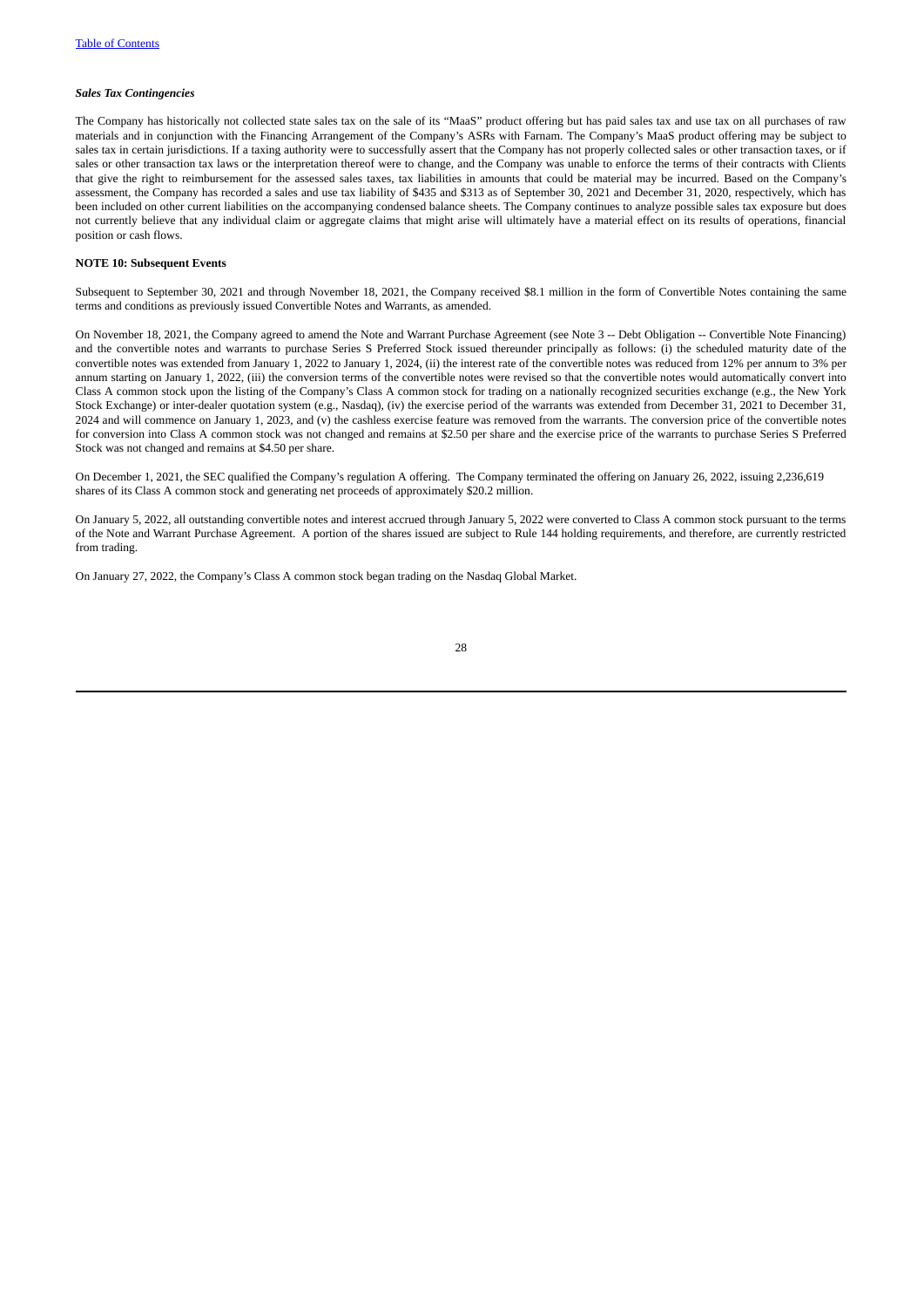*Sales Tax Contingencies*

The Company has historically not collected state sales tax on the sale of its "MaaS" product offering but has paid sales tax and use tax on all purchases of raw materials and in conjunction with the Financing Arrangement of the Company's ASRs with Farnam. The Company's MaaS product offering may be subject to sales tax in certain jurisdictions. If a taxing authority were to successfully assert that the Company has not properly collected sales or other transaction taxes, or if sales or other transaction tax laws or the interpretation thereof were to change, and the Company was unable to enforce the terms of their contracts with Clients that give the right to reimbursement for the assessed sales taxes, tax liabilities in amounts that could be material may be incurred. Based on the Company's assessment, the Company has recorded a sales and use tax liability of $435 and $313 as of September 30, 2021 and December 31, 2020, respectively, which has been included on other current liabilities on the accompanying condensed balance sheets. The Company continues to analyze possible sales tax exposure but does not currently believe that any individual claim or aggregate claims that might arise will ultimately have a material effect on its results of operations, financial position or cash flows.

**NOTE 10: Subsequent Events**

Subsequent to September 30, 2021 and through November 18, 2021, the Company received $8.1 million in the form of Convertible Notes containing the same terms and conditions as previously issued Convertible Notes and Warrants, as amended.

On November 18, 2021, the Company agreed to amend the Note and Warrant Purchase Agreement (see Note 3 -- Debt Obligation -- Convertible Note Financing) and the convertible notes and warrants to purchase Series S Preferred Stock issued thereunder principally as follows: (i) the scheduled maturity date of the convertible notes was extended from January 1, 2022 to January 1, 2024, (ii) the interest rate of the convertible notes was reduced from 12% per annum to 3% per annum starting on January 1, 2022, (iii) the conversion terms of the convertible notes were revised so that the convertible notes would automatically convert into Class A common stock upon the listing of the Company's Class A common stock for trading on a nationally recognized securities exchange (e.g., the New York Stock Exchange) or inter-dealer quotation system (e.g., Nasdaq), (iv) the exercise period of the warrants was extended from December 31, 2021 to December 31, 2024 and will commence on January 1, 2023, and (v) the cashless exercise feature was removed from the warrants. The conversion price of the convertible notes for conversion into Class A common stock was not changed and remains at $2.50 per share and the exercise price of the warrants to purchase Series S Preferred Stock was not changed and remains at $4.50 per share.

On December 1, 2021, the SEC qualified the Company's regulation A offering. The Company terminated the offering on January 26, 2022, issuing 2,236,619 shares of its Class A common stock and generating net proceeds of approximately $20.2 million.

On January 5, 2022, all outstanding convertible notes and interest accrued through January 5, 2022 were converted to Class A common stock pursuant to the terms of the Note and Warrant Purchase Agreement. A portion of the shares issued are subject to Rule 144 holding requirements, and therefore, are currently restricted from trading.

On January 27, 2022, the Company's Class A common stock began trading on the Nasdaq Global Market.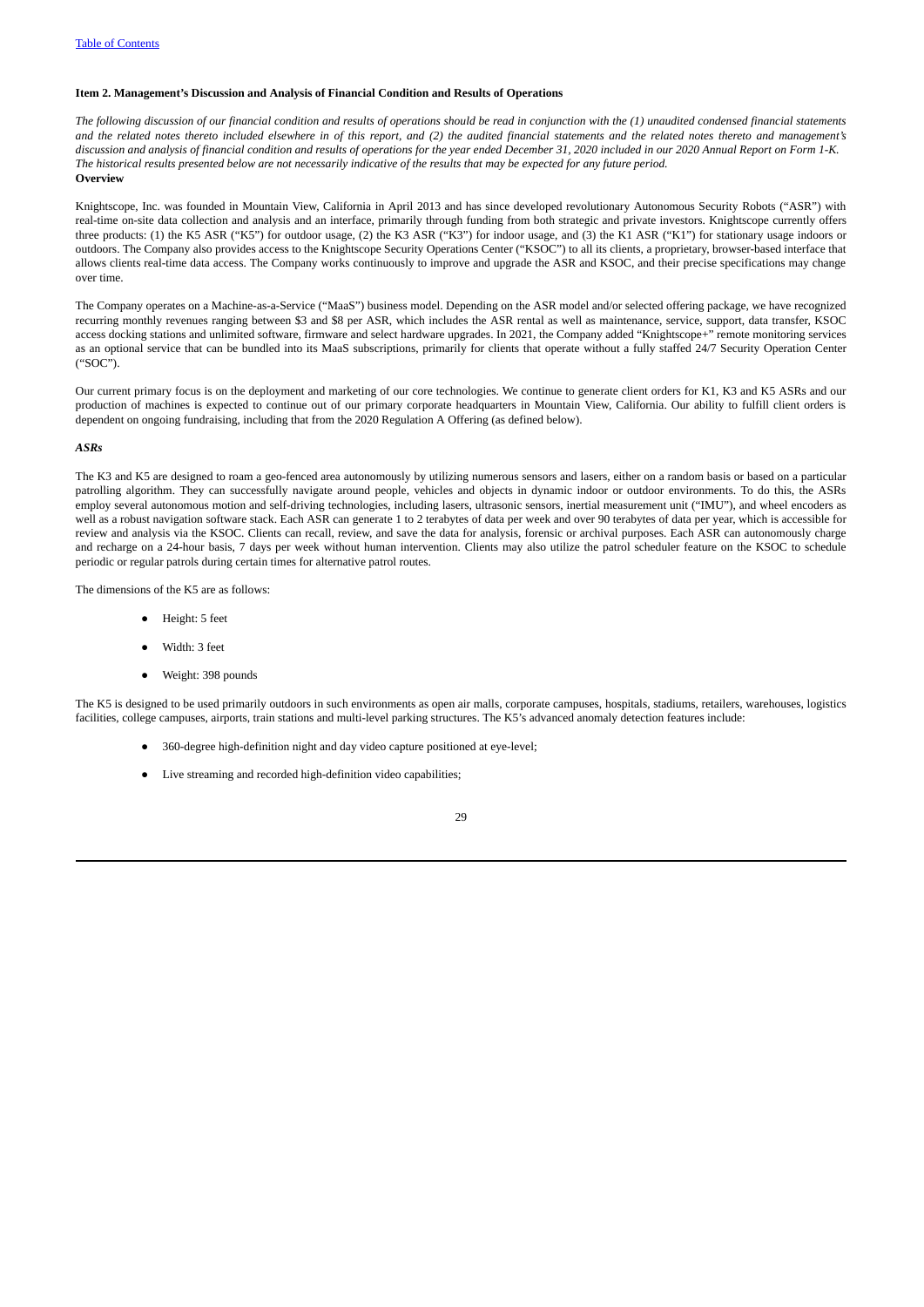[Table of Contents](#)

**Item 2. Management's Discussion and Analysis of Financial Condition and Results of Operations**

*The following discussion of our financial condition and results of operations should be read in conjunction with the (1) unaudited condensed financial statements and the related notes thereto included elsewhere in of this report, and (2) the audited financial statements and the related notes thereto and management's discussion and analysis of financial condition and results of operations for the year ended December 31, 2020 included in our 2020 Annual Report on Form 1-K. The historical results presented below are not necessarily indicative of the results that may be expected for any future period.*

**Overview**

Knightscope, Inc. was founded in Mountain View, California in April 2013 and has since developed revolutionary Autonomous Security Robots ("ASR") with real-time on-site data collection and analysis and an interface, primarily through funding from both strategic and private investors. Knightscope currently offers three products: (1) the K5 ASR ("K5") for outdoor usage, (2) the K3 ASR ("K3") for indoor usage, and (3) the K1 ASR ("K1") for stationary usage indoors or outdoors. The Company also provides access to the Knightscope Security Operations Center ("KSOC") to all its clients, a proprietary, browser-based interface that allows clients real-time data access. The Company works continuously to improve and upgrade the ASR and KSOC, and their precise specifications may change over time.

The Company operates on a Machine-as-a-Service ("MaaS") business model. Depending on the ASR model and/or selected offering package, we have recognized recurring monthly revenues ranging between $3 and $8 per ASR, which includes the ASR rental as well as maintenance, service, support, data transfer, KSOC access docking stations and unlimited software, firmware and select hardware upgrades. In 2021, the Company added "Knightscope+" remote monitoring services as an optional service that can be bundled into its MaaS subscriptions, primarily for clients that operate without a fully staffed 24/7 Security Operation Center ("SOC").

Our current primary focus is on the deployment and marketing of our core technologies. We continue to generate client orders for K1, K3 and K5 ASRs and our production of machines is expected to continue out of our primary corporate headquarters in Mountain View, California. Our ability to fulfill client orders is dependent on ongoing fundraising, including that from the 2020 Regulation A Offering (as defined below).

***ASRs***

The K3 and K5 are designed to roam a geo-fenced area autonomously by utilizing numerous sensors and lasers, either on a random basis or based on a particular patrolling algorithm. They can successfully navigate around people, vehicles and objects in dynamic indoor or outdoor environments. To do this, the ASRs employ several autonomous motion and self-driving technologies, including lasers, ultrasonic sensors, inertial measurement unit ("IMU"), and wheel encoders as well as a robust navigation software stack. Each ASR can generate 1 to 2 terabytes of data per week and over 90 terabytes of data per year, which is accessible for review and analysis via the KSOC. Clients can recall, review, and save the data for analysis, forensic or archival purposes. Each ASR can autonomously charge and recharge on a 24-hour basis, 7 days per week without human intervention. Clients may also utilize the patrol scheduler feature on the KSOC to schedule periodic or regular patrols during certain times for alternative patrol routes.

The dimensions of the K5 are as follows:

- Height: 5 feet
- Width: 3 feet
- Weight: 398 pounds

The K5 is designed to be used primarily outdoors in such environments as open air malls, corporate campuses, hospitals, stadiums, retailers, warehouses, logistics facilities, college campuses, airports, train stations and multi-level parking structures. The K5's advanced anomaly detection features include:

- 360-degree high-definition night and day video capture positioned at eye-level;
- Live streaming and recorded high-definition video capabilities;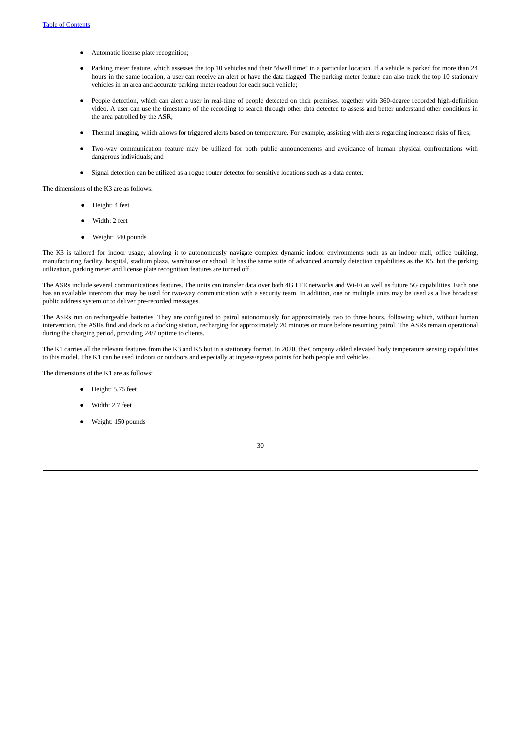- Automatic license plate recognition;
- Parking meter feature, which assesses the top 10 vehicles and their "dwell time" in a particular location. If a vehicle is parked for more than 24 hours in the same location, a user can receive an alert or have the data flagged. The parking meter feature can also track the top 10 stationary vehicles in an area and accurate parking meter readout for each such vehicle;
- People detection, which can alert a user in real-time of people detected on their premises, together with 360-degree recorded high-definition video. A user can use the timestamp of the recording to search through other data detected to assess and better understand other conditions in the area patrolled by the ASR;
- Thermal imaging, which allows for triggered alerts based on temperature. For example, assisting with alerts regarding increased risks of fires;
- Two-way communication feature may be utilized for both public announcements and avoidance of human physical confrontations with dangerous individuals; and
- Signal detection can be utilized as a rogue router detector for sensitive locations such as a data center.

The dimensions of the K3 are as follows:

- Height: 4 feet
- Width: 2 feet
- Weight: 340 pounds

The K3 is tailored for indoor usage, allowing it to autonomously navigate complex dynamic indoor environments such as an indoor mall, office building, manufacturing facility, hospital, stadium plaza, warehouse or school. It has the same suite of advanced anomaly detection capabilities as the K5, but the parking utilization, parking meter and license plate recognition features are turned off.

The ASRs include several communications features. The units can transfer data over both 4G LTE networks and Wi-Fi as well as future 5G capabilities. Each one has an available intercom that may be used for two-way communication with a security team. In addition, one or multiple units may be used as a live broadcast public address system or to deliver pre-recorded messages.

The ASRs run on rechargeable batteries. They are configured to patrol autonomously for approximately two to three hours, following which, without human intervention, the ASRs find and dock to a docking station, recharging for approximately 20 minutes or more before resuming patrol. The ASRs remain operational during the charging period, providing 24/7 uptime to clients.

The K1 carries all the relevant features from the K3 and K5 but in a stationary format. In 2020, the Company added elevated body temperature sensing capabilities to this model. The K1 can be used indoors or outdoors and especially at ingress/egress points for both people and vehicles.

The dimensions of the K1 are as follows:

- Height: 5.75 feet
- Width: 2.7 feet
- Weight: 150 pounds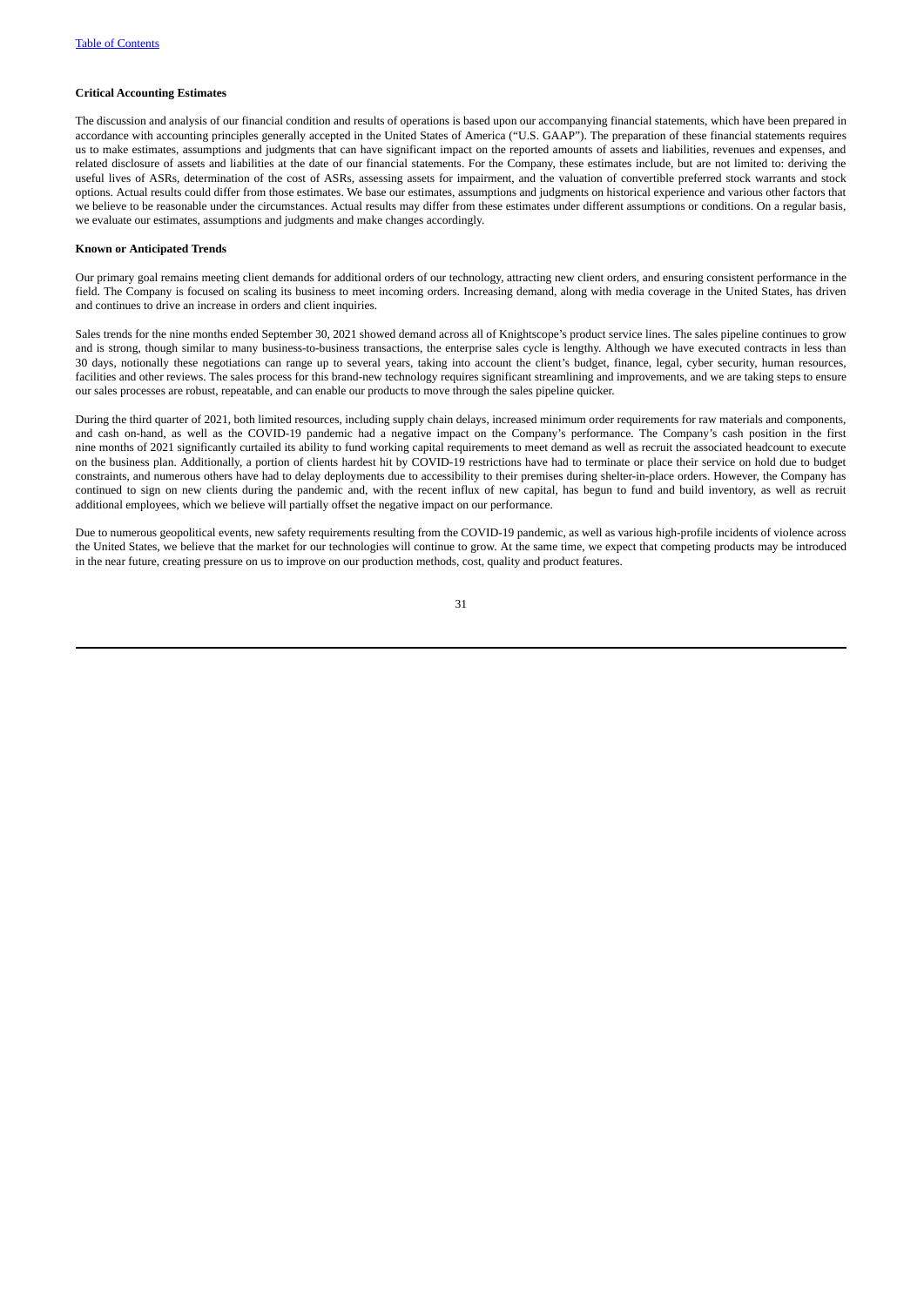**Critical Accounting Estimates**

The discussion and analysis of our financial condition and results of operations is based upon our accompanying financial statements, which have been prepared in accordance with accounting principles generally accepted in the United States of America ("U.S. GAAP"). The preparation of these financial statements requires us to make estimates, assumptions and judgments that can have significant impact on the reported amounts of assets and liabilities, revenues and expenses, and related disclosure of assets and liabilities at the date of our financial statements. For the Company, these estimates include, but are not limited to: deriving the useful lives of ASRs, determination of the cost of ASRs, assessing assets for impairment, and the valuation of convertible preferred stock warrants and stock options. Actual results could differ from those estimates. We base our estimates, assumptions and judgments on historical experience and various other factors that we believe to be reasonable under the circumstances. Actual results may differ from these estimates under different assumptions or conditions. On a regular basis, we evaluate our estimates, assumptions and judgments and make changes accordingly.

**Known or Anticipated Trends**

Our primary goal remains meeting client demands for additional orders of our technology, attracting new client orders, and ensuring consistent performance in the field. The Company is focused on scaling its business to meet incoming orders. Increasing demand, along with media coverage in the United States, has driven and continues to drive an increase in orders and client inquiries.

Sales trends for the nine months ended September 30, 2021 showed demand across all of Knightscope's product service lines. The sales pipeline continues to grow and is strong, though similar to many business-to-business transactions, the enterprise sales cycle is lengthy. Although we have executed contracts in less than 30 days, notionally these negotiations can range up to several years, taking into account the client's budget, finance, legal, cyber security, human resources, facilities and other reviews. The sales process for this brand-new technology requires significant streamlining and improvements, and we are taking steps to ensure our sales processes are robust, repeatable, and can enable our products to move through the sales pipeline quicker.

During the third quarter of 2021, both limited resources, including supply chain delays, increased minimum order requirements for raw materials and components, and cash on-hand, as well as the COVID-19 pandemic had a negative impact on the Company's performance. The Company's cash position in the first nine months of 2021 significantly curtailed its ability to fund working capital requirements to meet demand as well as recruit the associated headcount to execute on the business plan. Additionally, a portion of clients hardest hit by COVID-19 restrictions have had to terminate or place their service on hold due to budget constraints, and numerous others have had to delay deployments due to accessibility to their premises during shelter-in-place orders. However, the Company has continued to sign on new clients during the pandemic and, with the recent influx of new capital, has begun to fund and build inventory, as well as recruit additional employees, which we believe will partially offset the negative impact on our performance.

Due to numerous geopolitical events, new safety requirements resulting from the COVID-19 pandemic, as well as various high-profile incidents of violence across the United States, we believe that the market for our technologies will continue to grow. At the same time, we expect that competing products may be introduced in the near future, creating pressure on us to improve on our production methods, cost, quality and product features.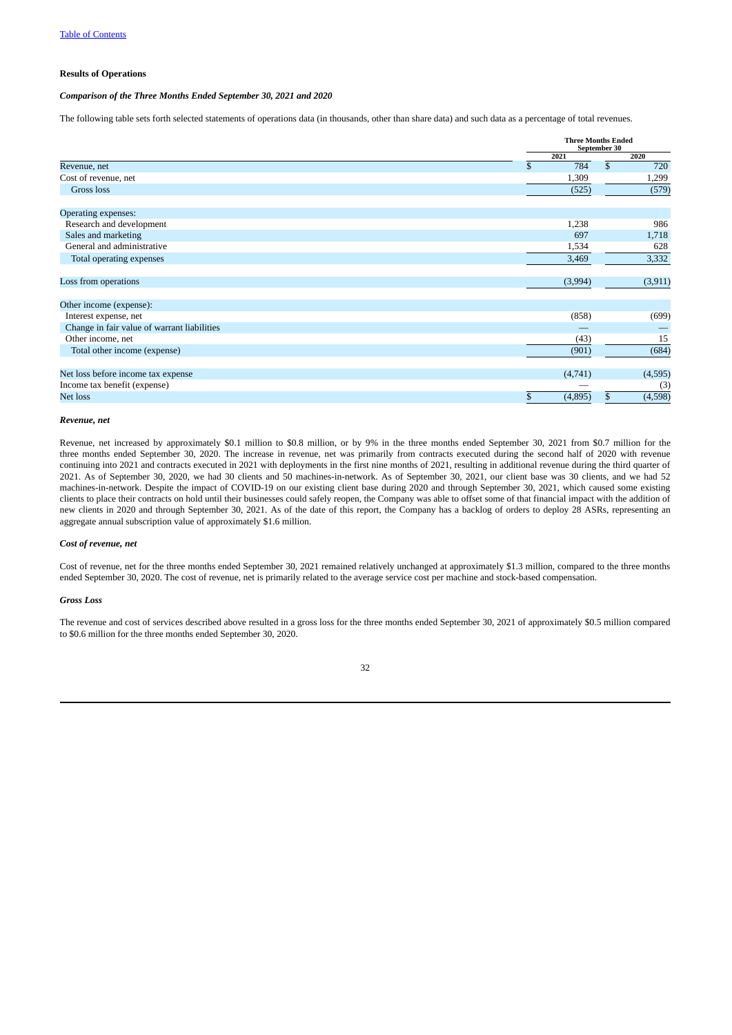[Table of Contents](#)

**Results of Operations**

***Comparison of the Three Months Ended September 30, 2021 and 2020***

The following table sets forth selected statements of operations data (in thousands, other than share data) and such data as a percentage of total revenues.

| | Three Months Ended September 30 | |
|---|---|---|
| | 2021 | 2020 |
| Revenue, net | $ 784 | $ 720 |
| Cost of revenue, net | 1,309 | 1,299 |
| Gross loss | (525) | (579) |
| Operating expenses: | | |
| Research and development | 1,238 | 986 |
| Sales and marketing | 697 | 1,718 |
| General and administrative | 1,534 | 628 |
| Total operating expenses | 3,469 | 3,332 |
| Loss from operations | (3,994) | (3,911) |
| Other income (expense): | | |
| Interest expense, net | (858) | (699) |
| Change in fair value of warrant liabilities | — | — |
| Other income, net | (43) | 15 |
| Total other income (expense) | (901) | (684) |
| Net loss before income tax expense | (4,741) | (4,595) |
| Income tax benefit (expense) | — | (3) |
| Net loss | $ (4,895) | $ (4,598) |

***Revenue, net***

Revenue, net increased by approximately $0.1 million to $0.8 million, or by 9% in the three months ended September 30, 2021 from $0.7 million for the three months ended September 30, 2020. The increase in revenue, net was primarily from contracts executed during the second half of 2020 with revenue continuing into 2021 and contracts executed in 2021 with deployments in the first nine months of 2021, resulting in additional revenue during the third quarter of 2021. As of September 30, 2020, we had 30 clients and 50 machines-in-network. As of September 30, 2021, our client base was 30 clients, and we had 52 machines-in-network. Despite the impact of COVID-19 on our existing client base during 2020 and through September 30, 2021, which caused some existing clients to place their contracts on hold until their businesses could safely reopen, the Company was able to offset some of that financial impact with the addition of new clients in 2020 and through September 30, 2021. As of the date of this report, the Company has a backlog of orders to deploy 28 ASRs, representing an aggregate annual subscription value of approximately $1.6 million.

***Cost of revenue, net***

Cost of revenue, net for the three months ended September 30, 2021 remained relatively unchanged at approximately $1.3 million, compared to the three months ended September 30, 2020. The cost of revenue, net is primarily related to the average service cost per machine and stock-based compensation.

***Gross Loss***

The revenue and cost of services described above resulted in a gross loss for the three months ended September 30, 2021 of approximately $0.5 million compared to $0.6 million for the three months ended September 30, 2020.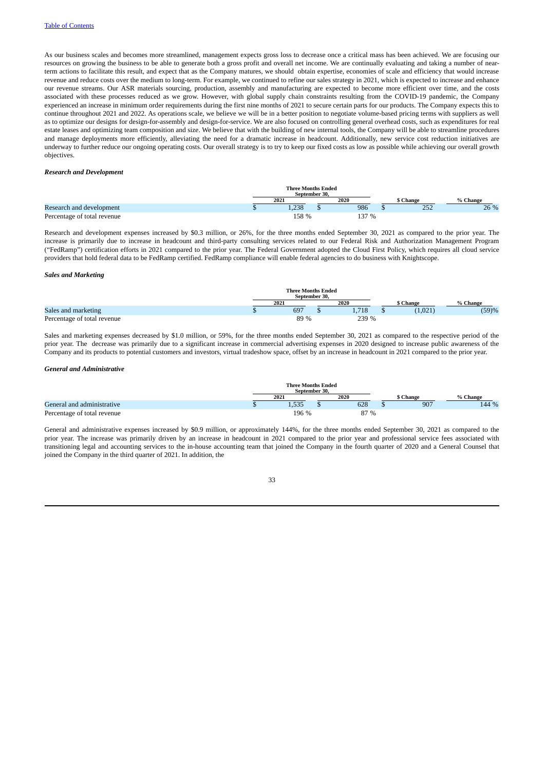[Table of Contents](#)

As our business scales and becomes more streamlined, management expects gross loss to decrease once a critical mass has been achieved. We are focusing our resources on growing the business to be able to generate both a gross profit and overall net income. We are continually evaluating and taking a number of near-term actions to facilitate this result, and expect that as the Company matures, we should obtain expertise, economies of scale and efficiency that would increase revenue and reduce costs over the medium to long-term. For example, we continued to refine our sales strategy in 2021, which is expected to increase and enhance our revenue streams. Our ASR materials sourcing, production, assembly and manufacturing are expected to become more efficient over time, and the costs associated with these processes reduced as we grow. However, with global supply chain constraints resulting from the COVID-19 pandemic, the Company experienced an increase in minimum order requirements during the first nine months of 2021 to secure certain parts for our products. The Company expects this to continue throughout 2021 and 2022. As operations scale, we believe we will be in a better position to negotiate volume-based pricing terms with suppliers as well as to optimize our designs for design-for-assembly and design-for-service. We are also focused on controlling general overhead costs, such as expenditures for real estate leases and optimizing team composition and size. We believe that with the building of new internal tools, the Company will be able to streamline procedures and manage deployments more efficiently, alleviating the need for a dramatic increase in headcount. Additionally, new service cost reduction initiatives are underway to further reduce our ongoing operating costs. Our overall strategy is to try to keep our fixed costs as low as possible while achieving our overall growth objectives.

***Research and Development***

| | Three Months Ended September 30, | | | |
|---|---|---|---|---|
| | 2021 | 2020 | $ Change | % Change |
| Research and development | $ 1,238 | $ 986 | $ 252 | 26 % |
| Percentage of total revenue | 158 % | 137 % | | |

Research and development expenses increased by $0.3 million, or 26%, for the three months ended September 30, 2021 as compared to the prior year. The increase is primarily due to increase in headcount and third-party consulting services related to our Federal Risk and Authorization Management Program ("FedRamp") certification efforts in 2021 compared to the prior year. The Federal Government adopted the Cloud First Policy, which requires all cloud service providers that hold federal data to be FedRamp certified. FedRamp compliance will enable federal agencies to do business with Knightscope.

***Sales and Marketing***

| | Three Months Ended September 30, | | | |
|---|---|---|---|---|
| | 2021 | 2020 | $ Change | % Change |
| Sales and marketing | $ 697 | $ 1,718 | $ (1,021) | (59)% |
| Percentage of total revenue | 89 % | 239 % | | |

Sales and marketing expenses decreased by $1.0 million, or 59%, for the three months ended September 30, 2021 as compared to the respective period of the prior year. The decrease was primarily due to a significant increase in commercial advertising expenses in 2020 designed to increase public awareness of the Company and its products to potential customers and investors, virtual tradeshow space, offset by an increase in headcount in 2021 compared to the prior year.

***General and Administrative***

| | Three Months Ended September 30, | | | |
|---|---|---|---|---|
| | 2021 | 2020 | $ Change | % Change |
| General and administrative | $ 1,535 | $ 628 | $ 907 | 144 % |
| Percentage of total revenue | 196 % | 87 % | | |

General and administrative expenses increased by $0.9 million, or approximately 144%, for the three months ended September 30, 2021 as compared to the prior year. The increase was primarily driven by an increase in headcount in 2021 compared to the prior year and professional service fees associated with transitioning legal and accounting services to the in-house accounting team that joined the Company in the fourth quarter of 2020 and a General Counsel that joined the Company in the third quarter of 2021. In addition, the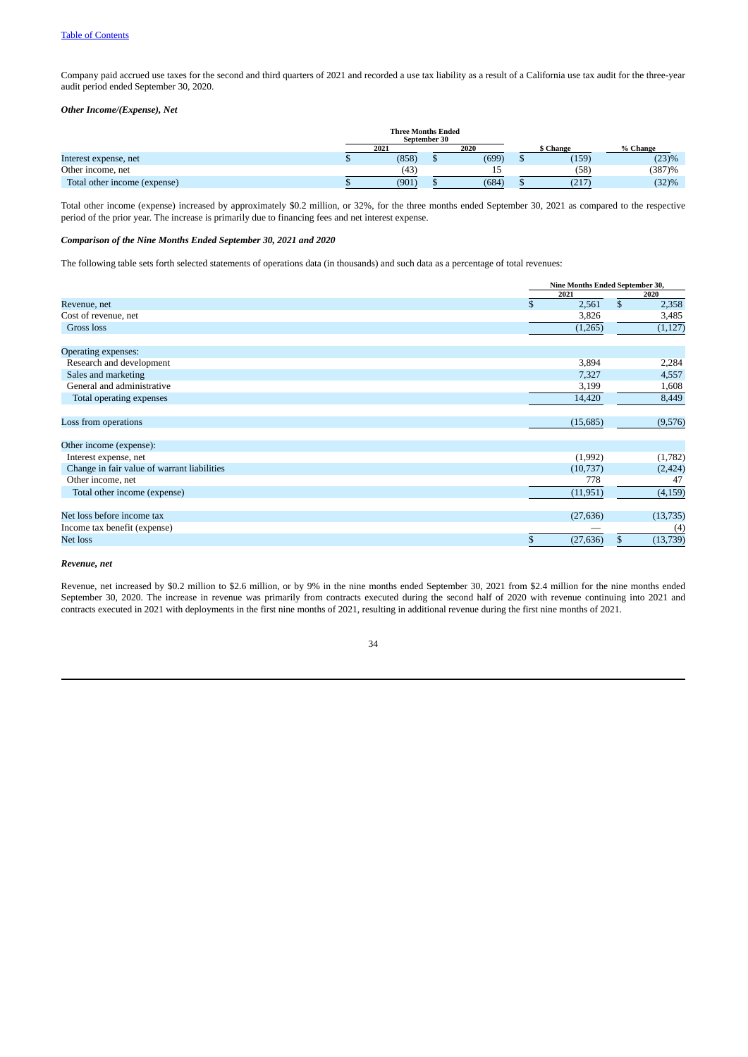Company paid accrued use taxes for the second and third quarters of 2021 and recorded a use tax liability as a result of a California use tax audit for the three-year audit period ended September 30, 2020.

***Other Income/(Expense), Net***

| | Three Months Ended September 30 | | | |
|---|---|---|---|---|
| | 2021 | 2020 | $ Change | % Change |
| Interest expense, net | $ (858) | $ (699) | $ (159) | (23)% |
| Other income, net | (43) | 15 | (58) | (387)% |
| Total other income (expense) | $ (901) | $ (684) | $ (217) | (32)% |

Total other income (expense) increased by approximately $0.2 million, or 32%, for the three months ended September 30, 2021 as compared to the respective period of the prior year. The increase is primarily due to financing fees and net interest expense.

***Comparison of the Nine Months Ended September 30, 2021 and 2020***

The following table sets forth selected statements of operations data (in thousands) and such data as a percentage of total revenues:

| | Nine Months Ended September 30, | |
|---|---|---|
| | 2021 | 2020 |
| Revenue, net | $ 2,561 | $ 2,358 |
| Cost of revenue, net | 3,826 | 3,485 |
| Gross loss | (1,265) | (1,127) |
| | | |
| Operating expenses: | | |
| Research and development | 3,894 | 2,284 |
| Sales and marketing | 7,327 | 4,557 |
| General and administrative | 3,199 | 1,608 |
| Total operating expenses | 14,420 | 8,449 |
| | | |
| Loss from operations | (15,685) | (9,576) |
| | | |
| Other income (expense): | | |
| Interest expense, net | (1,992) | (1,782) |
| Change in fair value of warrant liabilities | (10,737) | (2,424) |
| Other income, net | 778 | 47 |
| Total other income (expense) | (11,951) | (4,159) |
| | | |
| Net loss before income tax | (27,636) | (13,735) |
| Income tax benefit (expense) | — | (4) |
| Net loss | $ (27,636) | $ (13,739) |

***Revenue, net***

Revenue, net increased by $0.2 million to $2.6 million, or by 9% in the nine months ended September 30, 2021 from $2.4 million for the nine months ended September 30, 2020. The increase in revenue was primarily from contracts executed during the second half of 2020 with revenue continuing into 2021 and contracts executed in 2021 with deployments in the first nine months of 2021, resulting in additional revenue during the first nine months of 2021.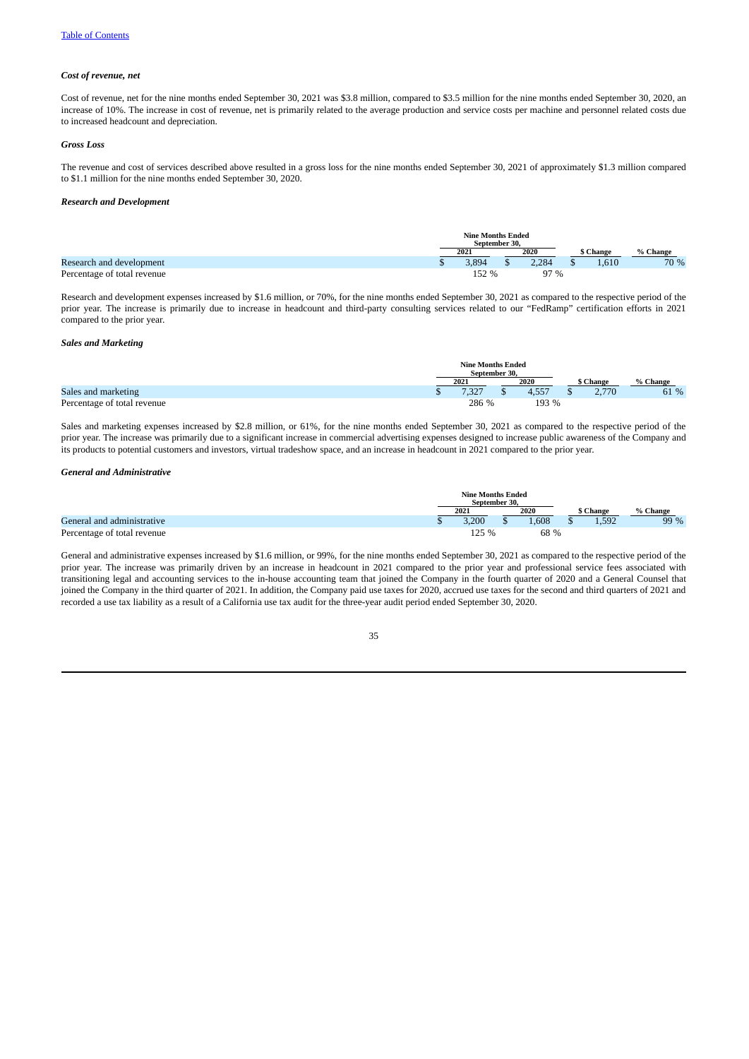[Table of Contents](#)

***Cost of revenue, net***

Cost of revenue, net for the nine months ended September 30, 2021 was $3.8 million, compared to $3.5 million for the nine months ended September 30, 2020, an increase of 10%. The increase in cost of revenue, net is primarily related to the average production and service costs per machine and personnel related costs due to increased headcount and depreciation.

***Gross Loss***

The revenue and cost of services described above resulted in a gross loss for the nine months ended September 30, 2021 of approximately $1.3 million compared to $1.1 million for the nine months ended September 30, 2020.

***Research and Development***

| | Nine Months Ended September 30, | | | |
|---|---|---|---|---|
| | 2021 | 2020 | $ Change | % Change |
| Research and development | $ 3,894 | $ 2,284 | $ 1,610 | 70 % |
| Percentage of total revenue | 152 % | 97 % | | |

Research and development expenses increased by $1.6 million, or 70%, for the nine months ended September 30, 2021 as compared to the respective period of the prior year. The increase is primarily due to increase in headcount and third-party consulting services related to our "FedRamp" certification efforts in 2021 compared to the prior year.

***Sales and Marketing***

| | Nine Months Ended September 30, | | | |
|---|---|---|---|---|
| | 2021 | 2020 | $ Change | % Change |
| Sales and marketing | $ 7,327 | $ 4,557 | $ 2,770 | 61 % |
| Percentage of total revenue | 286 % | 193 % | | |

Sales and marketing expenses increased by $2.8 million, or 61%, for the nine months ended September 30, 2021 as compared to the respective period of the prior year. The increase was primarily due to a significant increase in commercial advertising expenses designed to increase public awareness of the Company and its products to potential customers and investors, virtual tradeshow space, and an increase in headcount in 2021 compared to the prior year.

***General and Administrative***

| | Nine Months Ended September 30, | | | |
|---|---|---|---|---|
| | 2021 | 2020 | $ Change | % Change |
| General and administrative | $ 3,200 | $ 1,608 | $ 1,592 | 99 % |
| Percentage of total revenue | 125 % | 68 % | | |

General and administrative expenses increased by $1.6 million, or 99%, for the nine months ended September 30, 2021 as compared to the respective period of the prior year. The increase was primarily driven by an increase in headcount in 2021 compared to the prior year and professional service fees associated with transitioning legal and accounting services to the in-house accounting team that joined the Company in the fourth quarter of 2020 and a General Counsel that joined the Company in the third quarter of 2021. In addition, the Company paid use taxes for 2020, accrued use taxes for the second and third quarters of 2021 and recorded a use tax liability as a result of a California use tax audit for the three-year audit period ended September 30, 2020.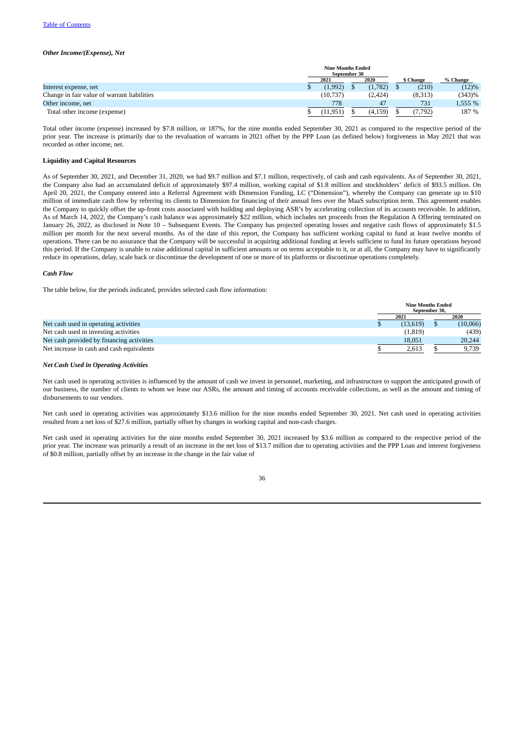[Table of Contents](#)

### *Other Income/(Expense), Net*

| | Nine Months Ended September 30 | | | |
|---|---|---|---|---|
| | 2021 | 2020 | $ Change | % Change |
| Interest expense, net | $ (1,992) | $ (1,782) | $ (210) | (12)% |
| Change in fair value of warrant liabilities | (10,737) | (2,424) | (8,313) | (343)% |
| Other income, net | 778 | 47 | 731 | 1,555 % |
| Total other income (expense) | $ (11,951) | $ (4,159) | $ (7,792) | 187 % |

Total other income (expense) increased by $7.8 million, or 187%, for the nine months ended September 30, 2021 as compared to the respective period of the prior year. The increase is primarily due to the revaluation of warrants in 2021 offset by the PPP Loan (as defined below) forgiveness in May 2021 that was recorded as other income, net.

#### Liquidity and Capital Resources

As of September 30, 2021, and December 31, 2020, we had $9.7 million and $7.1 million, respectively, of cash and cash equivalents. As of September 30, 2021, the Company also had an accumulated deficit of approximately $97.4 million, working capital of $1.8 million and stockholders' deficit of $93.5 million. On April 20, 2021, the Company entered into a Referral Agreement with Dimension Funding, LC ("Dimension"), whereby the Company can generate up to $10 million of immediate cash flow by referring its clients to Dimension for financing of their annual fees over the MaaS subscription term. This agreement enables the Company to quickly offset the up-front costs associated with building and deploying ASR's by accelerating collection of its accounts receivable. In addition, As of March 14, 2022, the Company's cash balance was approximately $22 million, which includes net proceeds from the Regulation A Offering terminated on January 26, 2022, as disclosed in Note 10 – Subsequent Events. The Company has projected operating losses and negative cash flows of approximately $1.5 million per month for the next several months. As of the date of this report, the Company has sufficient working capital to fund at least twelve months of operations. There can be no assurance that the Company will be successful in acquiring additional funding at levels sufficient to fund its future operations beyond this period. If the Company is unable to raise additional capital in sufficient amounts or on terms acceptable to it, or at all, the Company may have to significantly reduce its operations, delay, scale back or discontinue the development of one or more of its platforms or discontinue operations completely.

### *Cash Flow*

The table below, for the periods indicated, provides selected cash flow information:

| | Nine Months Ended September 30, | |
|---|---|---|
| | 2021 | 2020 |
| Net cash used in operating activities | $ (13,619) | $ (10,066) |
| Net cash used in investing activities | (1,819) | (439) |
| Net cash provided by financing activities | 18,051 | 20,244 |
| Net increase in cash and cash equivalents | $ 2,613 | $ 9,739 |

### *Net Cash Used in Operating Activities*

Net cash used in operating activities is influenced by the amount of cash we invest in personnel, marketing, and infrastructure to support the anticipated growth of our business, the number of clients to whom we lease our ASRs, the amount and timing of accounts receivable collections, as well as the amount and timing of disbursements to our vendors.

Net cash used in operating activities was approximately $13.6 million for the nine months ended September 30, 2021. Net cash used in operating activities resulted from a net loss of $27.6 million, partially offset by changes in working capital and non-cash charges.

Net cash used in operating activities for the nine months ended September 30, 2021 increased by $3.6 million as compared to the respective period of the prior year. The increase was primarily a result of an increase in the net loss of $13.7 million due to operating activities and the PPP Loan and interest forgiveness of $0.8 million, partially offset by an increase in the change in the fair value of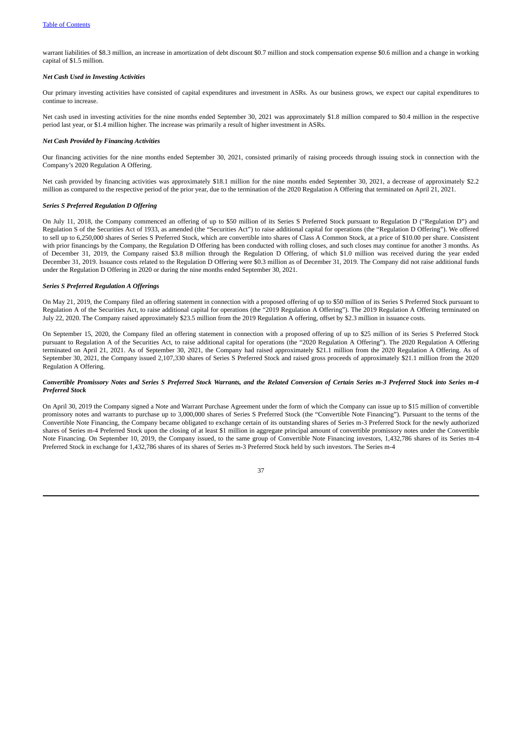warrant liabilities of $8.3 million, an increase in amortization of debt discount $0.7 million and stock compensation expense $0.6 million and a change in working capital of $1.5 million.

***Net Cash Used in Investing Activities***

Our primary investing activities have consisted of capital expenditures and investment in ASRs. As our business grows, we expect our capital expenditures to continue to increase.

Net cash used in investing activities for the nine months ended September 30, 2021 was approximately $1.8 million compared to $0.4 million in the respective period last year, or $1.4 million higher. The increase was primarily a result of higher investment in ASRs.

***Net Cash Provided by Financing Activities***

Our financing activities for the nine months ended September 30, 2021, consisted primarily of raising proceeds through issuing stock in connection with the Company's 2020 Regulation A Offering.

Net cash provided by financing activities was approximately $18.1 million for the nine months ended September 30, 2021, a decrease of approximately $2.2 million as compared to the respective period of the prior year, due to the termination of the 2020 Regulation A Offering that terminated on April 21, 2021.

***Series S Preferred Regulation D Offering***

On July 11, 2018, the Company commenced an offering of up to $50 million of its Series S Preferred Stock pursuant to Regulation D ("Regulation D") and Regulation S of the Securities Act of 1933, as amended (the "Securities Act") to raise additional capital for operations (the "Regulation D Offering"). We offered to sell up to 6,250,000 shares of Series S Preferred Stock, which are convertible into shares of Class A Common Stock, at a price of $10.00 per share. Consistent with prior financings by the Company, the Regulation D Offering has been conducted with rolling closes, and such closes may continue for another 3 months. As of December 31, 2019, the Company raised $3.8 million through the Regulation D Offering, of which $1.0 million was received during the year ended December 31, 2019. Issuance costs related to the Regulation D Offering were $0.3 million as of December 31, 2019. The Company did not raise additional funds under the Regulation D Offering in 2020 or during the nine months ended September 30, 2021.

***Series S Preferred Regulation A Offerings***

On May 21, 2019, the Company filed an offering statement in connection with a proposed offering of up to $50 million of its Series S Preferred Stock pursuant to Regulation A of the Securities Act, to raise additional capital for operations (the "2019 Regulation A Offering"). The 2019 Regulation A Offering terminated on July 22, 2020. The Company raised approximately $23.5 million from the 2019 Regulation A offering, offset by $2.3 million in issuance costs.

On September 15, 2020, the Company filed an offering statement in connection with a proposed offering of up to $25 million of its Series S Preferred Stock pursuant to Regulation A of the Securities Act, to raise additional capital for operations (the "2020 Regulation A Offering"). The 2020 Regulation A Offering terminated on April 21, 2021. As of September 30, 2021, the Company had raised approximately $21.1 million from the 2020 Regulation A Offering. As of September 30, 2021, the Company issued 2,107,330 shares of Series S Preferred Stock and raised gross proceeds of approximately $21.1 million from the 2020 Regulation A Offering.

***Convertible Promissory Notes and Series S Preferred Stock Warrants, and the Related Conversion of Certain Series m-3 Preferred Stock into Series m-4 Preferred Stock***

On April 30, 2019 the Company signed a Note and Warrant Purchase Agreement under the form of which the Company can issue up to $15 million of convertible promissory notes and warrants to purchase up to 3,000,000 shares of Series S Preferred Stock (the "Convertible Note Financing"). Pursuant to the terms of the Convertible Note Financing, the Company became obligated to exchange certain of its outstanding shares of Series m-3 Preferred Stock for the newly authorized shares of Series m-4 Preferred Stock upon the closing of at least $1 million in aggregate principal amount of convertible promissory notes under the Convertible Note Financing. On September 10, 2019, the Company issued, to the same group of Convertible Note Financing investors, 1,432,786 shares of its Series m-4 Preferred Stock in exchange for 1,432,786 shares of its shares of Series m-3 Preferred Stock held by such investors. The Series m-4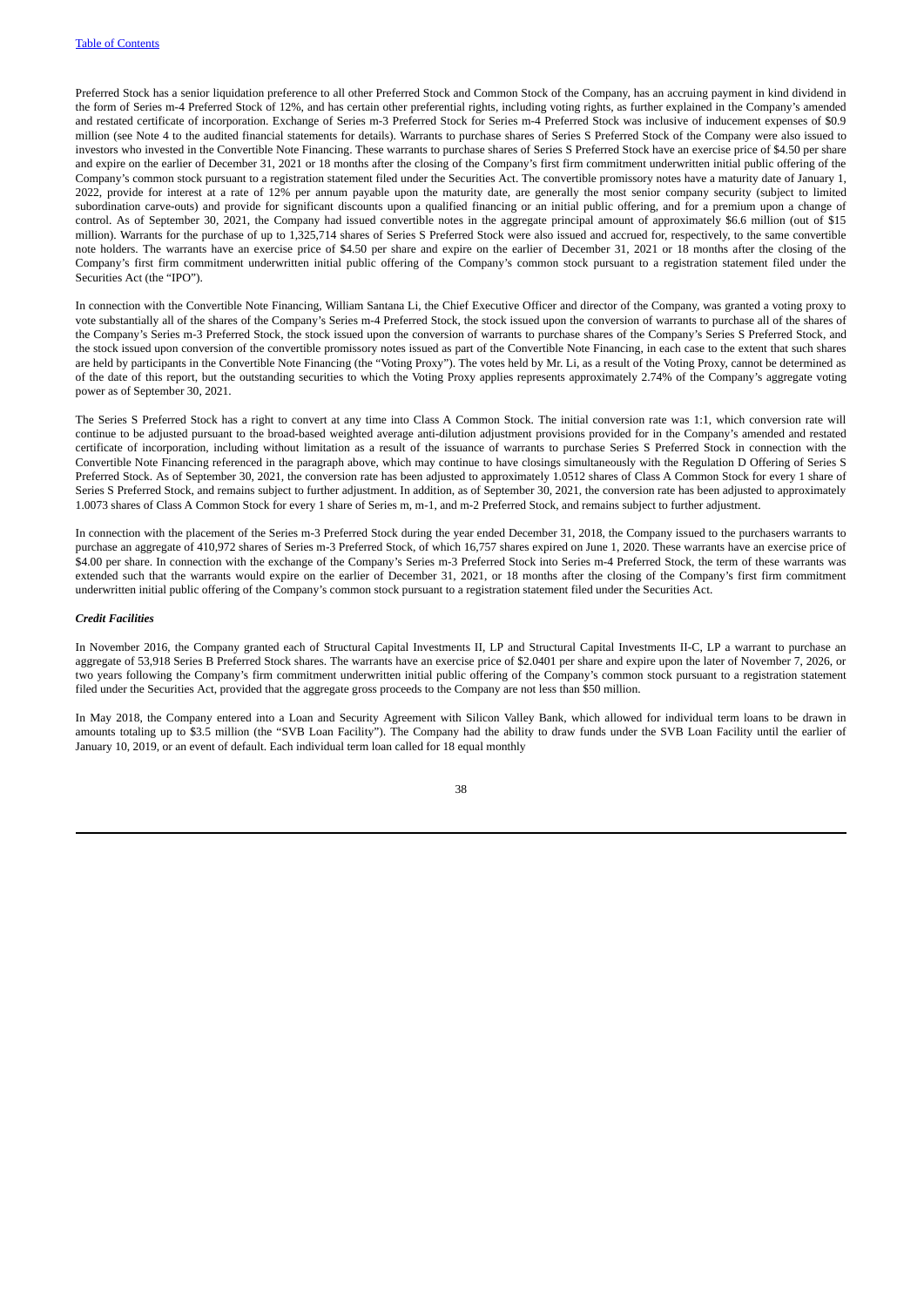Preferred Stock has a senior liquidation preference to all other Preferred Stock and Common Stock of the Company, has an accruing payment in kind dividend in the form of Series m-4 Preferred Stock of 12%, and has certain other preferential rights, including voting rights, as further explained in the Company's amended and restated certificate of incorporation. Exchange of Series m-3 Preferred Stock for Series m-4 Preferred Stock was inclusive of inducement expenses of $0.9 million (see Note 4 to the audited financial statements for details). Warrants to purchase shares of Series S Preferred Stock of the Company were also issued to investors who invested in the Convertible Note Financing. These warrants to purchase shares of Series S Preferred Stock have an exercise price of $4.50 per share and expire on the earlier of December 31, 2021 or 18 months after the closing of the Company's first firm commitment underwritten initial public offering of the Company's common stock pursuant to a registration statement filed under the Securities Act. The convertible promissory notes have a maturity date of January 1, 2022, provide for interest at a rate of 12% per annum payable upon the maturity date, are generally the most senior company security (subject to limited subordination carve-outs) and provide for significant discounts upon a qualified financing or an initial public offering, and for a premium upon a change of control. As of September 30, 2021, the Company had issued convertible notes in the aggregate principal amount of approximately $6.6 million (out of $15 million). Warrants for the purchase of up to 1,325,714 shares of Series S Preferred Stock were also issued and accrued for, respectively, to the same convertible note holders. The warrants have an exercise price of $4.50 per share and expire on the earlier of December 31, 2021 or 18 months after the closing of the Company's first firm commitment underwritten initial public offering of the Company's common stock pursuant to a registration statement filed under the Securities Act (the "IPO").

In connection with the Convertible Note Financing, William Santana Li, the Chief Executive Officer and director of the Company, was granted a voting proxy to vote substantially all of the shares of the Company's Series m-4 Preferred Stock, the stock issued upon the conversion of warrants to purchase all of the shares of the Company's Series m-3 Preferred Stock, the stock issued upon the conversion of warrants to purchase shares of the Company's Series S Preferred Stock, and the stock issued upon conversion of the convertible promissory notes issued as part of the Convertible Note Financing, in each case to the extent that such shares are held by participants in the Convertible Note Financing (the "Voting Proxy"). The votes held by Mr. Li, as a result of the Voting Proxy, cannot be determined as of the date of this report, but the outstanding securities to which the Voting Proxy applies represents approximately 2.74% of the Company's aggregate voting power as of September 30, 2021.

The Series S Preferred Stock has a right to convert at any time into Class A Common Stock. The initial conversion rate was 1:1, which conversion rate will continue to be adjusted pursuant to the broad-based weighted average anti-dilution adjustment provisions provided for in the Company's amended and restated certificate of incorporation, including without limitation as a result of the issuance of warrants to purchase Series S Preferred Stock in connection with the Convertible Note Financing referenced in the paragraph above, which may continue to have closings simultaneously with the Regulation D Offering of Series S Preferred Stock. As of September 30, 2021, the conversion rate has been adjusted to approximately 1.0512 shares of Class A Common Stock for every 1 share of Series S Preferred Stock, and remains subject to further adjustment. In addition, as of September 30, 2021, the conversion rate has been adjusted to approximately 1.0073 shares of Class A Common Stock for every 1 share of Series m, m-1, and m-2 Preferred Stock, and remains subject to further adjustment.

In connection with the placement of the Series m-3 Preferred Stock during the year ended December 31, 2018, the Company issued to the purchasers warrants to purchase an aggregate of 410,972 shares of Series m-3 Preferred Stock, of which 16,757 shares expired on June 1, 2020. These warrants have an exercise price of $4.00 per share. In connection with the exchange of the Company's Series m-3 Preferred Stock into Series m-4 Preferred Stock, the term of these warrants was extended such that the warrants would expire on the earlier of December 31, 2021, or 18 months after the closing of the Company's first firm commitment underwritten initial public offering of the Company's common stock pursuant to a registration statement filed under the Securities Act.

***Credit Facilities***

In November 2016, the Company granted each of Structural Capital Investments II, LP and Structural Capital Investments II-C, LP a warrant to purchase an aggregate of 53,918 Series B Preferred Stock shares. The warrants have an exercise price of $2.0401 per share and expire upon the later of November 7, 2026, or two years following the Company's firm commitment underwritten initial public offering of the Company's common stock pursuant to a registration statement filed under the Securities Act, provided that the aggregate gross proceeds to the Company are not less than $50 million.

In May 2018, the Company entered into a Loan and Security Agreement with Silicon Valley Bank, which allowed for individual term loans to be drawn in amounts totaling up to $3.5 million (the "SVB Loan Facility"). The Company had the ability to draw funds under the SVB Loan Facility until the earlier of January 10, 2019, or an event of default. Each individual term loan called for 18 equal monthly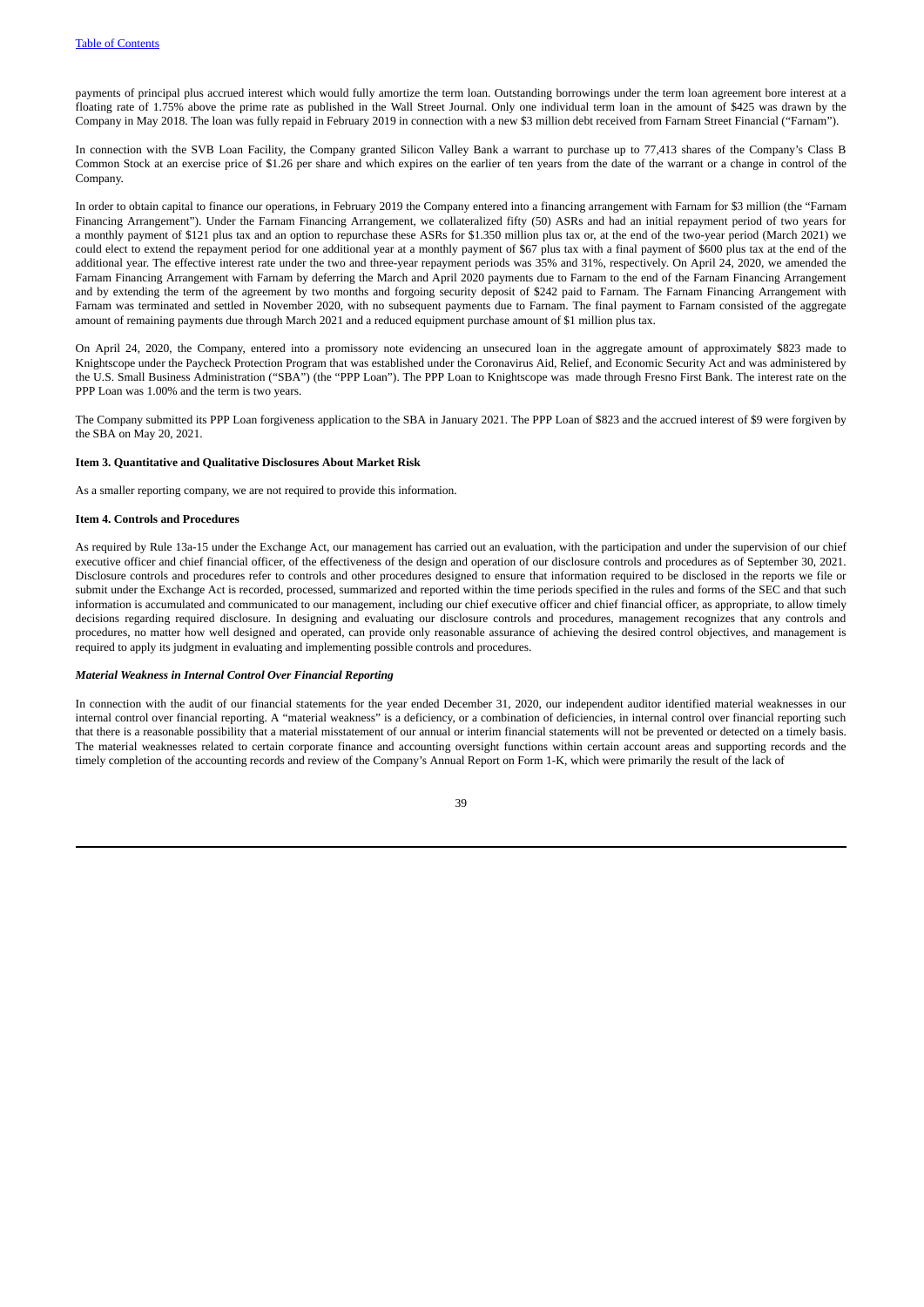payments of principal plus accrued interest which would fully amortize the term loan. Outstanding borrowings under the term loan agreement bore interest at a floating rate of 1.75% above the prime rate as published in the Wall Street Journal. Only one individual term loan in the amount of $425 was drawn by the Company in May 2018. The loan was fully repaid in February 2019 in connection with a new $3 million debt received from Farnam Street Financial ("Farnam").

In connection with the SVB Loan Facility, the Company granted Silicon Valley Bank a warrant to purchase up to 77,413 shares of the Company's Class B Common Stock at an exercise price of $1.26 per share and which expires on the earlier of ten years from the date of the warrant or a change in control of the Company.

In order to obtain capital to finance our operations, in February 2019 the Company entered into a financing arrangement with Farnam for $3 million (the "Farnam Financing Arrangement"). Under the Farnam Financing Arrangement, we collateralized fifty (50) ASRs and had an initial repayment period of two years for a monthly payment of $121 plus tax and an option to repurchase these ASRs for $1.350 million plus tax or, at the end of the two-year period (March 2021) we could elect to extend the repayment period for one additional year at a monthly payment of $67 plus tax with a final payment of $600 plus tax at the end of the additional year. The effective interest rate under the two and three-year repayment periods was 35% and 31%, respectively. On April 24, 2020, we amended the Farnam Financing Arrangement with Farnam by deferring the March and April 2020 payments due to Farnam to the end of the Farnam Financing Arrangement and by extending the term of the agreement by two months and forgoing security deposit of $242 paid to Farnam. The Farnam Financing Arrangement with Farnam was terminated and settled in November 2020, with no subsequent payments due to Farnam. The final payment to Farnam consisted of the aggregate amount of remaining payments due through March 2021 and a reduced equipment purchase amount of $1 million plus tax.

On April 24, 2020, the Company, entered into a promissory note evidencing an unsecured loan in the aggregate amount of approximately $823 made to Knightscope under the Paycheck Protection Program that was established under the Coronavirus Aid, Relief, and Economic Security Act and was administered by the U.S. Small Business Administration ("SBA") (the "PPP Loan"). The PPP Loan to Knightscope was made through Fresno First Bank. The interest rate on the PPP Loan was 1.00% and the term is two years.

The Company submitted its PPP Loan forgiveness application to the SBA in January 2021. The PPP Loan of $823 and the accrued interest of $9 were forgiven by the SBA on May 20, 2021.

#### Item 3. Quantitative and Qualitative Disclosures About Market Risk

As a smaller reporting company, we are not required to provide this information.

#### Item 4. Controls and Procedures

As required by Rule 13a-15 under the Exchange Act, our management has carried out an evaluation, with the participation and under the supervision of our chief executive officer and chief financial officer, of the effectiveness of the design and operation of our disclosure controls and procedures as of September 30, 2021. Disclosure controls and procedures refer to controls and other procedures designed to ensure that information required to be disclosed in the reports we file or submit under the Exchange Act is recorded, processed, summarized and reported within the time periods specified in the rules and forms of the SEC and that such information is accumulated and communicated to our management, including our chief executive officer and chief financial officer, as appropriate, to allow timely decisions regarding required disclosure. In designing and evaluating our disclosure controls and procedures, management recognizes that any controls and procedures, no matter how well designed and operated, can provide only reasonable assurance of achieving the desired control objectives, and management is required to apply its judgment in evaluating and implementing possible controls and procedures.

***Material Weakness in Internal Control Over Financial Reporting***

In connection with the audit of our financial statements for the year ended December 31, 2020, our independent auditor identified material weaknesses in our internal control over financial reporting. A "material weakness" is a deficiency, or a combination of deficiencies, in internal control over financial reporting such that there is a reasonable possibility that a material misstatement of our annual or interim financial statements will not be prevented or detected on a timely basis. The material weaknesses related to certain corporate finance and accounting oversight functions within certain account areas and supporting records and the timely completion of the accounting records and review of the Company's Annual Report on Form 1-K, which were primarily the result of the lack of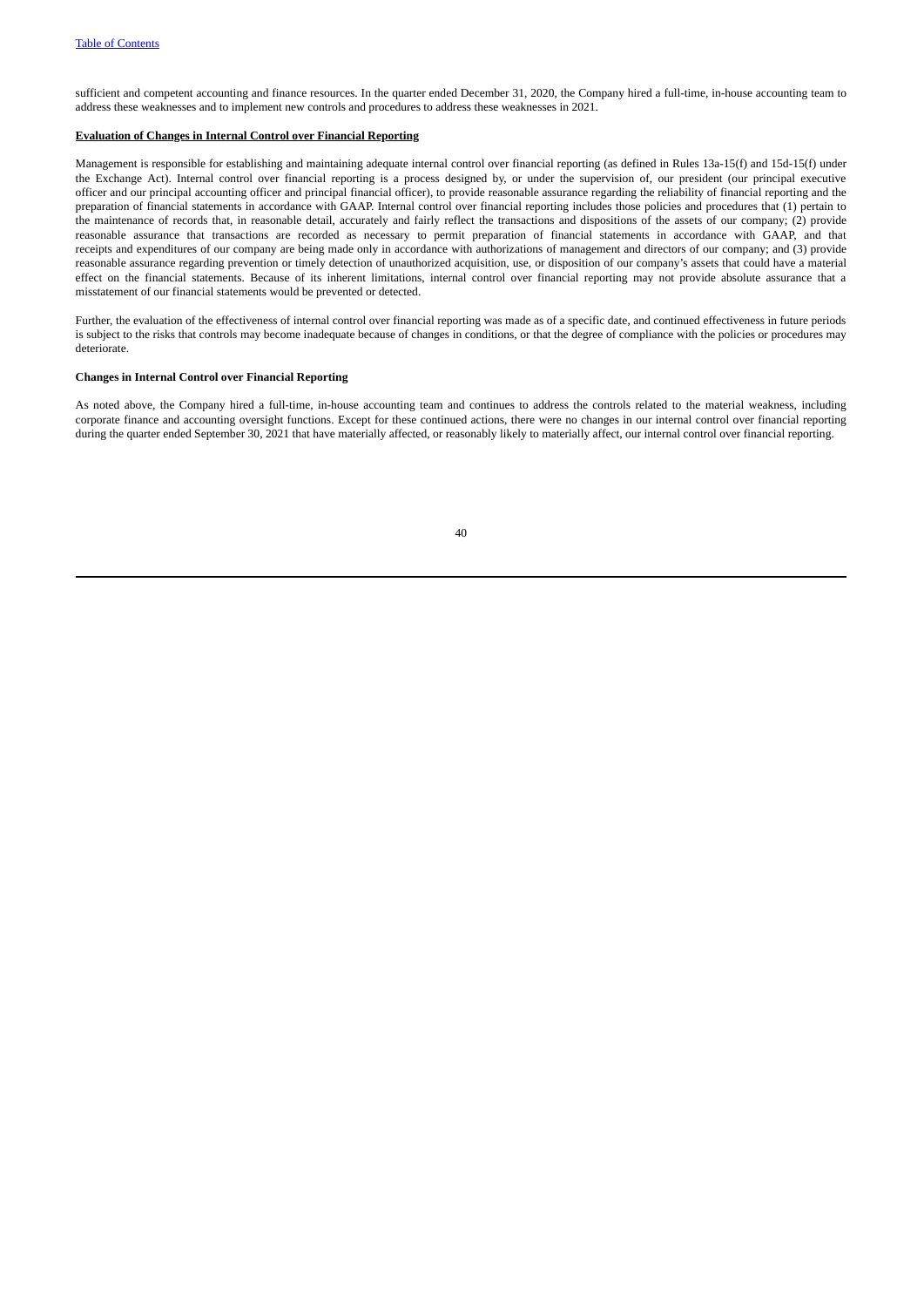sufficient and competent accounting and finance resources. In the quarter ended December 31, 2020, the Company hired a full-time, in-house accounting team to address these weaknesses and to implement new controls and procedures to address these weaknesses in 2021.

**Evaluation of Changes in Internal Control over Financial Reporting**

Management is responsible for establishing and maintaining adequate internal control over financial reporting (as defined in Rules 13a-15(f) and 15d-15(f) under the Exchange Act). Internal control over financial reporting is a process designed by, or under the supervision of, our president (our principal executive officer and our principal accounting officer and principal financial officer), to provide reasonable assurance regarding the reliability of financial reporting and the preparation of financial statements in accordance with GAAP. Internal control over financial reporting includes those policies and procedures that (1) pertain to the maintenance of records that, in reasonable detail, accurately and fairly reflect the transactions and dispositions of the assets of our company; (2) provide reasonable assurance that transactions are recorded as necessary to permit preparation of financial statements in accordance with GAAP, and that receipts and expenditures of our company are being made only in accordance with authorizations of management and directors of our company; and (3) provide reasonable assurance regarding prevention or timely detection of unauthorized acquisition, use, or disposition of our company's assets that could have a material effect on the financial statements. Because of its inherent limitations, internal control over financial reporting may not provide absolute assurance that a misstatement of our financial statements would be prevented or detected.

Further, the evaluation of the effectiveness of internal control over financial reporting was made as of a specific date, and continued effectiveness in future periods is subject to the risks that controls may become inadequate because of changes in conditions, or that the degree of compliance with the policies or procedures may deteriorate.

**Changes in Internal Control over Financial Reporting**

As noted above, the Company hired a full-time, in-house accounting team and continues to address the controls related to the material weakness, including corporate finance and accounting oversight functions. Except for these continued actions, there were no changes in our internal control over financial reporting during the quarter ended September 30, 2021 that have materially affected, or reasonably likely to materially affect, our internal control over financial reporting.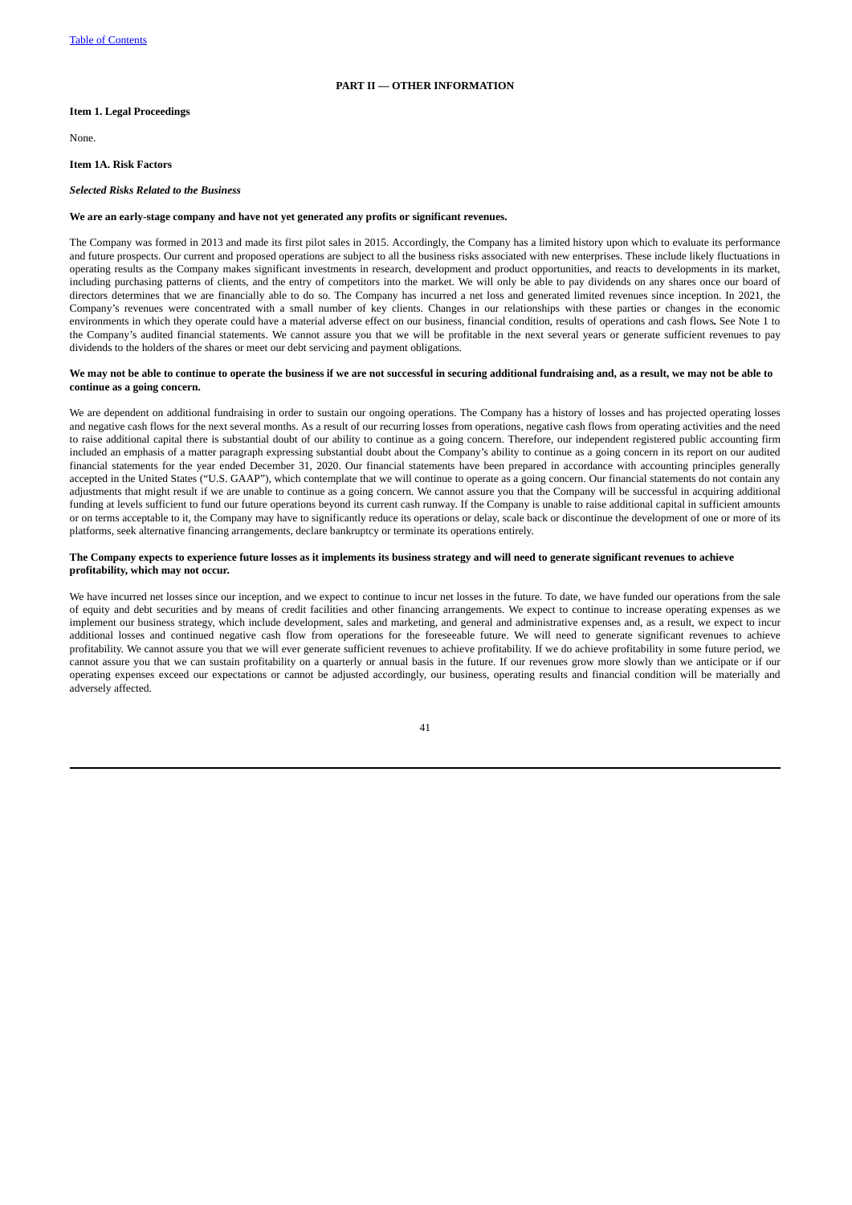[Table of Contents](#)

## PART II — OTHER INFORMATION

**Item 1. Legal Proceedings**

None.

**Item 1A. Risk Factors**

***Selected Risks Related to the Business***

**We are an early-stage company and have not yet generated any profits or significant revenues.**

The Company was formed in 2013 and made its first pilot sales in 2015. Accordingly, the Company has a limited history upon which to evaluate its performance and future prospects. Our current and proposed operations are subject to all the business risks associated with new enterprises. These include likely fluctuations in operating results as the Company makes significant investments in research, development and product opportunities, and reacts to developments in its market, including purchasing patterns of clients, and the entry of competitors into the market. We will only be able to pay dividends on any shares once our board of directors determines that we are financially able to do so. The Company has incurred a net loss and generated limited revenues since inception. In 2021, the Company's revenues were concentrated with a small number of key clients. Changes in our relationships with these parties or changes in the economic environments in which they operate could have a material adverse effect on our business, financial condition, results of operations and cash flows**.** See Note 1 to the Company's audited financial statements. We cannot assure you that we will be profitable in the next several years or generate sufficient revenues to pay dividends to the holders of the shares or meet our debt servicing and payment obligations.

**We may not be able to continue to operate the business if we are not successful in securing additional fundraising and, as a result, we may not be able to continue as a going concern.**

We are dependent on additional fundraising in order to sustain our ongoing operations. The Company has a history of losses and has projected operating losses and negative cash flows for the next several months. As a result of our recurring losses from operations, negative cash flows from operating activities and the need to raise additional capital there is substantial doubt of our ability to continue as a going concern. Therefore, our independent registered public accounting firm included an emphasis of a matter paragraph expressing substantial doubt about the Company's ability to continue as a going concern in its report on our audited financial statements for the year ended December 31, 2020. Our financial statements have been prepared in accordance with accounting principles generally accepted in the United States ("U.S. GAAP"), which contemplate that we will continue to operate as a going concern. Our financial statements do not contain any adjustments that might result if we are unable to continue as a going concern. We cannot assure you that the Company will be successful in acquiring additional funding at levels sufficient to fund our future operations beyond its current cash runway. If the Company is unable to raise additional capital in sufficient amounts or on terms acceptable to it, the Company may have to significantly reduce its operations or delay, scale back or discontinue the development of one or more of its platforms, seek alternative financing arrangements, declare bankruptcy or terminate its operations entirely.

**The Company expects to experience future losses as it implements its business strategy and will need to generate significant revenues to achieve profitability, which may not occur.**

We have incurred net losses since our inception, and we expect to continue to incur net losses in the future. To date, we have funded our operations from the sale of equity and debt securities and by means of credit facilities and other financing arrangements. We expect to continue to increase operating expenses as we implement our business strategy, which include development, sales and marketing, and general and administrative expenses and, as a result, we expect to incur additional losses and continued negative cash flow from operations for the foreseeable future. We will need to generate significant revenues to achieve profitability. We cannot assure you that we will ever generate sufficient revenues to achieve profitability. If we do achieve profitability in some future period, we cannot assure you that we can sustain profitability on a quarterly or annual basis in the future. If our revenues grow more slowly than we anticipate or if our operating expenses exceed our expectations or cannot be adjusted accordingly, our business, operating results and financial condition will be materially and adversely affected.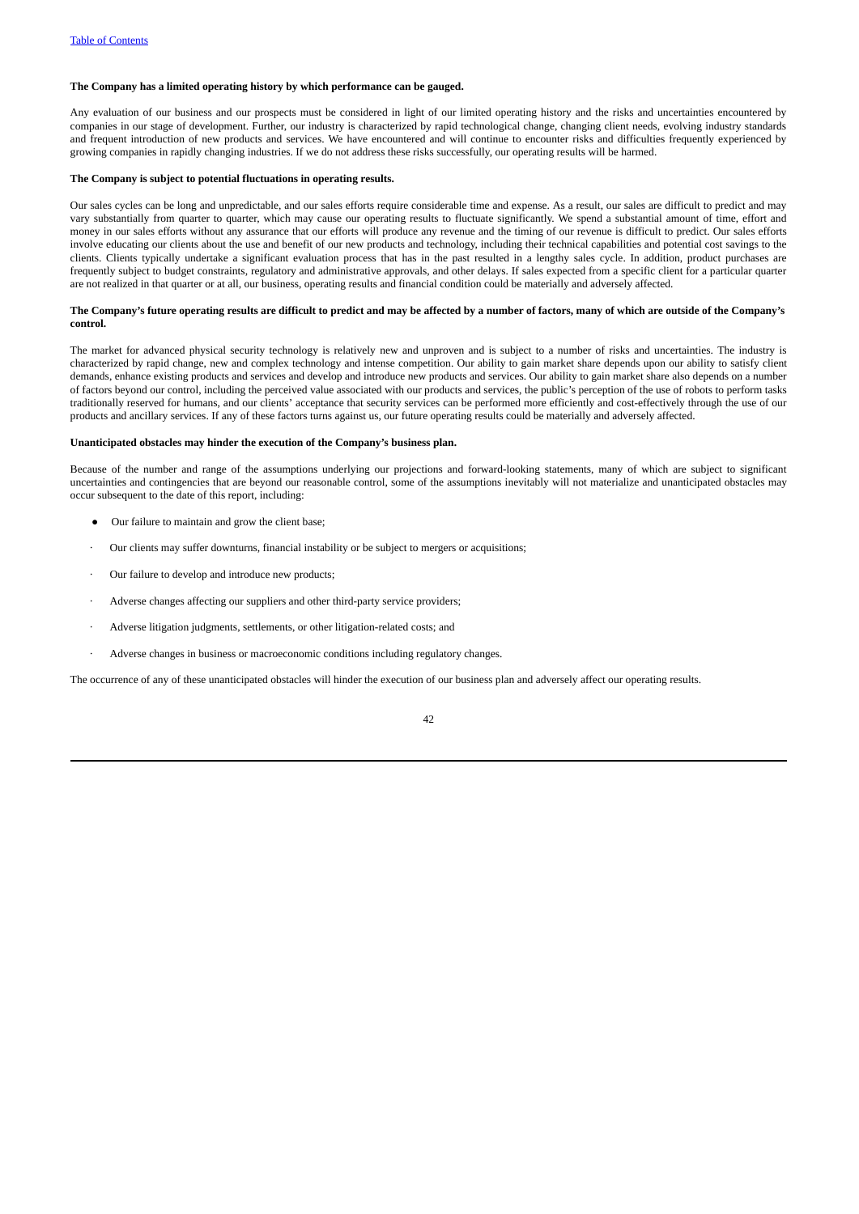**The Company has a limited operating history by which performance can be gauged.**

Any evaluation of our business and our prospects must be considered in light of our limited operating history and the risks and uncertainties encountered by companies in our stage of development. Further, our industry is characterized by rapid technological change, changing client needs, evolving industry standards and frequent introduction of new products and services. We have encountered and will continue to encounter risks and difficulties frequently experienced by growing companies in rapidly changing industries. If we do not address these risks successfully, our operating results will be harmed.

**The Company is subject to potential fluctuations in operating results.**

Our sales cycles can be long and unpredictable, and our sales efforts require considerable time and expense. As a result, our sales are difficult to predict and may vary substantially from quarter to quarter, which may cause our operating results to fluctuate significantly. We spend a substantial amount of time, effort and money in our sales efforts without any assurance that our efforts will produce any revenue and the timing of our revenue is difficult to predict. Our sales efforts involve educating our clients about the use and benefit of our new products and technology, including their technical capabilities and potential cost savings to the clients. Clients typically undertake a significant evaluation process that has in the past resulted in a lengthy sales cycle. In addition, product purchases are frequently subject to budget constraints, regulatory and administrative approvals, and other delays. If sales expected from a specific client for a particular quarter are not realized in that quarter or at all, our business, operating results and financial condition could be materially and adversely affected.

**The Company's future operating results are difficult to predict and may be affected by a number of factors, many of which are outside of the Company's control.**

The market for advanced physical security technology is relatively new and unproven and is subject to a number of risks and uncertainties. The industry is characterized by rapid change, new and complex technology and intense competition. Our ability to gain market share depends upon our ability to satisfy client demands, enhance existing products and services and develop and introduce new products and services. Our ability to gain market share also depends on a number of factors beyond our control, including the perceived value associated with our products and services, the public's perception of the use of robots to perform tasks traditionally reserved for humans, and our clients' acceptance that security services can be performed more efficiently and cost-effectively through the use of our products and ancillary services. If any of these factors turns against us, our future operating results could be materially and adversely affected.

**Unanticipated obstacles may hinder the execution of the Company's business plan.**

Because of the number and range of the assumptions underlying our projections and forward-looking statements, many of which are subject to significant uncertainties and contingencies that are beyond our reasonable control, some of the assumptions inevitably will not materialize and unanticipated obstacles may occur subsequent to the date of this report, including:

- Our failure to maintain and grow the client base;
- Our clients may suffer downturns, financial instability or be subject to mergers or acquisitions;
- Our failure to develop and introduce new products;
- Adverse changes affecting our suppliers and other third-party service providers;
- Adverse litigation judgments, settlements, or other litigation-related costs; and
- Adverse changes in business or macroeconomic conditions including regulatory changes.

The occurrence of any of these unanticipated obstacles will hinder the execution of our business plan and adversely affect our operating results.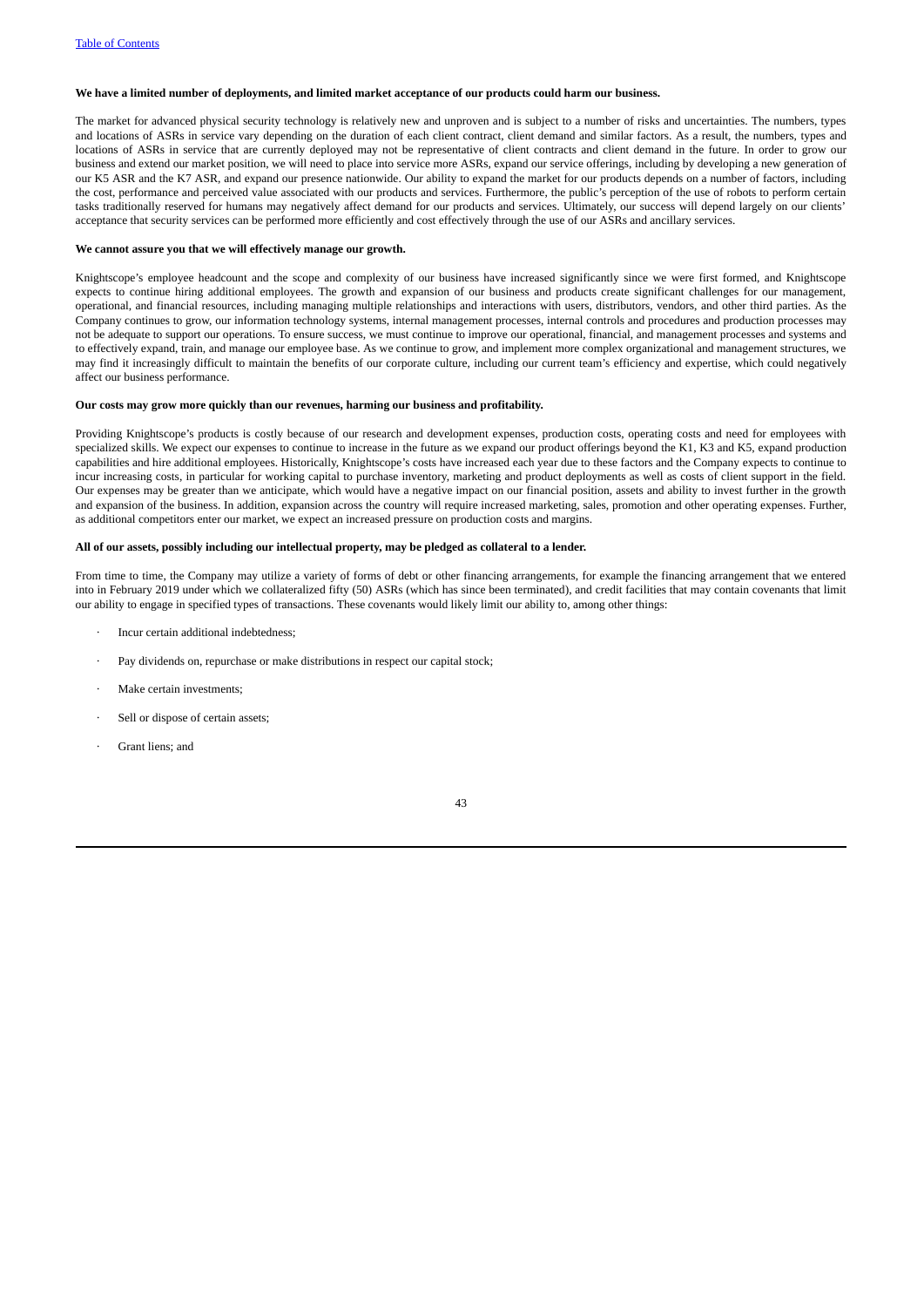**We have a limited number of deployments, and limited market acceptance of our products could harm our business.**

The market for advanced physical security technology is relatively new and unproven and is subject to a number of risks and uncertainties. The numbers, types and locations of ASRs in service vary depending on the duration of each client contract, client demand and similar factors. As a result, the numbers, types and locations of ASRs in service that are currently deployed may not be representative of client contracts and client demand in the future. In order to grow our business and extend our market position, we will need to place into service more ASRs, expand our service offerings, including by developing a new generation of our K5 ASR and the K7 ASR, and expand our presence nationwide. Our ability to expand the market for our products depends on a number of factors, including the cost, performance and perceived value associated with our products and services. Furthermore, the public's perception of the use of robots to perform certain tasks traditionally reserved for humans may negatively affect demand for our products and services. Ultimately, our success will depend largely on our clients' acceptance that security services can be performed more efficiently and cost effectively through the use of our ASRs and ancillary services.

**We cannot assure you that we will effectively manage our growth.**

Knightscope's employee headcount and the scope and complexity of our business have increased significantly since we were first formed, and Knightscope expects to continue hiring additional employees. The growth and expansion of our business and products create significant challenges for our management, operational, and financial resources, including managing multiple relationships and interactions with users, distributors, vendors, and other third parties. As the Company continues to grow, our information technology systems, internal management processes, internal controls and procedures and production processes may not be adequate to support our operations. To ensure success, we must continue to improve our operational, financial, and management processes and systems and to effectively expand, train, and manage our employee base. As we continue to grow, and implement more complex organizational and management structures, we may find it increasingly difficult to maintain the benefits of our corporate culture, including our current team's efficiency and expertise, which could negatively affect our business performance.

**Our costs may grow more quickly than our revenues, harming our business and profitability.**

Providing Knightscope's products is costly because of our research and development expenses, production costs, operating costs and need for employees with specialized skills. We expect our expenses to continue to increase in the future as we expand our product offerings beyond the K1, K3 and K5, expand production capabilities and hire additional employees. Historically, Knightscope's costs have increased each year due to these factors and the Company expects to continue to incur increasing costs, in particular for working capital to purchase inventory, marketing and product deployments as well as costs of client support in the field. Our expenses may be greater than we anticipate, which would have a negative impact on our financial position, assets and ability to invest further in the growth and expansion of the business. In addition, expansion across the country will require increased marketing, sales, promotion and other operating expenses. Further, as additional competitors enter our market, we expect an increased pressure on production costs and margins.

**All of our assets, possibly including our intellectual property, may be pledged as collateral to a lender.**

From time to time, the Company may utilize a variety of forms of debt or other financing arrangements, for example the financing arrangement that we entered into in February 2019 under which we collateralized fifty (50) ASRs (which has since been terminated), and credit facilities that may contain covenants that limit our ability to engage in specified types of transactions. These covenants would likely limit our ability to, among other things:

- Incur certain additional indebtedness;
- Pay dividends on, repurchase or make distributions in respect our capital stock;
- Make certain investments;
- Sell or dispose of certain assets;
- Grant liens; and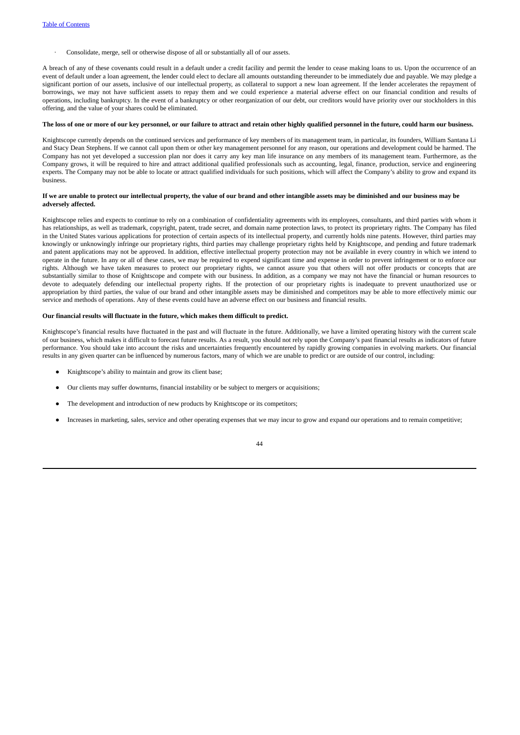- Consolidate, merge, sell or otherwise dispose of all or substantially all of our assets.

A breach of any of these covenants could result in a default under a credit facility and permit the lender to cease making loans to us. Upon the occurrence of an event of default under a loan agreement, the lender could elect to declare all amounts outstanding thereunder to be immediately due and payable. We may pledge a significant portion of our assets, inclusive of our intellectual property, as collateral to support a new loan agreement. If the lender accelerates the repayment of borrowings, we may not have sufficient assets to repay them and we could experience a material adverse effect on our financial condition and results of operations, including bankruptcy. In the event of a bankruptcy or other reorganization of our debt, our creditors would have priority over our stockholders in this offering, and the value of your shares could be eliminated.

**The loss of one or more of our key personnel, or our failure to attract and retain other highly qualified personnel in the future, could harm our business.**

Knightscope currently depends on the continued services and performance of key members of its management team, in particular, its founders, William Santana Li and Stacy Dean Stephens. If we cannot call upon them or other key management personnel for any reason, our operations and development could be harmed. The Company has not yet developed a succession plan nor does it carry any key man life insurance on any members of its management team. Furthermore, as the Company grows, it will be required to hire and attract additional qualified professionals such as accounting, legal, finance, production, service and engineering experts. The Company may not be able to locate or attract qualified individuals for such positions, which will affect the Company's ability to grow and expand its business.

**If we are unable to protect our intellectual property, the value of our brand and other intangible assets may be diminished and our business may be adversely affected.**

Knightscope relies and expects to continue to rely on a combination of confidentiality agreements with its employees, consultants, and third parties with whom it has relationships, as well as trademark, copyright, patent, trade secret, and domain name protection laws, to protect its proprietary rights. The Company has filed in the United States various applications for protection of certain aspects of its intellectual property, and currently holds nine patents. However, third parties may knowingly or unknowingly infringe our proprietary rights, third parties may challenge proprietary rights held by Knightscope, and pending and future trademark and patent applications may not be approved. In addition, effective intellectual property protection may not be available in every country in which we intend to operate in the future. In any or all of these cases, we may be required to expend significant time and expense in order to prevent infringement or to enforce our rights. Although we have taken measures to protect our proprietary rights, we cannot assure you that others will not offer products or concepts that are substantially similar to those of Knightscope and compete with our business. In addition, as a company we may not have the financial or human resources to devote to adequately defending our intellectual property rights. If the protection of our proprietary rights is inadequate to prevent unauthorized use or appropriation by third parties, the value of our brand and other intangible assets may be diminished and competitors may be able to more effectively mimic our service and methods of operations. Any of these events could have an adverse effect on our business and financial results.

**Our financial results will fluctuate in the future, which makes them difficult to predict.**

Knightscope's financial results have fluctuated in the past and will fluctuate in the future. Additionally, we have a limited operating history with the current scale of our business, which makes it difficult to forecast future results. As a result, you should not rely upon the Company's past financial results as indicators of future performance. You should take into account the risks and uncertainties frequently encountered by rapidly growing companies in evolving markets. Our financial results in any given quarter can be influenced by numerous factors, many of which we are unable to predict or are outside of our control, including:

- Knightscope's ability to maintain and grow its client base;
- Our clients may suffer downturns, financial instability or be subject to mergers or acquisitions;
- The development and introduction of new products by Knightscope or its competitors;
- Increases in marketing, sales, service and other operating expenses that we may incur to grow and expand our operations and to remain competitive;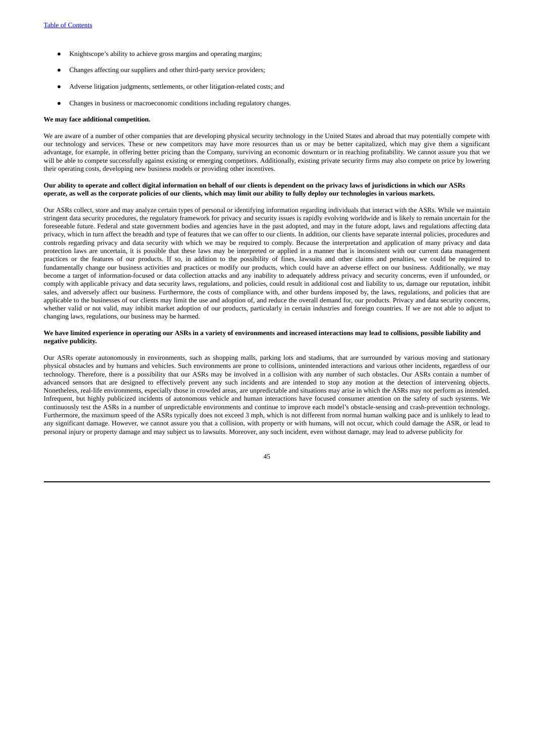- Knightscope's ability to achieve gross margins and operating margins;
- Changes affecting our suppliers and other third-party service providers;
- Adverse litigation judgments, settlements, or other litigation-related costs; and
- Changes in business or macroeconomic conditions including regulatory changes.

**We may face additional competition.**

We are aware of a number of other companies that are developing physical security technology in the United States and abroad that may potentially compete with our technology and services. These or new competitors may have more resources than us or may be better capitalized, which may give them a significant advantage, for example, in offering better pricing than the Company, surviving an economic downturn or in reaching profitability. We cannot assure you that we will be able to compete successfully against existing or emerging competitors. Additionally, existing private security firms may also compete on price by lowering their operating costs, developing new business models or providing other incentives.

**Our ability to operate and collect digital information on behalf of our clients is dependent on the privacy laws of jurisdictions in which our ASRs operate, as well as the corporate policies of our clients, which may limit our ability to fully deploy our technologies in various markets.**

Our ASRs collect, store and may analyze certain types of personal or identifying information regarding individuals that interact with the ASRs. While we maintain stringent data security procedures, the regulatory framework for privacy and security issues is rapidly evolving worldwide and is likely to remain uncertain for the foreseeable future. Federal and state government bodies and agencies have in the past adopted, and may in the future adopt, laws and regulations affecting data privacy, which in turn affect the breadth and type of features that we can offer to our clients. In addition, our clients have separate internal policies, procedures and controls regarding privacy and data security with which we may be required to comply. Because the interpretation and application of many privacy and data protection laws are uncertain, it is possible that these laws may be interpreted or applied in a manner that is inconsistent with our current data management practices or the features of our products. If so, in addition to the possibility of fines, lawsuits and other claims and penalties, we could be required to fundamentally change our business activities and practices or modify our products, which could have an adverse effect on our business. Additionally, we may become a target of information-focused or data collection attacks and any inability to adequately address privacy and security concerns, even if unfounded, or comply with applicable privacy and data security laws, regulations, and policies, could result in additional cost and liability to us, damage our reputation, inhibit sales, and adversely affect our business. Furthermore, the costs of compliance with, and other burdens imposed by, the laws, regulations, and policies that are applicable to the businesses of our clients may limit the use and adoption of, and reduce the overall demand for, our products. Privacy and data security concerns, whether valid or not valid, may inhibit market adoption of our products, particularly in certain industries and foreign countries. If we are not able to adjust to changing laws, regulations, our business may be harmed.

**We have limited experience in operating our ASRs in a variety of environments and increased interactions may lead to collisions, possible liability and negative publicity.**

Our ASRs operate autonomously in environments, such as shopping malls, parking lots and stadiums, that are surrounded by various moving and stationary physical obstacles and by humans and vehicles. Such environments are prone to collisions, unintended interactions and various other incidents, regardless of our technology. Therefore, there is a possibility that our ASRs may be involved in a collision with any number of such obstacles. Our ASRs contain a number of advanced sensors that are designed to effectively prevent any such incidents and are intended to stop any motion at the detection of intervening objects. Nonetheless, real-life environments, especially those in crowded areas, are unpredictable and situations may arise in which the ASRs may not perform as intended. Infrequent, but highly publicized incidents of autonomous vehicle and human interactions have focused consumer attention on the safety of such systems. We continuously test the ASRs in a number of unpredictable environments and continue to improve each model's obstacle-sensing and crash-prevention technology. Furthermore, the maximum speed of the ASRs typically does not exceed 3 mph, which is not different from normal human walking pace and is unlikely to lead to any significant damage. However, we cannot assure you that a collision, with property or with humans, will not occur, which could damage the ASR, or lead to personal injury or property damage and may subject us to lawsuits. Moreover, any such incident, even without damage, may lead to adverse publicity for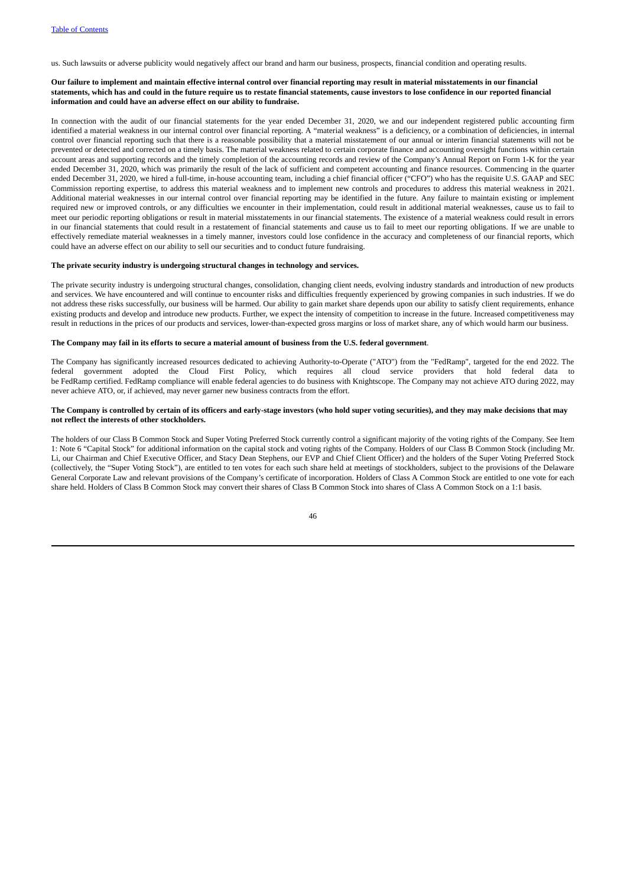us. Such lawsuits or adverse publicity would negatively affect our brand and harm our business, prospects, financial condition and operating results.

**Our failure to implement and maintain effective internal control over financial reporting may result in material misstatements in our financial statements, which has and could in the future require us to restate financial statements, cause investors to lose confidence in our reported financial information and could have an adverse effect on our ability to fundraise.**

In connection with the audit of our financial statements for the year ended December 31, 2020, we and our independent registered public accounting firm identified a material weakness in our internal control over financial reporting. A "material weakness" is a deficiency, or a combination of deficiencies, in internal control over financial reporting such that there is a reasonable possibility that a material misstatement of our annual or interim financial statements will not be prevented or detected and corrected on a timely basis. The material weakness related to certain corporate finance and accounting oversight functions within certain account areas and supporting records and the timely completion of the accounting records and review of the Company's Annual Report on Form 1-K for the year ended December 31, 2020, which was primarily the result of the lack of sufficient and competent accounting and finance resources. Commencing in the quarter ended December 31, 2020, we hired a full-time, in-house accounting team, including a chief financial officer ("CFO") who has the requisite U.S. GAAP and SEC Commission reporting expertise, to address this material weakness and to implement new controls and procedures to address this material weakness in 2021. Additional material weaknesses in our internal control over financial reporting may be identified in the future. Any failure to maintain existing or implement required new or improved controls, or any difficulties we encounter in their implementation, could result in additional material weaknesses, cause us to fail to meet our periodic reporting obligations or result in material misstatements in our financial statements. The existence of a material weakness could result in errors in our financial statements that could result in a restatement of financial statements and cause us to fail to meet our reporting obligations. If we are unable to effectively remediate material weaknesses in a timely manner, investors could lose confidence in the accuracy and completeness of our financial reports, which could have an adverse effect on our ability to sell our securities and to conduct future fundraising.

**The private security industry is undergoing structural changes in technology and services.**

The private security industry is undergoing structural changes, consolidation, changing client needs, evolving industry standards and introduction of new products and services. We have encountered and will continue to encounter risks and difficulties frequently experienced by growing companies in such industries. If we do not address these risks successfully, our business will be harmed. Our ability to gain market share depends upon our ability to satisfy client requirements, enhance existing products and develop and introduce new products. Further, we expect the intensity of competition to increase in the future. Increased competitiveness may result in reductions in the prices of our products and services, lower-than-expected gross margins or loss of market share, any of which would harm our business.

**The Company may fail in its efforts to secure a material amount of business from the U.S. federal government**.

The Company has significantly increased resources dedicated to achieving Authority-to-Operate ("ATO") from the "FedRamp", targeted for the end 2022. The federal government adopted the Cloud First Policy, which requires all cloud service providers that hold federal data to be FedRamp certified. FedRamp compliance will enable federal agencies to do business with Knightscope. The Company may not achieve ATO during 2022, may never achieve ATO, or, if achieved, may never garner new business contracts from the effort.

**The Company is controlled by certain of its officers and early-stage investors (who hold super voting securities), and they may make decisions that may not reflect the interests of other stockholders.**

The holders of our Class B Common Stock and Super Voting Preferred Stock currently control a significant majority of the voting rights of the Company. See Item 1: Note 6 "Capital Stock" for additional information on the capital stock and voting rights of the Company. Holders of our Class B Common Stock (including Mr. Li, our Chairman and Chief Executive Officer, and Stacy Dean Stephens, our EVP and Chief Client Officer) and the holders of the Super Voting Preferred Stock (collectively, the "Super Voting Stock"), are entitled to ten votes for each such share held at meetings of stockholders, subject to the provisions of the Delaware General Corporate Law and relevant provisions of the Company's certificate of incorporation. Holders of Class A Common Stock are entitled to one vote for each share held. Holders of Class B Common Stock may convert their shares of Class B Common Stock into shares of Class A Common Stock on a 1:1 basis.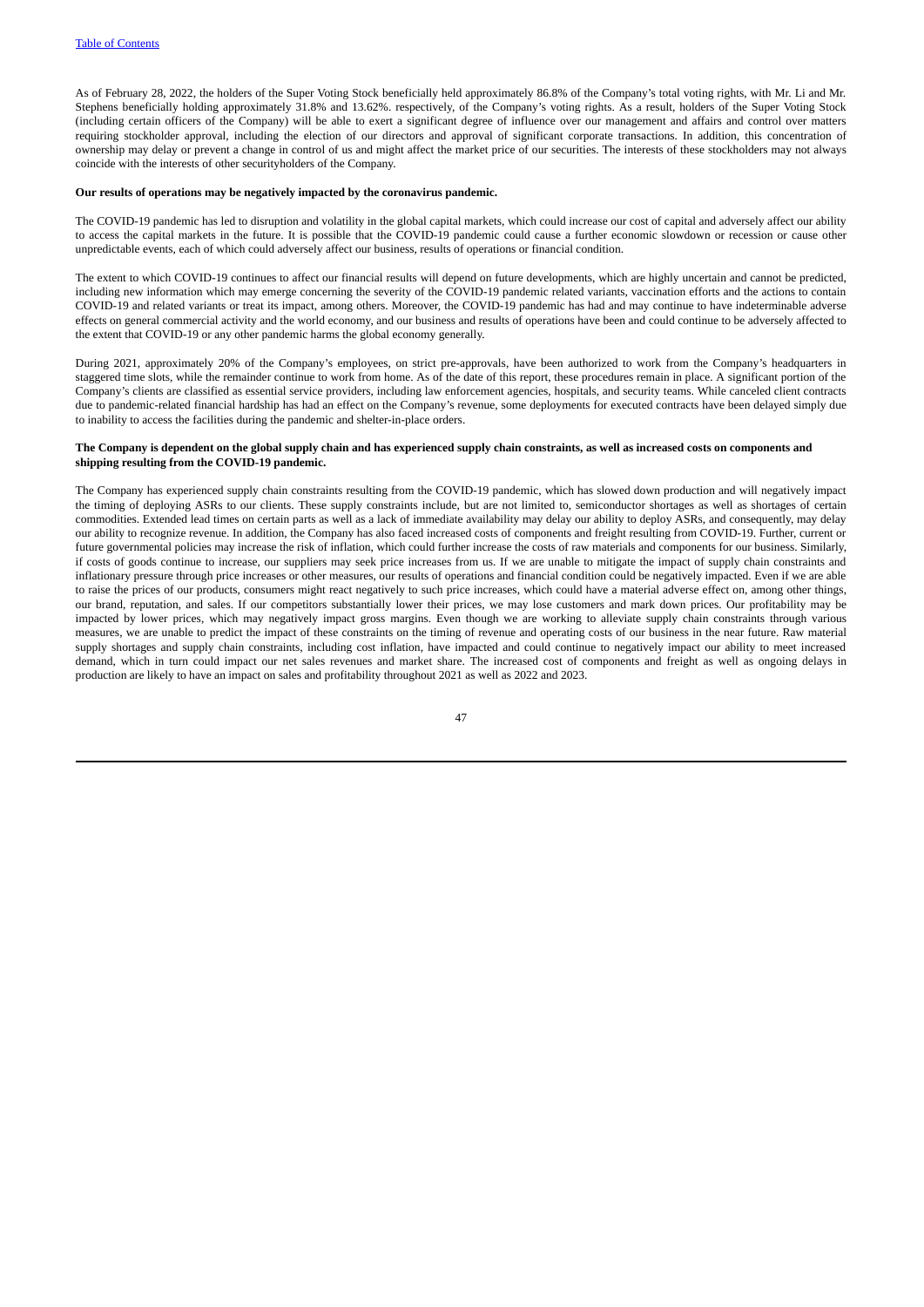As of February 28, 2022, the holders of the Super Voting Stock beneficially held approximately 86.8% of the Company's total voting rights, with Mr. Li and Mr. Stephens beneficially holding approximately 31.8% and 13.62%. respectively, of the Company's voting rights. As a result, holders of the Super Voting Stock (including certain officers of the Company) will be able to exert a significant degree of influence over our management and affairs and control over matters requiring stockholder approval, including the election of our directors and approval of significant corporate transactions. In addition, this concentration of ownership may delay or prevent a change in control of us and might affect the market price of our securities. The interests of these stockholders may not always coincide with the interests of other securityholders of the Company.

**Our results of operations may be negatively impacted by the coronavirus pandemic.**

The COVID-19 pandemic has led to disruption and volatility in the global capital markets, which could increase our cost of capital and adversely affect our ability to access the capital markets in the future. It is possible that the COVID-19 pandemic could cause a further economic slowdown or recession or cause other unpredictable events, each of which could adversely affect our business, results of operations or financial condition.

The extent to which COVID-19 continues to affect our financial results will depend on future developments, which are highly uncertain and cannot be predicted, including new information which may emerge concerning the severity of the COVID-19 pandemic related variants, vaccination efforts and the actions to contain COVID-19 and related variants or treat its impact, among others. Moreover, the COVID-19 pandemic has had and may continue to have indeterminable adverse effects on general commercial activity and the world economy, and our business and results of operations have been and could continue to be adversely affected to the extent that COVID-19 or any other pandemic harms the global economy generally.

During 2021, approximately 20% of the Company's employees, on strict pre-approvals, have been authorized to work from the Company's headquarters in staggered time slots, while the remainder continue to work from home. As of the date of this report, these procedures remain in place. A significant portion of the Company's clients are classified as essential service providers, including law enforcement agencies, hospitals, and security teams. While canceled client contracts due to pandemic-related financial hardship has had an effect on the Company's revenue, some deployments for executed contracts have been delayed simply due to inability to access the facilities during the pandemic and shelter-in-place orders.

**The Company is dependent on the global supply chain and has experienced supply chain constraints, as well as increased costs on components and shipping resulting from the COVID-19 pandemic.**

The Company has experienced supply chain constraints resulting from the COVID-19 pandemic, which has slowed down production and will negatively impact the timing of deploying ASRs to our clients. These supply constraints include, but are not limited to, semiconductor shortages as well as shortages of certain commodities. Extended lead times on certain parts as well as a lack of immediate availability may delay our ability to deploy ASRs, and consequently, may delay our ability to recognize revenue. In addition, the Company has also faced increased costs of components and freight resulting from COVID-19. Further, current or future governmental policies may increase the risk of inflation, which could further increase the costs of raw materials and components for our business. Similarly, if costs of goods continue to increase, our suppliers may seek price increases from us. If we are unable to mitigate the impact of supply chain constraints and inflationary pressure through price increases or other measures, our results of operations and financial condition could be negatively impacted. Even if we are able to raise the prices of our products, consumers might react negatively to such price increases, which could have a material adverse effect on, among other things, our brand, reputation, and sales. If our competitors substantially lower their prices, we may lose customers and mark down prices. Our profitability may be impacted by lower prices, which may negatively impact gross margins. Even though we are working to alleviate supply chain constraints through various measures, we are unable to predict the impact of these constraints on the timing of revenue and operating costs of our business in the near future. Raw material supply shortages and supply chain constraints, including cost inflation, have impacted and could continue to negatively impact our ability to meet increased demand, which in turn could impact our net sales revenues and market share. The increased cost of components and freight as well as ongoing delays in production are likely to have an impact on sales and profitability throughout 2021 as well as 2022 and 2023.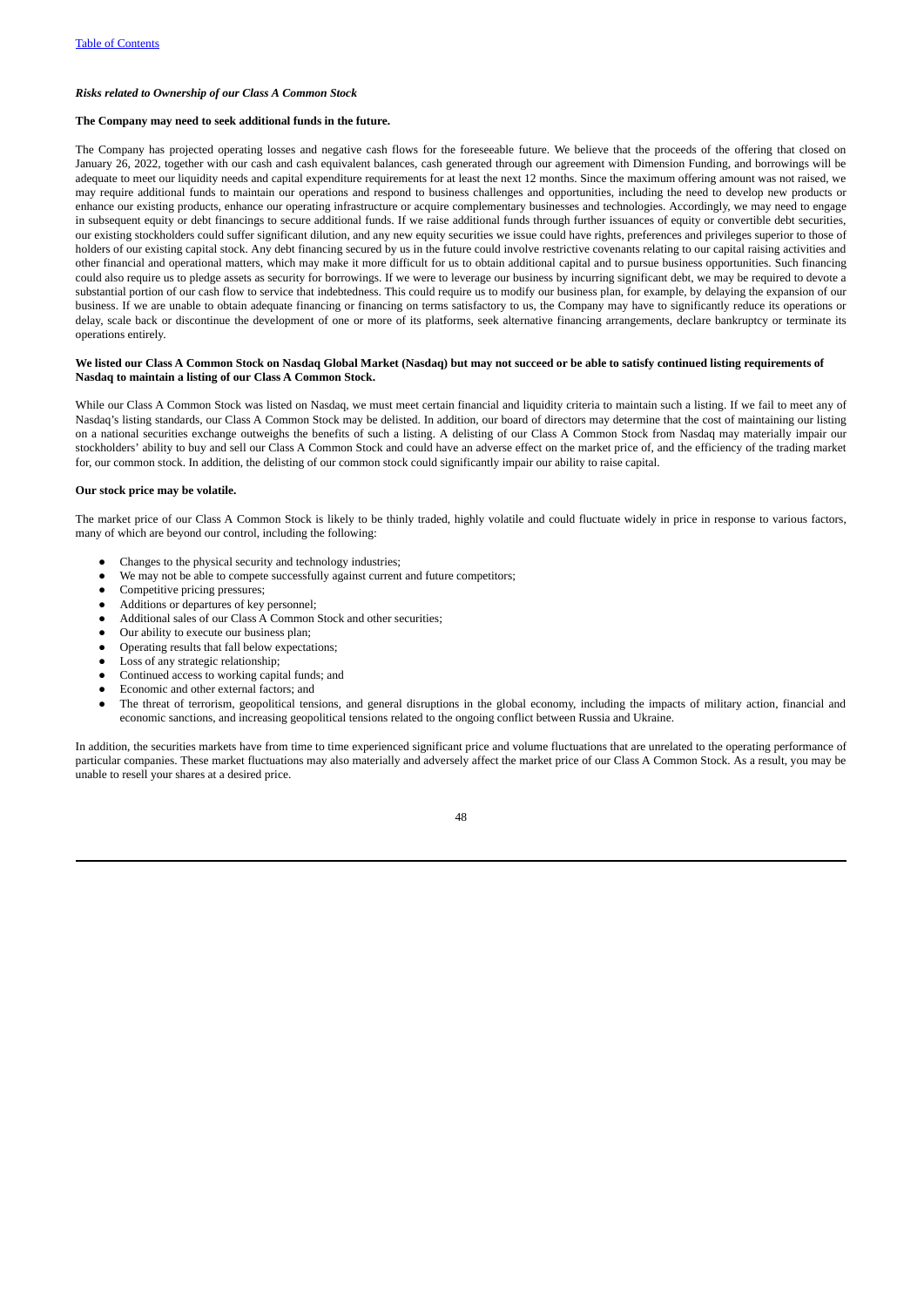[Table of Contents](#)

*Risks related to Ownership of our Class A Common Stock*

**The Company may need to seek additional funds in the future.**

The Company has projected operating losses and negative cash flows for the foreseeable future. We believe that the proceeds of the offering that closed on January 26, 2022, together with our cash and cash equivalent balances, cash generated through our agreement with Dimension Funding, and borrowings will be adequate to meet our liquidity needs and capital expenditure requirements for at least the next 12 months. Since the maximum offering amount was not raised, we may require additional funds to maintain our operations and respond to business challenges and opportunities, including the need to develop new products or enhance our existing products, enhance our operating infrastructure or acquire complementary businesses and technologies. Accordingly, we may need to engage in subsequent equity or debt financings to secure additional funds. If we raise additional funds through further issuances of equity or convertible debt securities, our existing stockholders could suffer significant dilution, and any new equity securities we issue could have rights, preferences and privileges superior to those of holders of our existing capital stock. Any debt financing secured by us in the future could involve restrictive covenants relating to our capital raising activities and other financial and operational matters, which may make it more difficult for us to obtain additional capital and to pursue business opportunities. Such financing could also require us to pledge assets as security for borrowings. If we were to leverage our business by incurring significant debt, we may be required to devote a substantial portion of our cash flow to service that indebtedness. This could require us to modify our business plan, for example, by delaying the expansion of our business. If we are unable to obtain adequate financing or financing on terms satisfactory to us, the Company may have to significantly reduce its operations or delay, scale back or discontinue the development of one or more of its platforms, seek alternative financing arrangements, declare bankruptcy or terminate its operations entirely.

**We listed our Class A Common Stock on Nasdaq Global Market (Nasdaq) but may not succeed or be able to satisfy continued listing requirements of Nasdaq to maintain a listing of our Class A Common Stock.**

While our Class A Common Stock was listed on Nasdaq, we must meet certain financial and liquidity criteria to maintain such a listing. If we fail to meet any of Nasdaq's listing standards, our Class A Common Stock may be delisted. In addition, our board of directors may determine that the cost of maintaining our listing on a national securities exchange outweighs the benefits of such a listing. A delisting of our Class A Common Stock from Nasdaq may materially impair our stockholders' ability to buy and sell our Class A Common Stock and could have an adverse effect on the market price of, and the efficiency of the trading market for, our common stock. In addition, the delisting of our common stock could significantly impair our ability to raise capital.

**Our stock price may be volatile.**

The market price of our Class A Common Stock is likely to be thinly traded, highly volatile and could fluctuate widely in price in response to various factors, many of which are beyond our control, including the following:

- Changes to the physical security and technology industries;
- We may not be able to compete successfully against current and future competitors;
- Competitive pricing pressures;
- Additions or departures of key personnel;
- Additional sales of our Class A Common Stock and other securities;
- Our ability to execute our business plan;
- Operating results that fall below expectations;
- Loss of any strategic relationship;
- Continued access to working capital funds; and
- Economic and other external factors; and
- The threat of terrorism, geopolitical tensions, and general disruptions in the global economy, including the impacts of military action, financial and economic sanctions, and increasing geopolitical tensions related to the ongoing conflict between Russia and Ukraine.

In addition, the securities markets have from time to time experienced significant price and volume fluctuations that are unrelated to the operating performance of particular companies. These market fluctuations may also materially and adversely affect the market price of our Class A Common Stock. As a result, you may be unable to resell your shares at a desired price.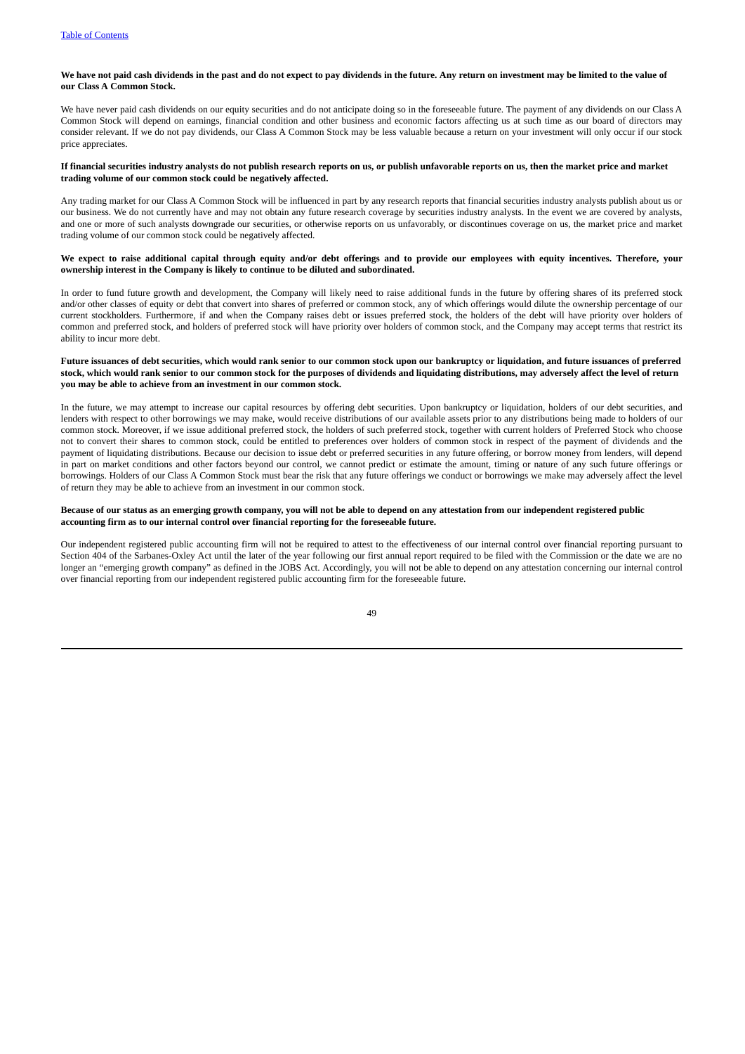**We have not paid cash dividends in the past and do not expect to pay dividends in the future. Any return on investment may be limited to the value of our Class A Common Stock.**

We have never paid cash dividends on our equity securities and do not anticipate doing so in the foreseeable future. The payment of any dividends on our Class A Common Stock will depend on earnings, financial condition and other business and economic factors affecting us at such time as our board of directors may consider relevant. If we do not pay dividends, our Class A Common Stock may be less valuable because a return on your investment will only occur if our stock price appreciates.

**If financial securities industry analysts do not publish research reports on us, or publish unfavorable reports on us, then the market price and market trading volume of our common stock could be negatively affected.**

Any trading market for our Class A Common Stock will be influenced in part by any research reports that financial securities industry analysts publish about us or our business. We do not currently have and may not obtain any future research coverage by securities industry analysts. In the event we are covered by analysts, and one or more of such analysts downgrade our securities, or otherwise reports on us unfavorably, or discontinues coverage on us, the market price and market trading volume of our common stock could be negatively affected.

**We expect to raise additional capital through equity and/or debt offerings and to provide our employees with equity incentives. Therefore, your ownership interest in the Company is likely to continue to be diluted and subordinated.**

In order to fund future growth and development, the Company will likely need to raise additional funds in the future by offering shares of its preferred stock and/or other classes of equity or debt that convert into shares of preferred or common stock, any of which offerings would dilute the ownership percentage of our current stockholders. Furthermore, if and when the Company raises debt or issues preferred stock, the holders of the debt will have priority over holders of common and preferred stock, and holders of preferred stock will have priority over holders of common stock, and the Company may accept terms that restrict its ability to incur more debt.

**Future issuances of debt securities, which would rank senior to our common stock upon our bankruptcy or liquidation, and future issuances of preferred stock, which would rank senior to our common stock for the purposes of dividends and liquidating distributions, may adversely affect the level of return you may be able to achieve from an investment in our common stock.**

In the future, we may attempt to increase our capital resources by offering debt securities. Upon bankruptcy or liquidation, holders of our debt securities, and lenders with respect to other borrowings we may make, would receive distributions of our available assets prior to any distributions being made to holders of our common stock. Moreover, if we issue additional preferred stock, the holders of such preferred stock, together with current holders of Preferred Stock who choose not to convert their shares to common stock, could be entitled to preferences over holders of common stock in respect of the payment of dividends and the payment of liquidating distributions. Because our decision to issue debt or preferred securities in any future offering, or borrow money from lenders, will depend in part on market conditions and other factors beyond our control, we cannot predict or estimate the amount, timing or nature of any such future offerings or borrowings. Holders of our Class A Common Stock must bear the risk that any future offerings we conduct or borrowings we make may adversely affect the level of return they may be able to achieve from an investment in our common stock.

**Because of our status as an emerging growth company, you will not be able to depend on any attestation from our independent registered public accounting firm as to our internal control over financial reporting for the foreseeable future.**

Our independent registered public accounting firm will not be required to attest to the effectiveness of our internal control over financial reporting pursuant to Section 404 of the Sarbanes-Oxley Act until the later of the year following our first annual report required to be filed with the Commission or the date we are no longer an "emerging growth company" as defined in the JOBS Act. Accordingly, you will not be able to depend on any attestation concerning our internal control over financial reporting from our independent registered public accounting firm for the foreseeable future.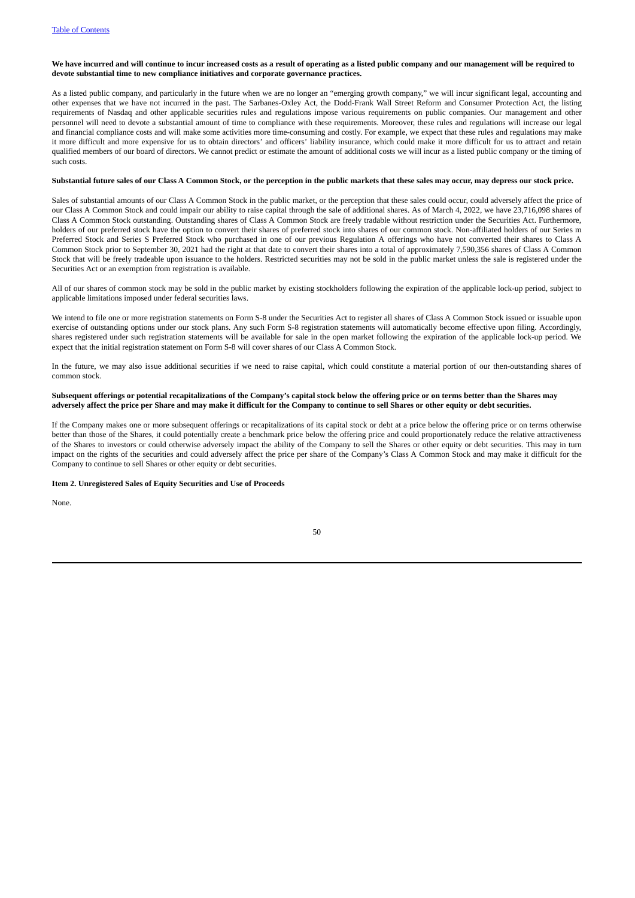**We have incurred and will continue to incur increased costs as a result of operating as a listed public company and our management will be required to devote substantial time to new compliance initiatives and corporate governance practices.**

As a listed public company, and particularly in the future when we are no longer an "emerging growth company," we will incur significant legal, accounting and other expenses that we have not incurred in the past. The Sarbanes-Oxley Act, the Dodd-Frank Wall Street Reform and Consumer Protection Act, the listing requirements of Nasdaq and other applicable securities rules and regulations impose various requirements on public companies. Our management and other personnel will need to devote a substantial amount of time to compliance with these requirements. Moreover, these rules and regulations will increase our legal and financial compliance costs and will make some activities more time-consuming and costly. For example, we expect that these rules and regulations may make it more difficult and more expensive for us to obtain directors' and officers' liability insurance, which could make it more difficult for us to attract and retain qualified members of our board of directors. We cannot predict or estimate the amount of additional costs we will incur as a listed public company or the timing of such costs.

**Substantial future sales of our Class A Common Stock, or the perception in the public markets that these sales may occur, may depress our stock price.**

Sales of substantial amounts of our Class A Common Stock in the public market, or the perception that these sales could occur, could adversely affect the price of our Class A Common Stock and could impair our ability to raise capital through the sale of additional shares. As of March 4, 2022, we have 23,716,098 shares of Class A Common Stock outstanding. Outstanding shares of Class A Common Stock are freely tradable without restriction under the Securities Act. Furthermore, holders of our preferred stock have the option to convert their shares of preferred stock into shares of our common stock. Non-affiliated holders of our Series m Preferred Stock and Series S Preferred Stock who purchased in one of our previous Regulation A offerings who have not converted their shares to Class A Common Stock prior to September 30, 2021 had the right at that date to convert their shares into a total of approximately 7,590,356 shares of Class A Common Stock that will be freely tradeable upon issuance to the holders. Restricted securities may not be sold in the public market unless the sale is registered under the Securities Act or an exemption from registration is available.

All of our shares of common stock may be sold in the public market by existing stockholders following the expiration of the applicable lock-up period, subject to applicable limitations imposed under federal securities laws.

We intend to file one or more registration statements on Form S-8 under the Securities Act to register all shares of Class A Common Stock issued or issuable upon exercise of outstanding options under our stock plans. Any such Form S-8 registration statements will automatically become effective upon filing. Accordingly, shares registered under such registration statements will be available for sale in the open market following the expiration of the applicable lock-up period. We expect that the initial registration statement on Form S-8 will cover shares of our Class A Common Stock.

In the future, we may also issue additional securities if we need to raise capital, which could constitute a material portion of our then-outstanding shares of common stock.

**Subsequent offerings or potential recapitalizations of the Company's capital stock below the offering price or on terms better than the Shares may adversely affect the price per Share and may make it difficult for the Company to continue to sell Shares or other equity or debt securities.**

If the Company makes one or more subsequent offerings or recapitalizations of its capital stock or debt at a price below the offering price or on terms otherwise better than those of the Shares, it could potentially create a benchmark price below the offering price and could proportionately reduce the relative attractiveness of the Shares to investors or could otherwise adversely impact the ability of the Company to sell the Shares or other equity or debt securities. This may in turn impact on the rights of the securities and could adversely affect the price per share of the Company's Class A Common Stock and may make it difficult for the Company to continue to sell Shares or other equity or debt securities.

**Item 2. Unregistered Sales of Equity Securities and Use of Proceeds**

None.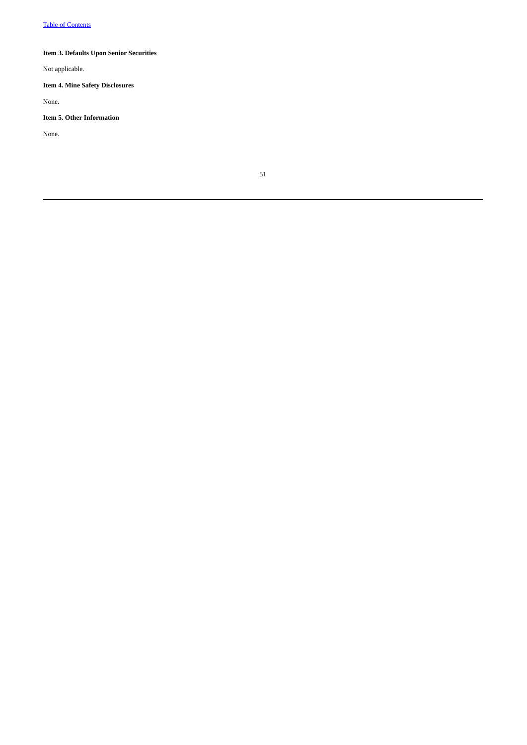**Item 3. Defaults Upon Senior Securities**

Not applicable.

**Item 4. Mine Safety Disclosures**

None.

**Item 5. Other Information**

None.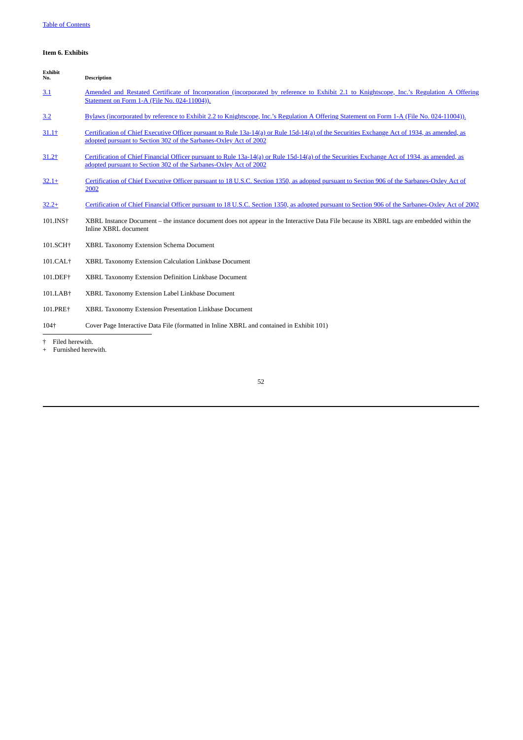**Item 6. Exhibits**

| Exhibit No. | Description |
|---|---|
| 3.1 | Amended and Restated Certificate of Incorporation (incorporated by reference to Exhibit 2.1 to Knightscope, Inc.'s Regulation A Offering Statement on Form 1-A (File No. 024-11004)). |
| 3.2 | Bylaws (incorporated by reference to Exhibit 2.2 to Knightscope, Inc.'s Regulation A Offering Statement on Form 1-A (File No. 024-11004)). |
| 31.1† | Certification of Chief Executive Officer pursuant to Rule 13a-14(a) or Rule 15d-14(a) of the Securities Exchange Act of 1934, as amended, as adopted pursuant to Section 302 of the Sarbanes-Oxley Act of 2002 |
| 31.2† | Certification of Chief Financial Officer pursuant to Rule 13a-14(a) or Rule 15d-14(a) of the Securities Exchange Act of 1934, as amended, as adopted pursuant to Section 302 of the Sarbanes-Oxley Act of 2002 |
| 32.1+ | Certification of Chief Executive Officer pursuant to 18 U.S.C. Section 1350, as adopted pursuant to Section 906 of the Sarbanes-Oxley Act of 2002 |
| 32.2+ | Certification of Chief Financial Officer pursuant to 18 U.S.C. Section 1350, as adopted pursuant to Section 906 of the Sarbanes-Oxley Act of 2002 |
| 101.INS† | XBRL Instance Document – the instance document does not appear in the Interactive Data File because its XBRL tags are embedded within the Inline XBRL document |
| 101.SCH† | XBRL Taxonomy Extension Schema Document |
| 101.CAL† | XBRL Taxonomy Extension Calculation Linkbase Document |
| 101.DEF† | XBRL Taxonomy Extension Definition Linkbase Document |
| 101.LAB† | XBRL Taxonomy Extension Label Linkbase Document |
| 101.PRE† | XBRL Taxonomy Extension Presentation Linkbase Document |
| 104† | Cover Page Interactive Data File (formatted in Inline XBRL and contained in Exhibit 101) |

† Filed herewith.
+ Furnished herewith.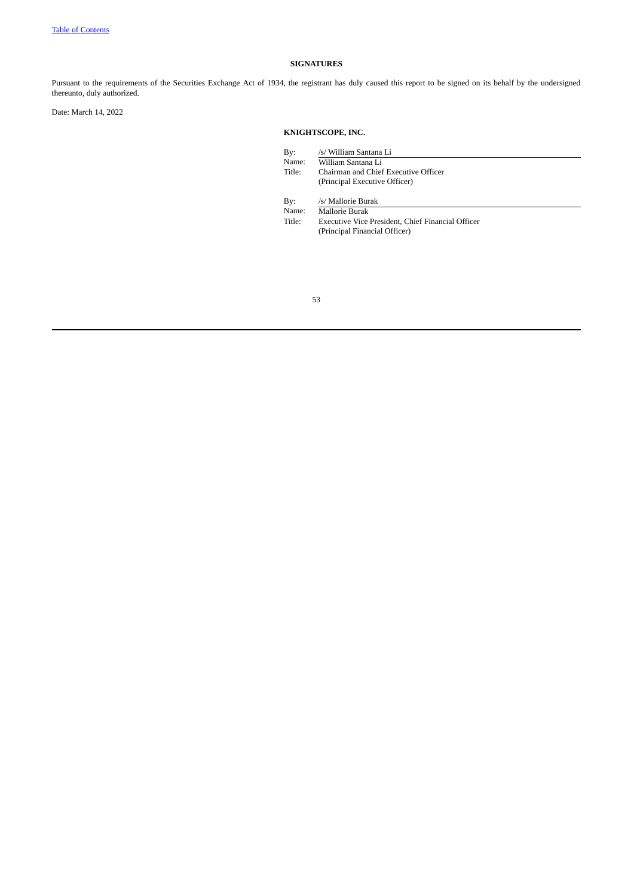**SIGNATURES**

Pursuant to the requirements of the Securities Exchange Act of 1934, the registrant has duly caused this report to be signed on its behalf by the undersigned thereunto, duly authorized.

Date: March 14, 2022

**KNIGHTSCOPE, INC.**

| | |
|---|---|
| By: | /s/ William Santana Li |
| Name: | William Santana Li |
| Title: | Chairman and Chief Executive Officer<br>(Principal Executive Officer) |
| | |
| By: | /s/ Mallorie Burak |
| Name: | Mallorie Burak |
| Title: | Executive Vice President, Chief Financial Officer<br>(Principal Financial Officer) |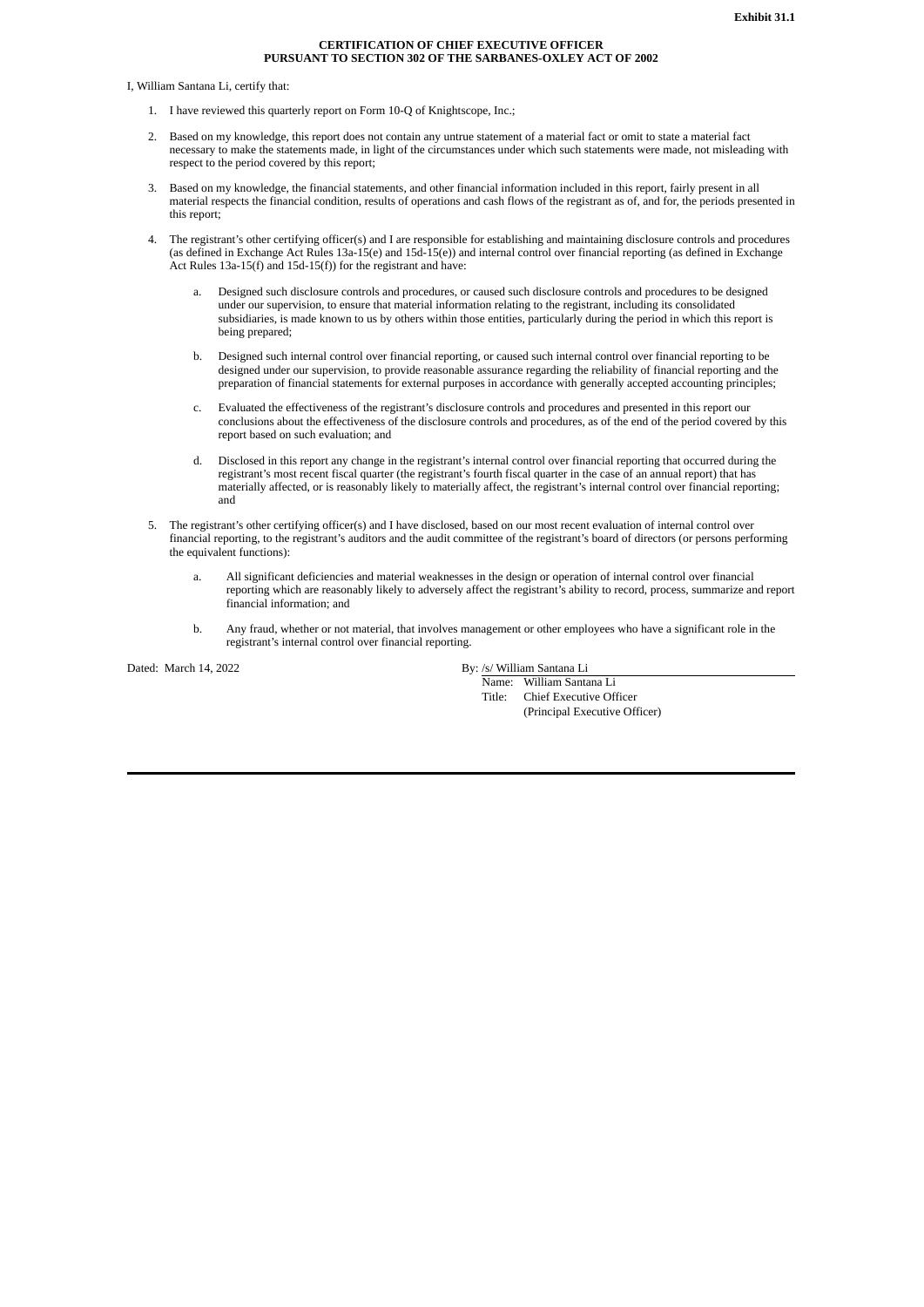**Exhibit 31.1**

**CERTIFICATION OF CHIEF EXECUTIVE OFFICER PURSUANT TO SECTION 302 OF THE SARBANES-OXLEY ACT OF 2002**

I, William Santana Li, certify that:

1. I have reviewed this quarterly report on Form 10-Q of Knightscope, Inc.;

2. Based on my knowledge, this report does not contain any untrue statement of a material fact or omit to state a material fact necessary to make the statements made, in light of the circumstances under which such statements were made, not misleading with respect to the period covered by this report;

3. Based on my knowledge, the financial statements, and other financial information included in this report, fairly present in all material respects the financial condition, results of operations and cash flows of the registrant as of, and for, the periods presented in this report;

4. The registrant's other certifying officer(s) and I are responsible for establishing and maintaining disclosure controls and procedures (as defined in Exchange Act Rules 13a-15(e) and 15d-15(e)) and internal control over financial reporting (as defined in Exchange Act Rules 13a-15(f) and 15d-15(f)) for the registrant and have:

   a. Designed such disclosure controls and procedures, or caused such disclosure controls and procedures to be designed under our supervision, to ensure that material information relating to the registrant, including its consolidated subsidiaries, is made known to us by others within those entities, particularly during the period in which this report is being prepared;

   b. Designed such internal control over financial reporting, or caused such internal control over financial reporting to be designed under our supervision, to provide reasonable assurance regarding the reliability of financial reporting and the preparation of financial statements for external purposes in accordance with generally accepted accounting principles;

   c. Evaluated the effectiveness of the registrant's disclosure controls and procedures and presented in this report our conclusions about the effectiveness of the disclosure controls and procedures, as of the end of the period covered by this report based on such evaluation; and

   d. Disclosed in this report any change in the registrant's internal control over financial reporting that occurred during the registrant's most recent fiscal quarter (the registrant's fourth fiscal quarter in the case of an annual report) that has materially affected, or is reasonably likely to materially affect, the registrant's internal control over financial reporting; and

5. The registrant's other certifying officer(s) and I have disclosed, based on our most recent evaluation of internal control over financial reporting, to the registrant's auditors and the audit committee of the registrant's board of directors (or persons performing the equivalent functions):

   a. All significant deficiencies and material weaknesses in the design or operation of internal control over financial reporting which are reasonably likely to adversely affect the registrant's ability to record, process, summarize and report financial information; and

   b. Any fraud, whether or not material, that involves management or other employees who have a significant role in the registrant's internal control over financial reporting.

Dated: March 14, 2022

By: /s/ William Santana Li
Name: William Santana Li
Title: Chief Executive Officer
(Principal Executive Officer)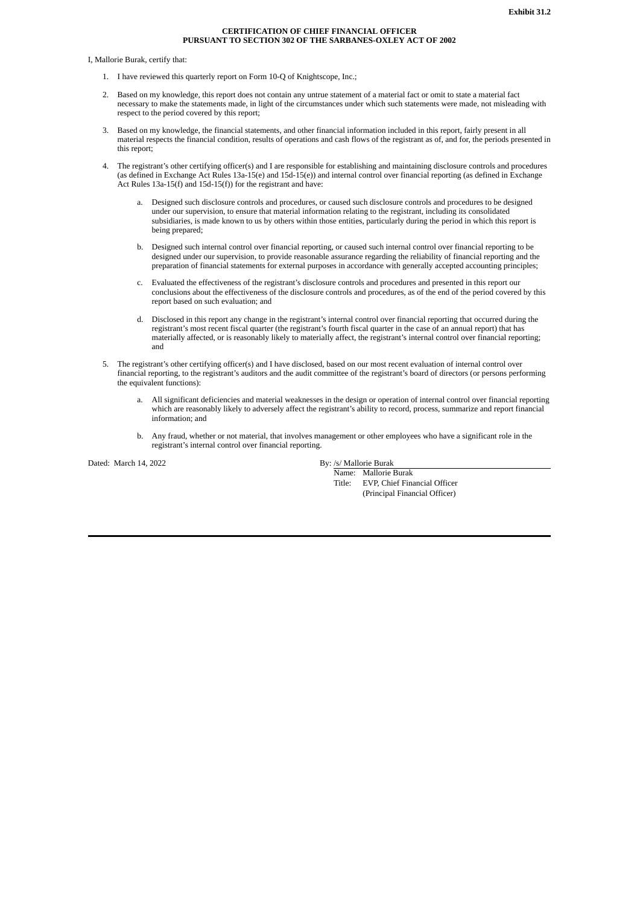**Exhibit 31.2**

**CERTIFICATION OF CHIEF FINANCIAL OFFICER**
**PURSUANT TO SECTION 302 OF THE SARBANES-OXLEY ACT OF 2002**

I, Mallorie Burak, certify that:

1. I have reviewed this quarterly report on Form 10-Q of Knightscope, Inc.;

2. Based on my knowledge, this report does not contain any untrue statement of a material fact or omit to state a material fact necessary to make the statements made, in light of the circumstances under which such statements were made, not misleading with respect to the period covered by this report;

3. Based on my knowledge, the financial statements, and other financial information included in this report, fairly present in all material respects the financial condition, results of operations and cash flows of the registrant as of, and for, the periods presented in this report;

4. The registrant's other certifying officer(s) and I are responsible for establishing and maintaining disclosure controls and procedures (as defined in Exchange Act Rules 13a-15(e) and 15d-15(e)) and internal control over financial reporting (as defined in Exchange Act Rules 13a-15(f) and 15d-15(f)) for the registrant and have:

   a. Designed such disclosure controls and procedures, or caused such disclosure controls and procedures to be designed under our supervision, to ensure that material information relating to the registrant, including its consolidated subsidiaries, is made known to us by others within those entities, particularly during the period in which this report is being prepared;

   b. Designed such internal control over financial reporting, or caused such internal control over financial reporting to be designed under our supervision, to provide reasonable assurance regarding the reliability of financial reporting and the preparation of financial statements for external purposes in accordance with generally accepted accounting principles;

   c. Evaluated the effectiveness of the registrant's disclosure controls and procedures and presented in this report our conclusions about the effectiveness of the disclosure controls and procedures, as of the end of the period covered by this report based on such evaluation; and

   d. Disclosed in this report any change in the registrant's internal control over financial reporting that occurred during the registrant's most recent fiscal quarter (the registrant's fourth fiscal quarter in the case of an annual report) that has materially affected, or is reasonably likely to materially affect, the registrant's internal control over financial reporting; and

5. The registrant's other certifying officer(s) and I have disclosed, based on our most recent evaluation of internal control over financial reporting, to the registrant's auditors and the audit committee of the registrant's board of directors (or persons performing the equivalent functions):

   a. All significant deficiencies and material weaknesses in the design or operation of internal control over financial reporting which are reasonably likely to adversely affect the registrant's ability to record, process, summarize and report financial information; and

   b. Any fraud, whether or not material, that involves management or other employees who have a significant role in the registrant's internal control over financial reporting.

Dated: March 14, 2022

By: /s/ Mallorie Burak
Name: Mallorie Burak
Title: EVP, Chief Financial Officer
(Principal Financial Officer)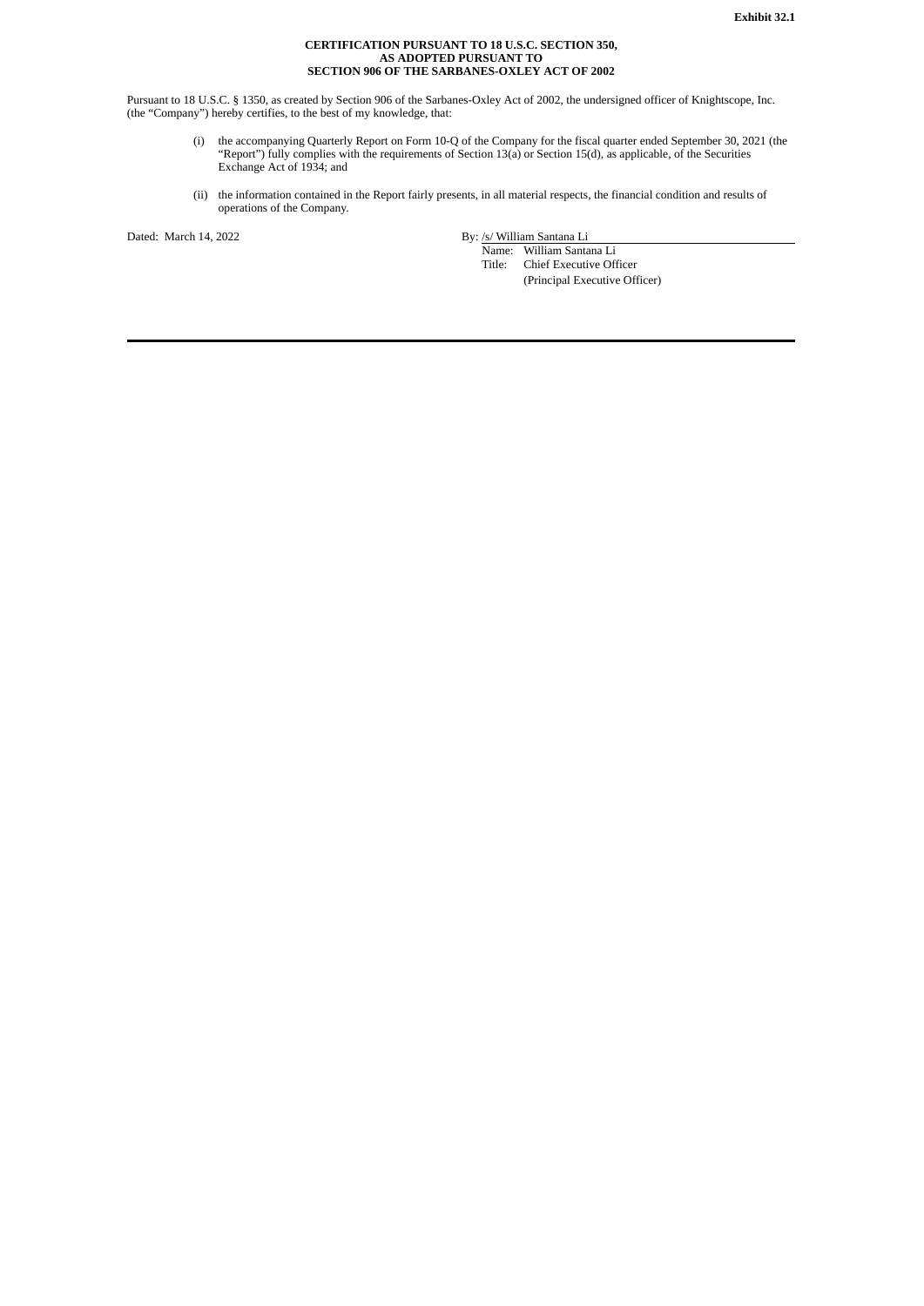**Exhibit 32.1**

**CERTIFICATION PURSUANT TO 18 U.S.C. SECTION 350,
AS ADOPTED PURSUANT TO
SECTION 906 OF THE SARBANES-OXLEY ACT OF 2002**

Pursuant to 18 U.S.C. § 1350, as created by Section 906 of the Sarbanes-Oxley Act of 2002, the undersigned officer of Knightscope, Inc. (the "Company") hereby certifies, to the best of my knowledge, that:

(i) the accompanying Quarterly Report on Form 10-Q of the Company for the fiscal quarter ended September 30, 2021 (the "Report") fully complies with the requirements of Section 13(a) or Section 15(d), as applicable, of the Securities Exchange Act of 1934; and

(ii) the information contained in the Report fairly presents, in all material respects, the financial condition and results of operations of the Company.

Dated: March 14, 2022

By: /s/ William Santana Li
Name: William Santana Li
Title: Chief Executive Officer
(Principal Executive Officer)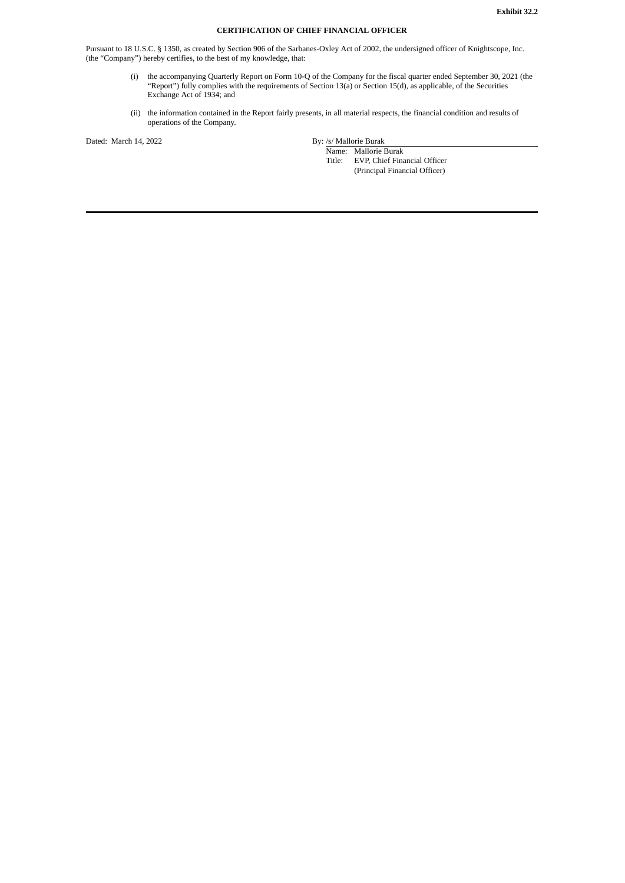**Exhibit 32.2**

**CERTIFICATION OF CHIEF FINANCIAL OFFICER**

Pursuant to 18 U.S.C. § 1350, as created by Section 906 of the Sarbanes-Oxley Act of 2002, the undersigned officer of Knightscope, Inc. (the "Company") hereby certifies, to the best of my knowledge, that:

(i) the accompanying Quarterly Report on Form 10-Q of the Company for the fiscal quarter ended September 30, 2021 (the "Report") fully complies with the requirements of Section 13(a) or Section 15(d), as applicable, of the Securities Exchange Act of 1934; and

(ii) the information contained in the Report fairly presents, in all material respects, the financial condition and results of operations of the Company.

Dated: March 14, 2022

By: /s/ Mallorie Burak
Name: Mallorie Burak
Title: EVP, Chief Financial Officer
(Principal Financial Officer)